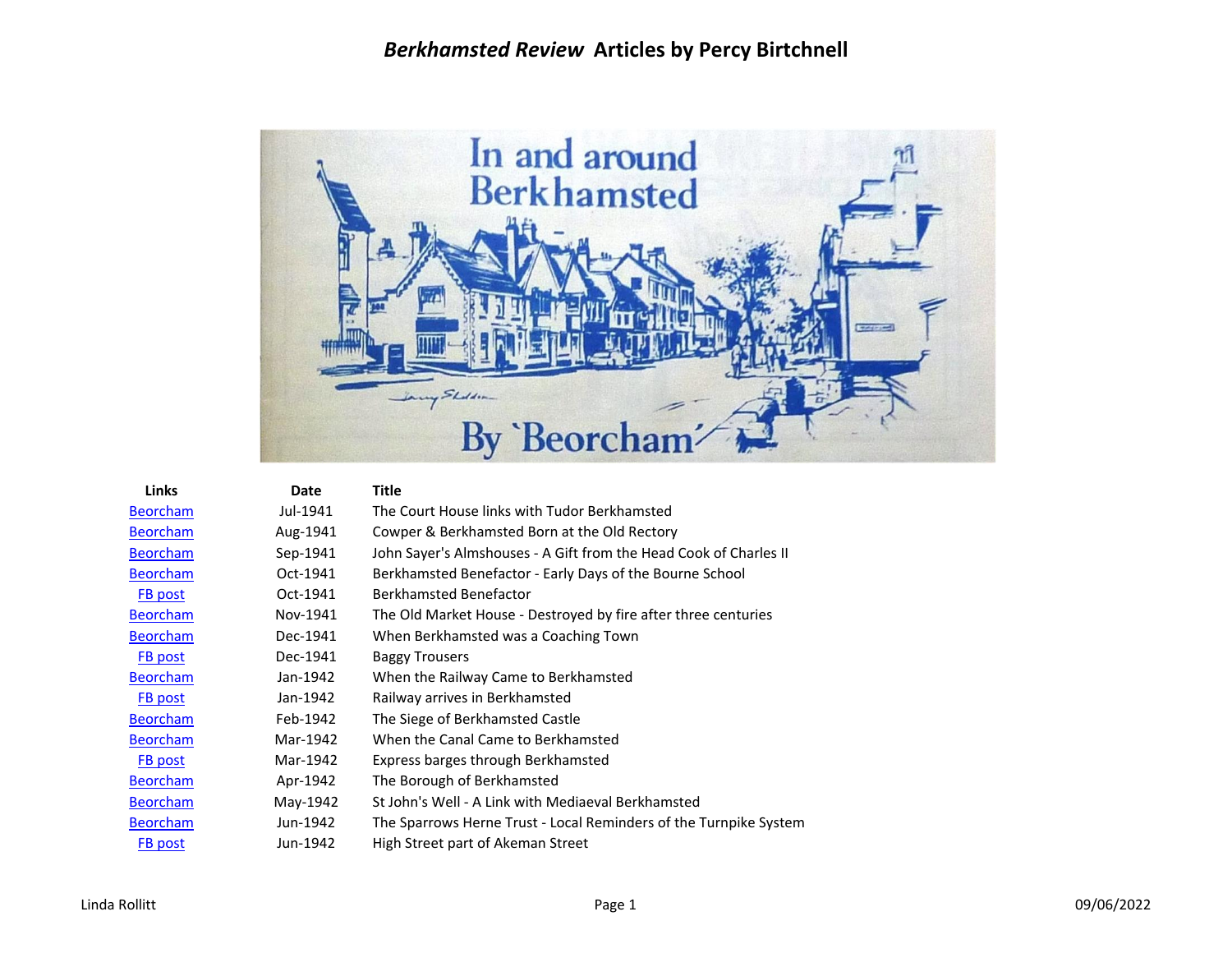# *Berkhamsted Review* Articles by Percy Birtchnell

| Links | Date | Title |
|---|---|---|
| Beorcham | Jul-1941 | The Court House links with Tudor Berkhamsted |
| Beorcham | Aug-1941 | Cowper & Berkhamsted Born at the Old Rectory |
| Beorcham | Sep-1941 | John Sayer's Almshouses - A Gift from the Head Cook of Charles II |
| Beorcham | Oct-1941 | Berkhamsted Benefactor - Early Days of the Bourne School |
| FB post | Oct-1941 | Berkhamsted Benefactor |
| Beorcham | Nov-1941 | The Old Market House - Destroyed by fire after three centuries |
| Beorcham | Dec-1941 | When Berkhamsted was a Coaching Town |
| FB post | Dec-1941 | Baggy Trousers |
| Beorcham | Jan-1942 | When the Railway Came to Berkhamsted |
| FB post | Jan-1942 | Railway arrives in Berkhamsted |
| Beorcham | Feb-1942 | The Siege of Berkhamsted Castle |
| Beorcham | Mar-1942 | When the Canal Came to Berkhamsted |
| FB post | Mar-1942 | Express barges through Berkhamsted |
| Beorcham | Apr-1942 | The Borough of Berkhamsted |
| Beorcham | May-1942 | St John's Well - A Link with Mediaeval Berkhamsted |
| Beorcham | Jun-1942 | The Sparrows Herne Trust - Local Reminders of the Turnpike System |
| FB post | Jun-1942 | High Street part of Akeman Street |

Linda Rollitt

09/06/2022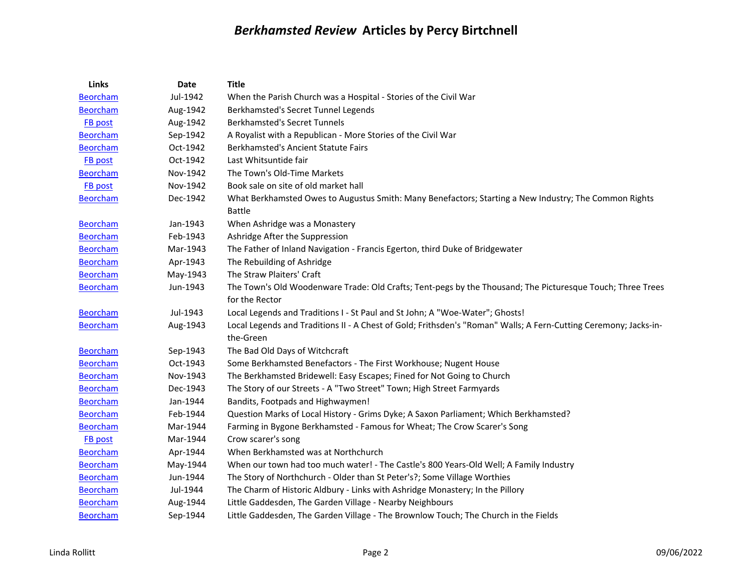# *Berkhamsted Review* Articles by Percy Birtchnell

| Links | Date | Title |
|---|---|---|
| Beorcham | Jul-1942 | When the Parish Church was a Hospital - Stories of the Civil War |
| Beorcham | Aug-1942 | Berkhamsted's Secret Tunnel Legends |
| FB post | Aug-1942 | Berkhamsted's Secret Tunnels |
| Beorcham | Sep-1942 | A Royalist with a Republican - More Stories of the Civil War |
| Beorcham | Oct-1942 | Berkhamsted's Ancient Statute Fairs |
| FB post | Oct-1942 | Last Whitsuntide fair |
| Beorcham | Nov-1942 | The Town's Old-Time Markets |
| FB post | Nov-1942 | Book sale on site of old market hall |
| Beorcham | Dec-1942 | What Berkhamsted Owes to Augustus Smith: Many Benefactors; Starting a New Industry; The Common Rights Battle |
| Beorcham | Jan-1943 | When Ashridge was a Monastery |
| Beorcham | Feb-1943 | Ashridge After the Suppression |
| Beorcham | Mar-1943 | The Father of Inland Navigation - Francis Egerton, third Duke of Bridgewater |
| Beorcham | Apr-1943 | The Rebuilding of Ashridge |
| Beorcham | May-1943 | The Straw Plaiters' Craft |
| Beorcham | Jun-1943 | The Town's Old Woodenware Trade: Old Crafts; Tent-pegs by the Thousand; The Picturesque Touch; Three Trees for the Rector |
| Beorcham | Jul-1943 | Local Legends and Traditions I - St Paul and St John; A "Woe-Water"; Ghosts! |
| Beorcham | Aug-1943 | Local Legends and Traditions II - A Chest of Gold; Frithsden's "Roman" Walls; A Fern-Cutting Ceremony; Jacks-in-the-Green |
| Beorcham | Sep-1943 | The Bad Old Days of Witchcraft |
| Beorcham | Oct-1943 | Some Berkhamsted Benefactors - The First Workhouse; Nugent House |
| Beorcham | Nov-1943 | The Berkhamsted Bridewell: Easy Escapes; Fined for Not Going to Church |
| Beorcham | Dec-1943 | The Story of our Streets - A "Two Street" Town; High Street Farmyards |
| Beorcham | Jan-1944 | Bandits, Footpads and Highwaymen! |
| Beorcham | Feb-1944 | Question Marks of Local History - Grims Dyke; A Saxon Parliament; Which Berkhamsted? |
| Beorcham | Mar-1944 | Farming in Bygone Berkhamsted - Famous for Wheat; The Crow Scarer's Song |
| FB post | Mar-1944 | Crow scarer's song |
| Beorcham | Apr-1944 | When Berkhamsted was at Northchurch |
| Beorcham | May-1944 | When our town had too much water! - The Castle's 800 Years-Old Well; A Family Industry |
| Beorcham | Jun-1944 | The Story of Northchurch - Older than St Peter's?; Some Village Worthies |
| Beorcham | Jul-1944 | The Charm of Historic Aldbury - Links with Ashridge Monastery; In the Pillory |
| Beorcham | Aug-1944 | Little Gaddesden, The Garden Village - Nearby Neighbours |
| Beorcham | Sep-1944 | Little Gaddesden, The Garden Village - The Brownlow Touch; The Church in the Fields |

Linda Rollitt — 09/06/2022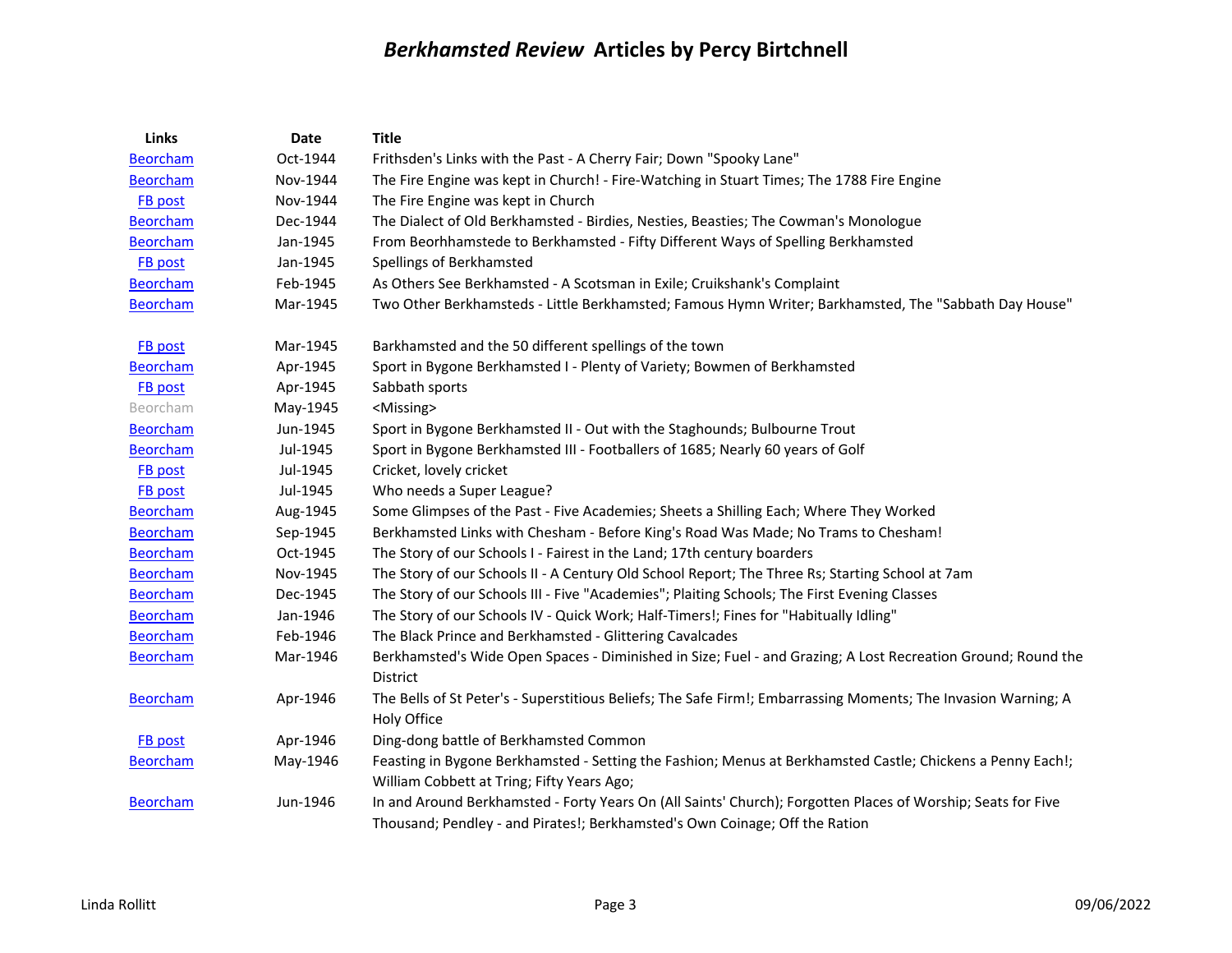# *Berkhamsted Review* Articles by Percy Birtchnell

| Links | Date | Title |
|---|---|---|
| Beorcham | Oct-1944 | Frithsden's Links with the Past - A Cherry Fair; Down "Spooky Lane" |
| Beorcham | Nov-1944 | The Fire Engine was kept in Church! - Fire-Watching in Stuart Times; The 1788 Fire Engine |
| FB post | Nov-1944 | The Fire Engine was kept in Church |
| Beorcham | Dec-1944 | The Dialect of Old Berkhamsted - Birdies, Nesties, Beasties; The Cowman's Monologue |
| Beorcham | Jan-1945 | From Beorhhamstede to Berkhamsted - Fifty Different Ways of Spelling Berkhamsted |
| FB post | Jan-1945 | Spellings of Berkhamsted |
| Beorcham | Feb-1945 | As Others See Berkhamsted - A Scotsman in Exile; Cruikshank's Complaint |
| Beorcham | Mar-1945 | Two Other Berkhamsteds - Little Berkhamsted; Famous Hymn Writer; Barkhamsted, The "Sabbath Day House" |
| FB post | Mar-1945 | Barkhamsted and the 50 different spellings of the town |
| Beorcham | Apr-1945 | Sport in Bygone Berkhamsted I - Plenty of Variety; Bowmen of Berkhamsted |
| FB post | Apr-1945 | Sabbath sports |
| Beorcham | May-1945 | <Missing> |
| Beorcham | Jun-1945 | Sport in Bygone Berkhamsted II - Out with the Staghounds; Bulbourne Trout |
| Beorcham | Jul-1945 | Sport in Bygone Berkhamsted III - Footballers of 1685; Nearly 60 years of Golf |
| FB post | Jul-1945 | Cricket, lovely cricket |
| FB post | Jul-1945 | Who needs a Super League? |
| Beorcham | Aug-1945 | Some Glimpses of the Past - Five Academies; Sheets a Shilling Each; Where They Worked |
| Beorcham | Sep-1945 | Berkhamsted Links with Chesham - Before King's Road Was Made; No Trams to Chesham! |
| Beorcham | Oct-1945 | The Story of our Schools I - Fairest in the Land; 17th century boarders |
| Beorcham | Nov-1945 | The Story of our Schools II - A Century Old School Report; The Three Rs; Starting School at 7am |
| Beorcham | Dec-1945 | The Story of our Schools III - Five "Academies"; Plaiting Schools; The First Evening Classes |
| Beorcham | Jan-1946 | The Story of our Schools IV - Quick Work; Half-Timers!; Fines for "Habitually Idling" |
| Beorcham | Feb-1946 | The Black Prince and Berkhamsted - Glittering Cavalcades |
| Beorcham | Mar-1946 | Berkhamsted's Wide Open Spaces - Diminished in Size; Fuel - and Grazing; A Lost Recreation Ground; Round the District |
| Beorcham | Apr-1946 | The Bells of St Peter's - Superstitious Beliefs; The Safe Firm!; Embarrassing Moments; The Invasion Warning; A Holy Office |
| FB post | Apr-1946 | Ding-dong battle of Berkhamsted Common |
| Beorcham | May-1946 | Feasting in Bygone Berkhamsted - Setting the Fashion; Menus at Berkhamsted Castle; Chickens a Penny Each!; William Cobbett at Tring; Fifty Years Ago; |
| Beorcham | Jun-1946 | In and Around Berkhamsted - Forty Years On (All Saints' Church); Forgotten Places of Worship; Seats for Five Thousand; Pendley - and Pirates!; Berkhamsted's Own Coinage; Off the Ration |

Linda Rollitt 09/06/2022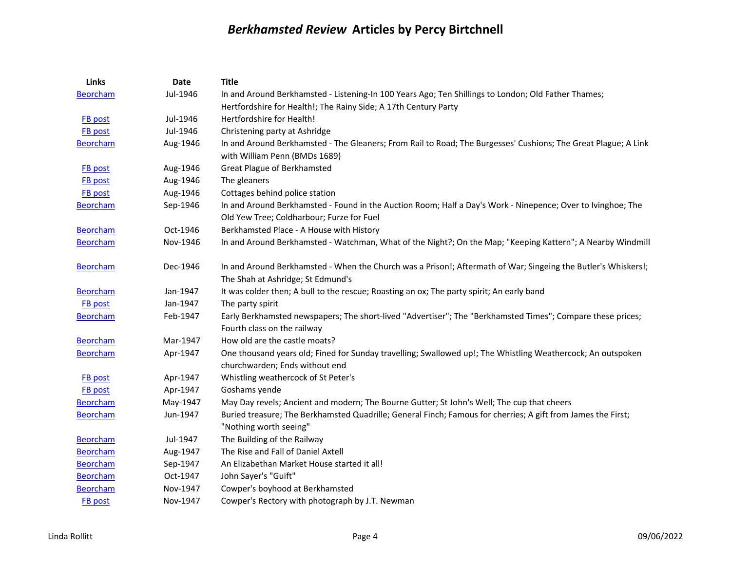# *Berkhamsted Review* Articles by Percy Birtchnell

| Links | Date | Title |
|---|---|---|
| Beorcham | Jul-1946 | In and Around Berkhamsted - Listening-In 100 Years Ago; Ten Shillings to London; Old Father Thames; Hertfordshire for Health!; The Rainy Side; A 17th Century Party |
| FB post | Jul-1946 | Hertfordshire for Health! |
| FB post | Jul-1946 | Christening party at Ashridge |
| Beorcham | Aug-1946 | In and Around Berkhamsted - The Gleaners; From Rail to Road; The Burgesses' Cushions; The Great Plague; A Link with William Penn (BMDs 1689) |
| FB post | Aug-1946 | Great Plague of Berkhamsted |
| FB post | Aug-1946 | The gleaners |
| FB post | Aug-1946 | Cottages behind police station |
| Beorcham | Sep-1946 | In and Around Berkhamsted - Found in the Auction Room; Half a Day's Work - Ninepence; Over to Ivinghoe; The Old Yew Tree; Coldharbour; Furze for Fuel |
| Beorcham | Oct-1946 | Berkhamsted Place - A House with History |
| Beorcham | Nov-1946 | In and Around Berkhamsted - Watchman, What of the Night?; On the Map; "Keeping Kattern"; A Nearby Windmill |
| Beorcham | Dec-1946 | In and Around Berkhamsted - When the Church was a Prison!; Aftermath of War; Singeing the Butler's Whiskers!; The Shah at Ashridge; St Edmund's |
| Beorcham | Jan-1947 | It was colder then; A bull to the rescue; Roasting an ox; The party spirit; An early band |
| FB post | Jan-1947 | The party spirit |
| Beorcham | Feb-1947 | Early Berkhamsted newspapers; The short-lived "Advertiser"; The "Berkhamsted Times"; Compare these prices; Fourth class on the railway |
| Beorcham | Mar-1947 | How old are the castle moats? |
| Beorcham | Apr-1947 | One thousand years old; Fined for Sunday travelling; Swallowed up!; The Whistling Weathercock; An outspoken churchwarden; Ends without end |
| FB post | Apr-1947 | Whistling weathercock of St Peter's |
| FB post | Apr-1947 | Goshams yende |
| Beorcham | May-1947 | May Day revels; Ancient and modern; The Bourne Gutter; St John's Well; The cup that cheers |
| Beorcham | Jun-1947 | Buried treasure; The Berkhamsted Quadrille; General Finch; Famous for cherries; A gift from James the First; "Nothing worth seeing" |
| Beorcham | Jul-1947 | The Building of the Railway |
| Beorcham | Aug-1947 | The Rise and Fall of Daniel Axtell |
| Beorcham | Sep-1947 | An Elizabethan Market House started it all! |
| Beorcham | Oct-1947 | John Sayer's "Guift" |
| Beorcham | Nov-1947 | Cowper's boyhood at Berkhamsted |
| FB post | Nov-1947 | Cowper's Rectory with photograph by J.T. Newman |

Linda Rollitt — 09/06/2022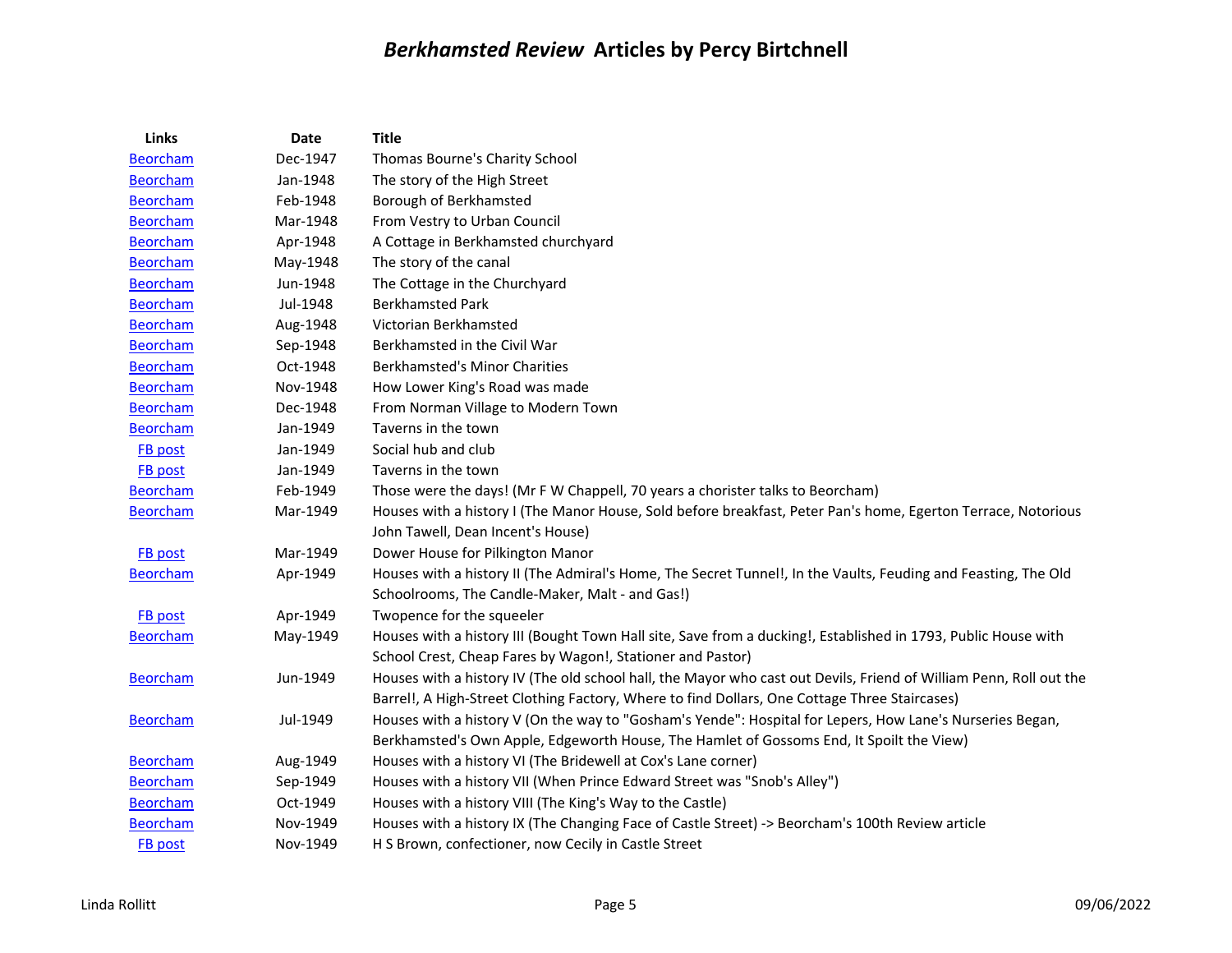# *Berkhamsted Review* Articles by Percy Birtchnell

| Links | Date | Title |
|---|---|---|
| Beorcham | Dec-1947 | Thomas Bourne's Charity School |
| Beorcham | Jan-1948 | The story of the High Street |
| Beorcham | Feb-1948 | Borough of Berkhamsted |
| Beorcham | Mar-1948 | From Vestry to Urban Council |
| Beorcham | Apr-1948 | A Cottage in Berkhamsted churchyard |
| Beorcham | May-1948 | The story of the canal |
| Beorcham | Jun-1948 | The Cottage in the Churchyard |
| Beorcham | Jul-1948 | Berkhamsted Park |
| Beorcham | Aug-1948 | Victorian Berkhamsted |
| Beorcham | Sep-1948 | Berkhamsted in the Civil War |
| Beorcham | Oct-1948 | Berkhamsted's Minor Charities |
| Beorcham | Nov-1948 | How Lower King's Road was made |
| Beorcham | Dec-1948 | From Norman Village to Modern Town |
| Beorcham | Jan-1949 | Taverns in the town |
| FB post | Jan-1949 | Social hub and club |
| FB post | Jan-1949 | Taverns in the town |
| Beorcham | Feb-1949 | Those were the days! (Mr F W Chappell, 70 years a chorister talks to Beorcham) |
| Beorcham | Mar-1949 | Houses with a history I (The Manor House, Sold before breakfast, Peter Pan's home, Egerton Terrace, Notorious John Tawell, Dean Incent's House) |
| FB post | Mar-1949 | Dower House for Pilkington Manor |
| Beorcham | Apr-1949 | Houses with a history II (The Admiral's Home, The Secret Tunnel!, In the Vaults, Feuding and Feasting, The Old Schoolrooms, The Candle-Maker, Malt - and Gas!) |
| FB post | Apr-1949 | Twopence for the squeeler |
| Beorcham | May-1949 | Houses with a history III (Bought Town Hall site, Save from a ducking!, Established in 1793, Public House with School Crest, Cheap Fares by Wagon!, Stationer and Pastor) |
| Beorcham | Jun-1949 | Houses with a history IV (The old school hall, the Mayor who cast out Devils, Friend of William Penn, Roll out the Barrel!, A High-Street Clothing Factory, Where to find Dollars, One Cottage Three Staircases) |
| Beorcham | Jul-1949 | Houses with a history V (On the way to "Gosham's Yende": Hospital for Lepers, How Lane's Nurseries Began, Berkhamsted's Own Apple, Edgeworth House, The Hamlet of Gossoms End, It Spoilt the View) |
| Beorcham | Aug-1949 | Houses with a history VI (The Bridewell at Cox's Lane corner) |
| Beorcham | Sep-1949 | Houses with a history VII (When Prince Edward Street was "Snob's Alley") |
| Beorcham | Oct-1949 | Houses with a history VIII (The King's Way to the Castle) |
| Beorcham | Nov-1949 | Houses with a history IX (The Changing Face of Castle Street) -> Beorcham's 100th Review article |
| FB post | Nov-1949 | H S Brown, confectioner, now Cecily in Castle Street |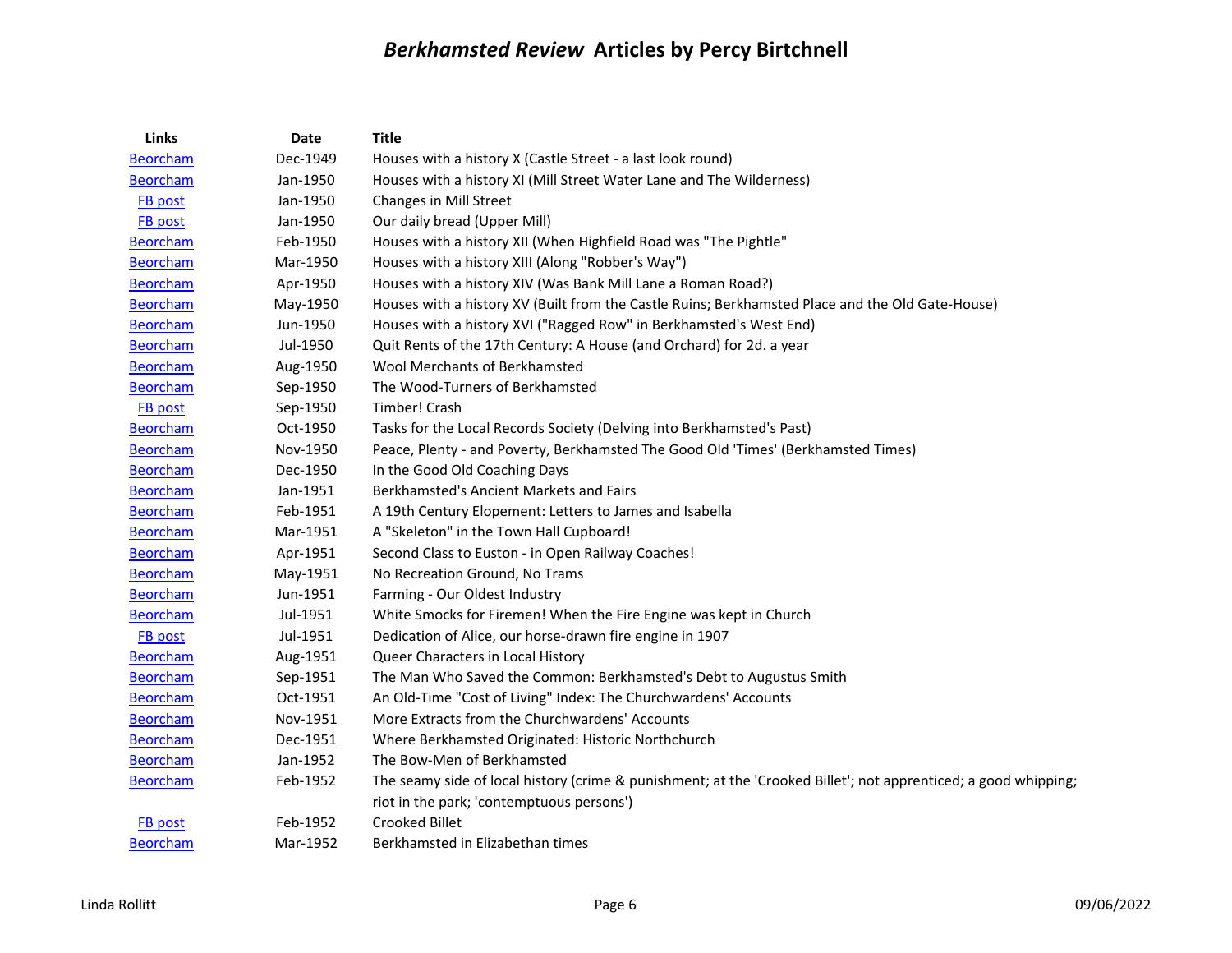# *Berkhamsted Review* Articles by Percy Birtchnell

| Links | Date | Title |
|---|---|---|
| Beorcham | Dec-1949 | Houses with a history X (Castle Street - a last look round) |
| Beorcham | Jan-1950 | Houses with a history XI (Mill Street Water Lane and The Wilderness) |
| FB post | Jan-1950 | Changes in Mill Street |
| FB post | Jan-1950 | Our daily bread (Upper Mill) |
| Beorcham | Feb-1950 | Houses with a history XII (When Highfield Road was "The Pightle" |
| Beorcham | Mar-1950 | Houses with a history XIII (Along "Robber's Way") |
| Beorcham | Apr-1950 | Houses with a history XIV (Was Bank Mill Lane a Roman Road?) |
| Beorcham | May-1950 | Houses with a history XV (Built from the Castle Ruins; Berkhamsted Place and the Old Gate-House) |
| Beorcham | Jun-1950 | Houses with a history XVI ("Ragged Row" in Berkhamsted's West End) |
| Beorcham | Jul-1950 | Quit Rents of the 17th Century: A House (and Orchard) for 2d. a year |
| Beorcham | Aug-1950 | Wool Merchants of Berkhamsted |
| Beorcham | Sep-1950 | The Wood-Turners of Berkhamsted |
| FB post | Sep-1950 | Timber! Crash |
| Beorcham | Oct-1950 | Tasks for the Local Records Society (Delving into Berkhamsted's Past) |
| Beorcham | Nov-1950 | Peace, Plenty - and Poverty, Berkhamsted The Good Old 'Times' (Berkhamsted Times) |
| Beorcham | Dec-1950 | In the Good Old Coaching Days |
| Beorcham | Jan-1951 | Berkhamsted's Ancient Markets and Fairs |
| Beorcham | Feb-1951 | A 19th Century Elopement: Letters to James and Isabella |
| Beorcham | Mar-1951 | A "Skeleton" in the Town Hall Cupboard! |
| Beorcham | Apr-1951 | Second Class to Euston - in Open Railway Coaches! |
| Beorcham | May-1951 | No Recreation Ground, No Trams |
| Beorcham | Jun-1951 | Farming - Our Oldest Industry |
| Beorcham | Jul-1951 | White Smocks for Firemen! When the Fire Engine was kept in Church |
| FB post | Jul-1951 | Dedication of Alice, our horse-drawn fire engine in 1907 |
| Beorcham | Aug-1951 | Queer Characters in Local History |
| Beorcham | Sep-1951 | The Man Who Saved the Common: Berkhamsted's Debt to Augustus Smith |
| Beorcham | Oct-1951 | An Old-Time "Cost of Living" Index: The Churchwardens' Accounts |
| Beorcham | Nov-1951 | More Extracts from the Churchwardens' Accounts |
| Beorcham | Dec-1951 | Where Berkhamsted Originated: Historic Northchurch |
| Beorcham | Jan-1952 | The Bow-Men of Berkhamsted |
| Beorcham | Feb-1952 | The seamy side of local history (crime & punishment; at the 'Crooked Billet'; not apprenticed; a good whipping; riot in the park; 'contemptuous persons') |
| FB post | Feb-1952 | Crooked Billet |
| Beorcham | Mar-1952 | Berkhamsted in Elizabethan times |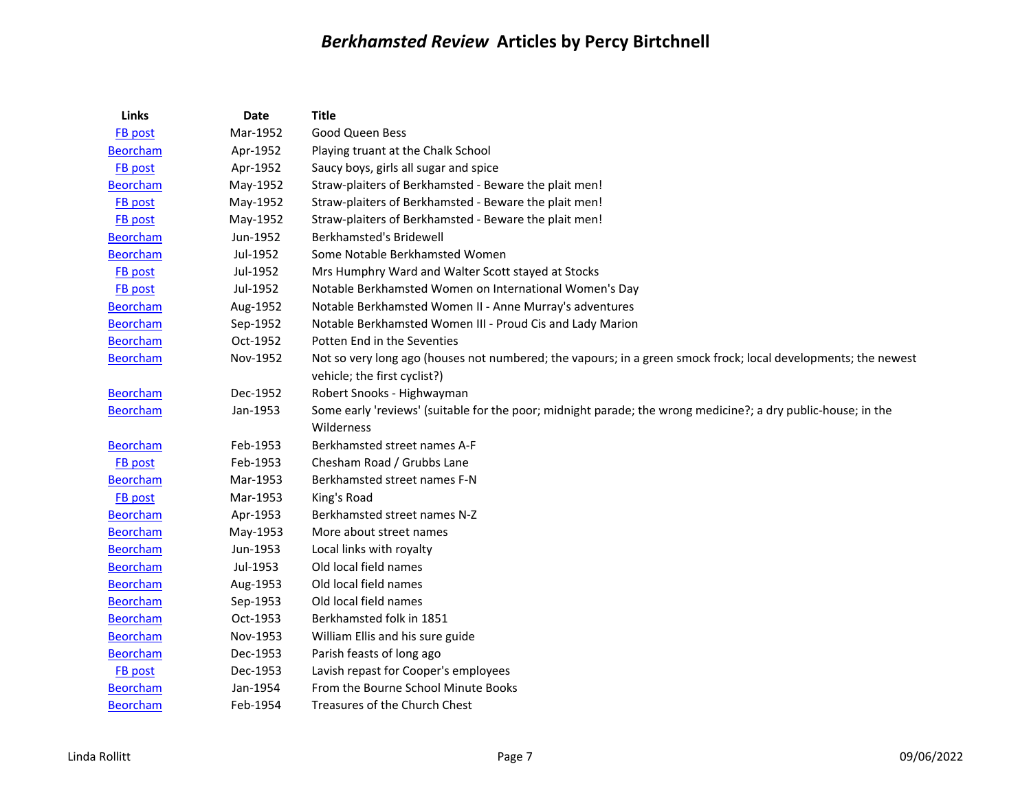# *Berkhamsted Review* Articles by Percy Birtchnell

| Links | Date | Title |
|---|---|---|
| FB post | Mar-1952 | Good Queen Bess |
| Beorcham | Apr-1952 | Playing truant at the Chalk School |
| FB post | Apr-1952 | Saucy boys, girls all sugar and spice |
| Beorcham | May-1952 | Straw-plaiters of Berkhamsted - Beware the plait men! |
| FB post | May-1952 | Straw-plaiters of Berkhamsted - Beware the plait men! |
| FB post | May-1952 | Straw-plaiters of Berkhamsted - Beware the plait men! |
| Beorcham | Jun-1952 | Berkhamsted's Bridewell |
| Beorcham | Jul-1952 | Some Notable Berkhamsted Women |
| FB post | Jul-1952 | Mrs Humphry Ward and Walter Scott stayed at Stocks |
| FB post | Jul-1952 | Notable Berkhamsted Women on International Women's Day |
| Beorcham | Aug-1952 | Notable Berkhamsted Women II - Anne Murray's adventures |
| Beorcham | Sep-1952 | Notable Berkhamsted Women III - Proud Cis and Lady Marion |
| Beorcham | Oct-1952 | Potten End in the Seventies |
| Beorcham | Nov-1952 | Not so very long ago (houses not numbered; the vapours; in a green smock frock; local developments; the newest vehicle; the first cyclist?) |
| Beorcham | Dec-1952 | Robert Snooks - Highwayman |
| Beorcham | Jan-1953 | Some early 'reviews' (suitable for the poor; midnight parade; the wrong medicine?; a dry public-house; in the Wilderness |
| Beorcham | Feb-1953 | Berkhamsted street names A-F |
| FB post | Feb-1953 | Chesham Road / Grubbs Lane |
| Beorcham | Mar-1953 | Berkhamsted street names F-N |
| FB post | Mar-1953 | King's Road |
| Beorcham | Apr-1953 | Berkhamsted street names N-Z |
| Beorcham | May-1953 | More about street names |
| Beorcham | Jun-1953 | Local links with royalty |
| Beorcham | Jul-1953 | Old local field names |
| Beorcham | Aug-1953 | Old local field names |
| Beorcham | Sep-1953 | Old local field names |
| Beorcham | Oct-1953 | Berkhamsted folk in 1851 |
| Beorcham | Nov-1953 | William Ellis and his sure guide |
| Beorcham | Dec-1953 | Parish feasts of long ago |
| FB post | Dec-1953 | Lavish repast for Cooper's employees |
| Beorcham | Jan-1954 | From the Bourne School Minute Books |
| Beorcham | Feb-1954 | Treasures of the Church Chest |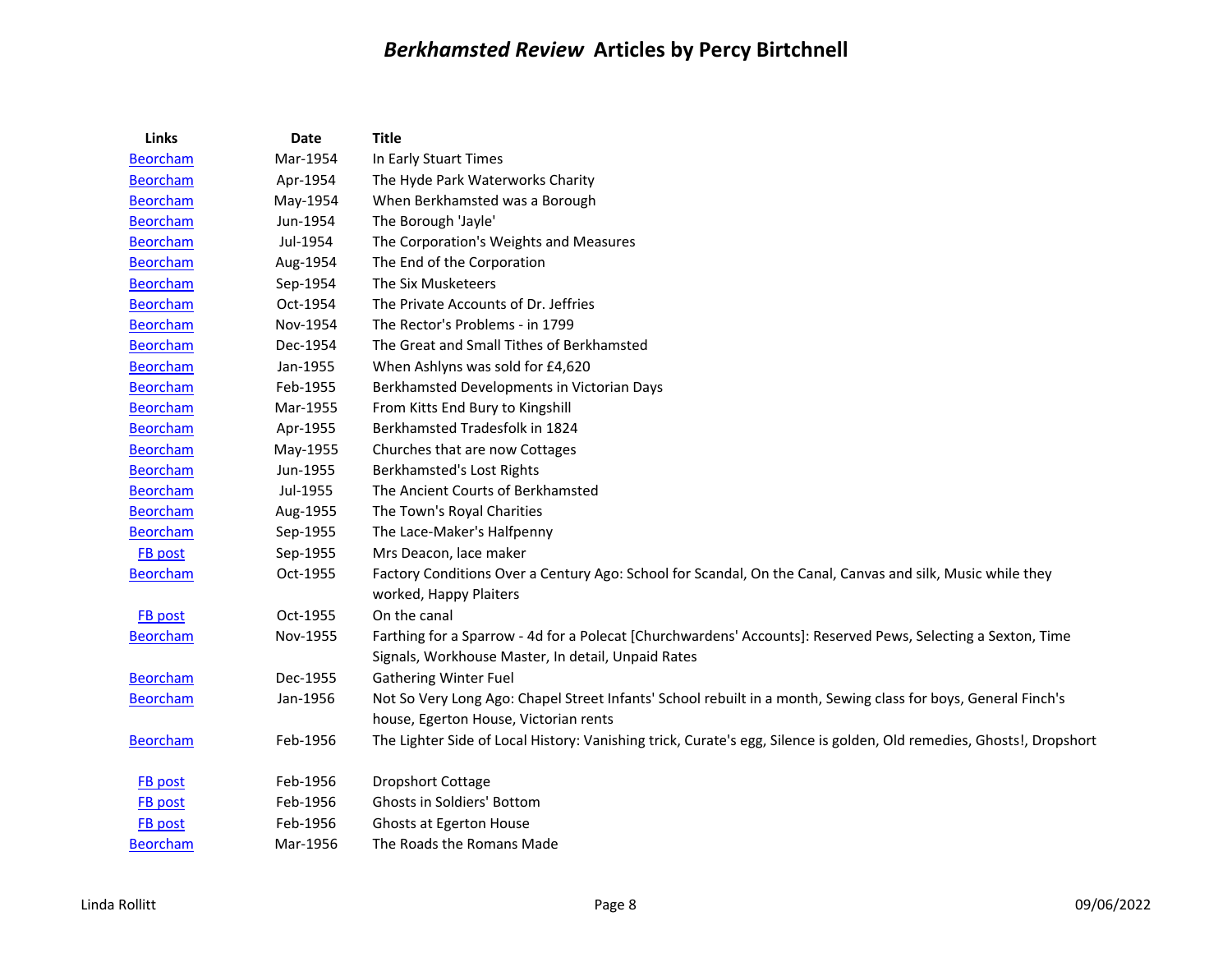# *Berkhamsted Review* Articles by Percy Birtchnell

| Links | Date | Title |
|---|---|---|
| Beorcham | Mar-1954 | In Early Stuart Times |
| Beorcham | Apr-1954 | The Hyde Park Waterworks Charity |
| Beorcham | May-1954 | When Berkhamsted was a Borough |
| Beorcham | Jun-1954 | The Borough 'Jayle' |
| Beorcham | Jul-1954 | The Corporation's Weights and Measures |
| Beorcham | Aug-1954 | The End of the Corporation |
| Beorcham | Sep-1954 | The Six Musketeers |
| Beorcham | Oct-1954 | The Private Accounts of Dr. Jeffries |
| Beorcham | Nov-1954 | The Rector's Problems - in 1799 |
| Beorcham | Dec-1954 | The Great and Small Tithes of Berkhamsted |
| Beorcham | Jan-1955 | When Ashlyns was sold for £4,620 |
| Beorcham | Feb-1955 | Berkhamsted Developments in Victorian Days |
| Beorcham | Mar-1955 | From Kitts End Bury to Kingshill |
| Beorcham | Apr-1955 | Berkhamsted Tradesfolk in 1824 |
| Beorcham | May-1955 | Churches that are now Cottages |
| Beorcham | Jun-1955 | Berkhamsted's Lost Rights |
| Beorcham | Jul-1955 | The Ancient Courts of Berkhamsted |
| Beorcham | Aug-1955 | The Town's Royal Charities |
| Beorcham | Sep-1955 | The Lace-Maker's Halfpenny |
| FB post | Sep-1955 | Mrs Deacon, lace maker |
| Beorcham | Oct-1955 | Factory Conditions Over a Century Ago: School for Scandal, On the Canal, Canvas and silk, Music while they worked, Happy Plaiters |
| FB post | Oct-1955 | On the canal |
| Beorcham | Nov-1955 | Farthing for a Sparrow - 4d for a Polecat [Churchwardens' Accounts]: Reserved Pews, Selecting a Sexton, Time Signals, Workhouse Master, In detail, Unpaid Rates |
| Beorcham | Dec-1955 | Gathering Winter Fuel |
| Beorcham | Jan-1956 | Not So Very Long Ago: Chapel Street Infants' School rebuilt in a month, Sewing class for boys, General Finch's house, Egerton House, Victorian rents |
| Beorcham | Feb-1956 | The Lighter Side of Local History: Vanishing trick, Curate's egg, Silence is golden, Old remedies, Ghosts!, Dropshort |
| FB post | Feb-1956 | Dropshort Cottage |
| FB post | Feb-1956 | Ghosts in Soldiers' Bottom |
| FB post | Feb-1956 | Ghosts at Egerton House |
| Beorcham | Mar-1956 | The Roads the Romans Made |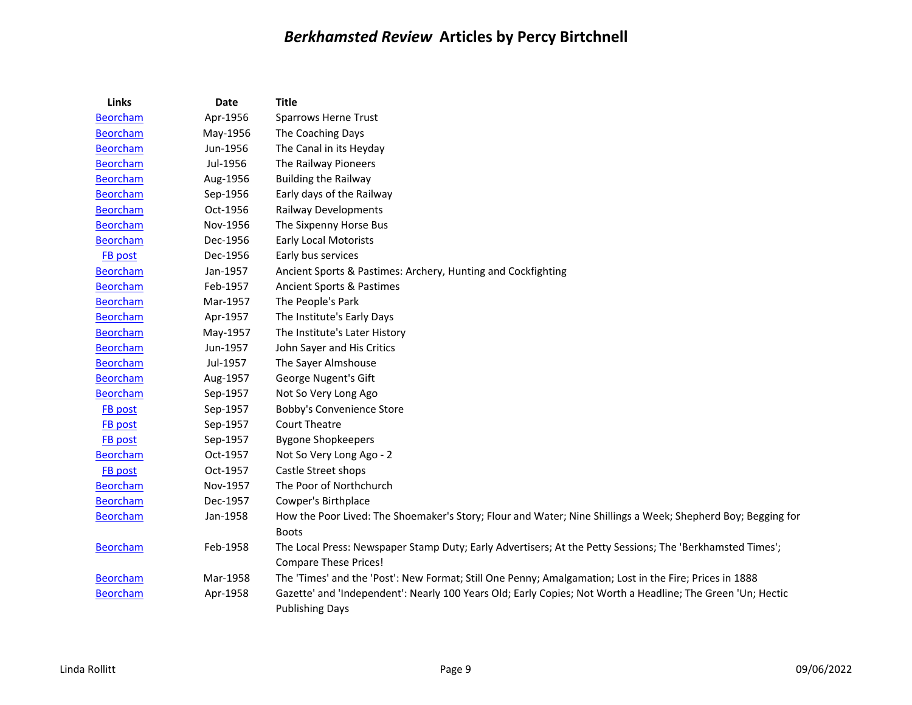# *Berkhamsted Review* Articles by Percy Birtchnell

| Links | Date | Title |
|---|---|---|
| Beorcham | Apr-1956 | Sparrows Herne Trust |
| Beorcham | May-1956 | The Coaching Days |
| Beorcham | Jun-1956 | The Canal in its Heyday |
| Beorcham | Jul-1956 | The Railway Pioneers |
| Beorcham | Aug-1956 | Building the Railway |
| Beorcham | Sep-1956 | Early days of the Railway |
| Beorcham | Oct-1956 | Railway Developments |
| Beorcham | Nov-1956 | The Sixpenny Horse Bus |
| Beorcham | Dec-1956 | Early Local Motorists |
| FB post | Dec-1956 | Early bus services |
| Beorcham | Jan-1957 | Ancient Sports & Pastimes: Archery, Hunting and Cockfighting |
| Beorcham | Feb-1957 | Ancient Sports & Pastimes |
| Beorcham | Mar-1957 | The People's Park |
| Beorcham | Apr-1957 | The Institute's Early Days |
| Beorcham | May-1957 | The Institute's Later History |
| Beorcham | Jun-1957 | John Sayer and His Critics |
| Beorcham | Jul-1957 | The Sayer Almshouse |
| Beorcham | Aug-1957 | George Nugent's Gift |
| Beorcham | Sep-1957 | Not So Very Long Ago |
| FB post | Sep-1957 | Bobby's Convenience Store |
| FB post | Sep-1957 | Court Theatre |
| FB post | Sep-1957 | Bygone Shopkeepers |
| Beorcham | Oct-1957 | Not So Very Long Ago - 2 |
| FB post | Oct-1957 | Castle Street shops |
| Beorcham | Nov-1957 | The Poor of Northchurch |
| Beorcham | Dec-1957 | Cowper's Birthplace |
| Beorcham | Jan-1958 | How the Poor Lived: The Shoemaker's Story; Flour and Water; Nine Shillings a Week; Shepherd Boy; Begging for Boots |
| Beorcham | Feb-1958 | The Local Press: Newspaper Stamp Duty; Early Advertisers; At the Petty Sessions; The 'Berkhamsted Times'; Compare These Prices! |
| Beorcham | Mar-1958 | The 'Times' and the 'Post': New Format; Still One Penny; Amalgamation; Lost in the Fire; Prices in 1888 |
| Beorcham | Apr-1958 | Gazette' and 'Independent': Nearly 100 Years Old; Early Copies; Not Worth a Headline; The Green 'Un; Hectic Publishing Days |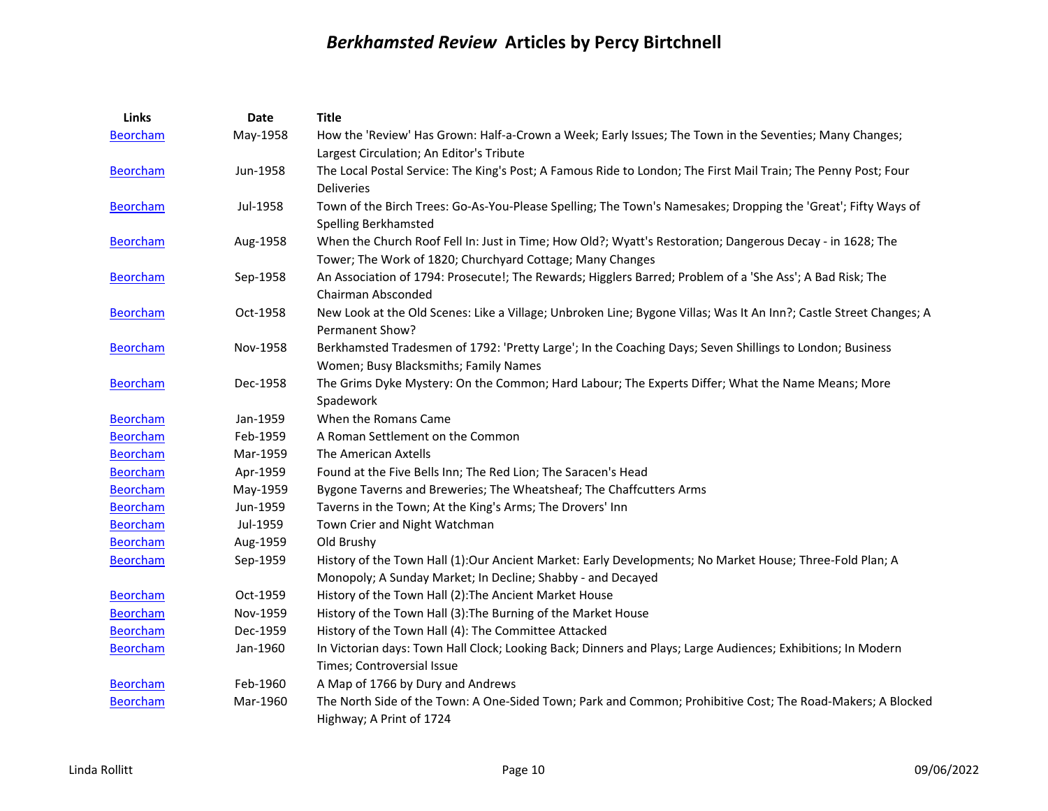# *Berkhamsted Review* Articles by Percy Birtchnell

| Links | Date | Title |
|---|---|---|
| Beorcham | May-1958 | How the 'Review' Has Grown: Half-a-Crown a Week; Early Issues; The Town in the Seventies; Many Changes; Largest Circulation; An Editor's Tribute |
| Beorcham | Jun-1958 | The Local Postal Service: The King's Post; A Famous Ride to London; The First Mail Train; The Penny Post; Four Deliveries |
| Beorcham | Jul-1958 | Town of the Birch Trees: Go-As-You-Please Spelling; The Town's Namesakes; Dropping the 'Great'; Fifty Ways of Spelling Berkhamsted |
| Beorcham | Aug-1958 | When the Church Roof Fell In: Just in Time; How Old?; Wyatt's Restoration; Dangerous Decay - in 1628; The Tower; The Work of 1820; Churchyard Cottage; Many Changes |
| Beorcham | Sep-1958 | An Association of 1794: Prosecute!; The Rewards; Higglers Barred; Problem of a 'She Ass'; A Bad Risk; The Chairman Absconded |
| Beorcham | Oct-1958 | New Look at the Old Scenes: Like a Village; Unbroken Line; Bygone Villas; Was It An Inn?; Castle Street Changes; A Permanent Show? |
| Beorcham | Nov-1958 | Berkhamsted Tradesmen of 1792: 'Pretty Large'; In the Coaching Days; Seven Shillings to London; Business Women; Busy Blacksmiths; Family Names |
| Beorcham | Dec-1958 | The Grims Dyke Mystery: On the Common; Hard Labour; The Experts Differ; What the Name Means; More Spadework |
| Beorcham | Jan-1959 | When the Romans Came |
| Beorcham | Feb-1959 | A Roman Settlement on the Common |
| Beorcham | Mar-1959 | The American Axtells |
| Beorcham | Apr-1959 | Found at the Five Bells Inn; The Red Lion; The Saracen's Head |
| Beorcham | May-1959 | Bygone Taverns and Breweries; The Wheatsheaf; The Chaffcutters Arms |
| Beorcham | Jun-1959 | Taverns in the Town; At the King's Arms; The Drovers' Inn |
| Beorcham | Jul-1959 | Town Crier and Night Watchman |
| Beorcham | Aug-1959 | Old Brushy |
| Beorcham | Sep-1959 | History of the Town Hall (1):Our Ancient Market: Early Developments; No Market House; Three-Fold Plan; A Monopoly; A Sunday Market; In Decline; Shabby - and Decayed |
| Beorcham | Oct-1959 | History of the Town Hall (2):The Ancient Market House |
| Beorcham | Nov-1959 | History of the Town Hall (3):The Burning of the Market House |
| Beorcham | Dec-1959 | History of the Town Hall (4): The Committee Attacked |
| Beorcham | Jan-1960 | In Victorian days: Town Hall Clock; Looking Back; Dinners and Plays; Large Audiences; Exhibitions; In Modern Times; Controversial Issue |
| Beorcham | Feb-1960 | A Map of 1766 by Dury and Andrews |
| Beorcham | Mar-1960 | The North Side of the Town: A One-Sided Town; Park and Common; Prohibitive Cost; The Road-Makers; A Blocked Highway; A Print of 1724 |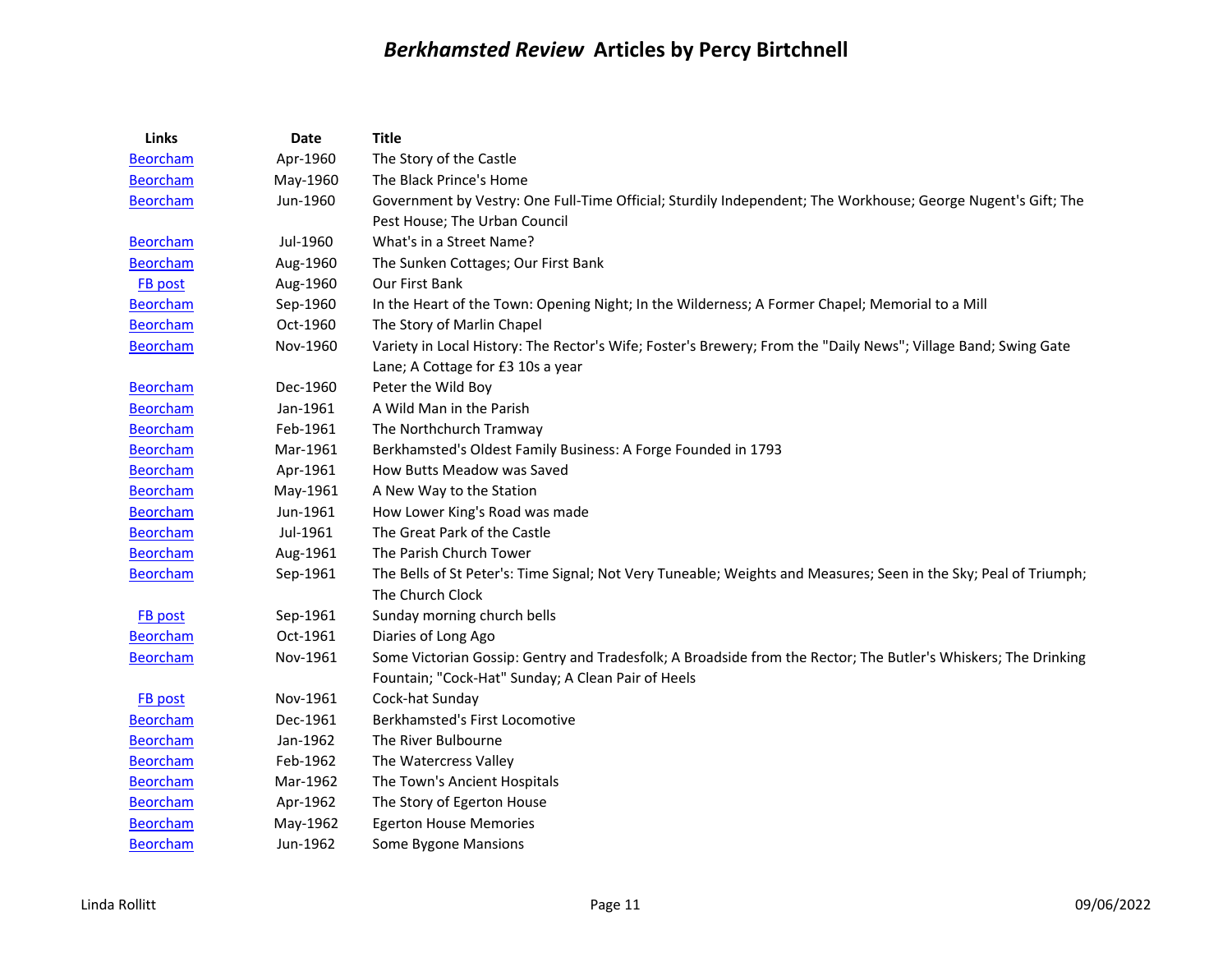# *Berkhamsted Review* Articles by Percy Birtchnell

| Links | Date | Title |
|---|---|---|
| Beorcham | Apr-1960 | The Story of the Castle |
| Beorcham | May-1960 | The Black Prince's Home |
| Beorcham | Jun-1960 | Government by Vestry: One Full-Time Official; Sturdily Independent; The Workhouse; George Nugent's Gift; The Pest House; The Urban Council |
| Beorcham | Jul-1960 | What's in a Street Name? |
| Beorcham | Aug-1960 | The Sunken Cottages; Our First Bank |
| FB post | Aug-1960 | Our First Bank |
| Beorcham | Sep-1960 | In the Heart of the Town: Opening Night; In the Wilderness; A Former Chapel; Memorial to a Mill |
| Beorcham | Oct-1960 | The Story of Marlin Chapel |
| Beorcham | Nov-1960 | Variety in Local History: The Rector's Wife; Foster's Brewery; From the "Daily News"; Village Band; Swing Gate Lane; A Cottage for £3 10s a year |
| Beorcham | Dec-1960 | Peter the Wild Boy |
| Beorcham | Jan-1961 | A Wild Man in the Parish |
| Beorcham | Feb-1961 | The Northchurch Tramway |
| Beorcham | Mar-1961 | Berkhamsted's Oldest Family Business: A Forge Founded in 1793 |
| Beorcham | Apr-1961 | How Butts Meadow was Saved |
| Beorcham | May-1961 | A New Way to the Station |
| Beorcham | Jun-1961 | How Lower King's Road was made |
| Beorcham | Jul-1961 | The Great Park of the Castle |
| Beorcham | Aug-1961 | The Parish Church Tower |
| Beorcham | Sep-1961 | The Bells of St Peter's: Time Signal; Not Very Tuneable; Weights and Measures; Seen in the Sky; Peal of Triumph; The Church Clock |
| FB post | Sep-1961 | Sunday morning church bells |
| Beorcham | Oct-1961 | Diaries of Long Ago |
| Beorcham | Nov-1961 | Some Victorian Gossip: Gentry and Tradesfolk; A Broadside from the Rector; The Butler's Whiskers; The Drinking Fountain; "Cock-Hat" Sunday; A Clean Pair of Heels |
| FB post | Nov-1961 | Cock-hat Sunday |
| Beorcham | Dec-1961 | Berkhamsted's First Locomotive |
| Beorcham | Jan-1962 | The River Bulbourne |
| Beorcham | Feb-1962 | The Watercress Valley |
| Beorcham | Mar-1962 | The Town's Ancient Hospitals |
| Beorcham | Apr-1962 | The Story of Egerton House |
| Beorcham | May-1962 | Egerton House Memories |
| Beorcham | Jun-1962 | Some Bygone Mansions |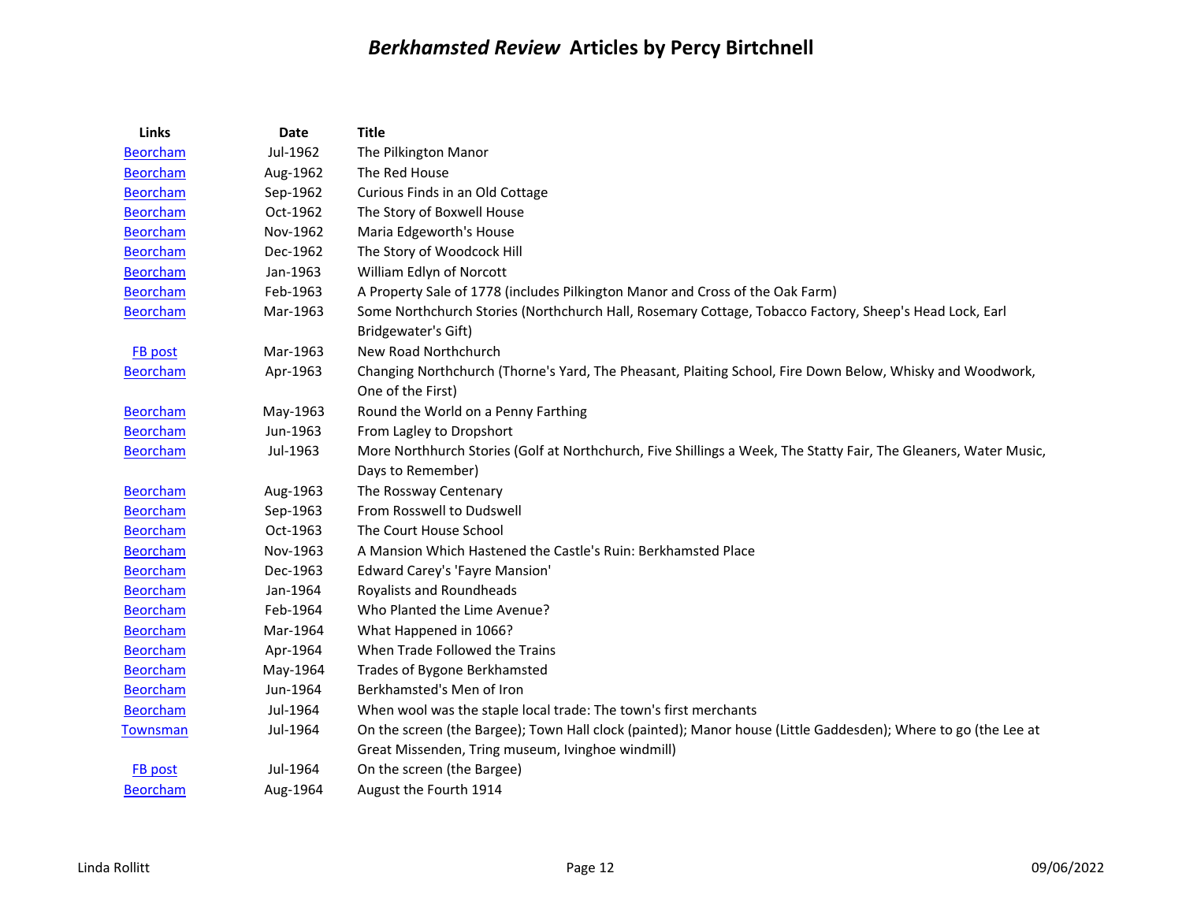# *Berkhamsted Review* Articles by Percy Birtchnell

| Links | Date | Title |
|---|---|---|
| Beorcham | Jul-1962 | The Pilkington Manor |
| Beorcham | Aug-1962 | The Red House |
| Beorcham | Sep-1962 | Curious Finds in an Old Cottage |
| Beorcham | Oct-1962 | The Story of Boxwell House |
| Beorcham | Nov-1962 | Maria Edgeworth's House |
| Beorcham | Dec-1962 | The Story of Woodcock Hill |
| Beorcham | Jan-1963 | William Edlyn of Norcott |
| Beorcham | Feb-1963 | A Property Sale of 1778 (includes Pilkington Manor and Cross of the Oak Farm) |
| Beorcham | Mar-1963 | Some Northchurch Stories (Northchurch Hall, Rosemary Cottage, Tobacco Factory, Sheep's Head Lock, Earl Bridgewater's Gift) |
| FB post | Mar-1963 | New Road Northchurch |
| Beorcham | Apr-1963 | Changing Northchurch (Thorne's Yard, The Pheasant, Plaiting School, Fire Down Below, Whisky and Woodwork, One of the First) |
| Beorcham | May-1963 | Round the World on a Penny Farthing |
| Beorcham | Jun-1963 | From Lagley to Dropshort |
| Beorcham | Jul-1963 | More Northhurch Stories (Golf at Northchurch, Five Shillings a Week, The Statty Fair, The Gleaners, Water Music, Days to Remember) |
| Beorcham | Aug-1963 | The Rossway Centenary |
| Beorcham | Sep-1963 | From Rosswell to Dudswell |
| Beorcham | Oct-1963 | The Court House School |
| Beorcham | Nov-1963 | A Mansion Which Hastened the Castle's Ruin: Berkhamsted Place |
| Beorcham | Dec-1963 | Edward Carey's 'Fayre Mansion' |
| Beorcham | Jan-1964 | Royalists and Roundheads |
| Beorcham | Feb-1964 | Who Planted the Lime Avenue? |
| Beorcham | Mar-1964 | What Happened in 1066? |
| Beorcham | Apr-1964 | When Trade Followed the Trains |
| Beorcham | May-1964 | Trades of Bygone Berkhamsted |
| Beorcham | Jun-1964 | Berkhamsted's Men of Iron |
| Beorcham | Jul-1964 | When wool was the staple local trade: The town's first merchants |
| Townsman | Jul-1964 | On the screen (the Bargee); Town Hall clock (painted); Manor house (Little Gaddesden); Where to go (the Lee at Great Missenden, Tring museum, Ivinghoe windmill) |
| FB post | Jul-1964 | On the screen (the Bargee) |
| Beorcham | Aug-1964 | August the Fourth 1914 |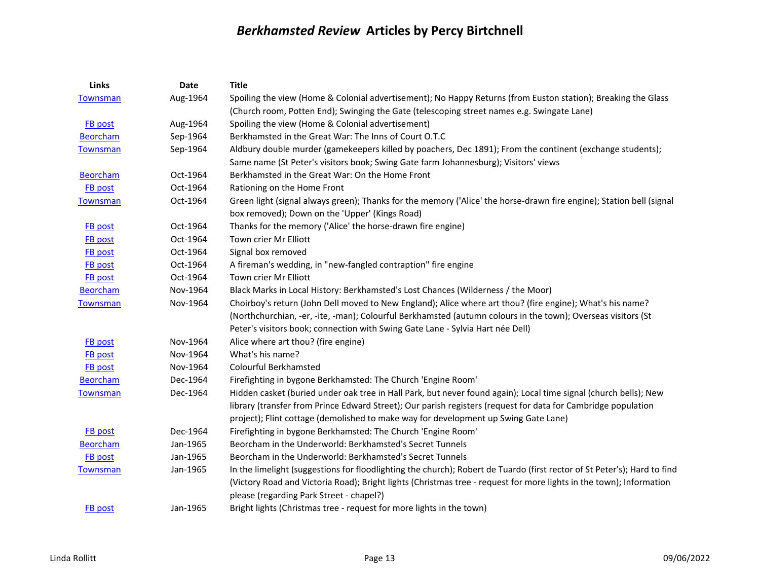# *Berkhamsted Review* Articles by Percy Birtchnell

| Links | Date | Title |
|---|---|---|
| Townsman | Aug-1964 | Spoiling the view (Home & Colonial advertisement); No Happy Returns (from Euston station); Breaking the Glass (Church room, Potten End); Swinging the Gate (telescoping street names e.g. Swingate Lane) |
| FB post | Aug-1964 | Spoiling the view (Home & Colonial advertisement) |
| Beorcham | Sep-1964 | Berkhamsted in the Great War: The Inns of Court O.T.C |
| Townsman | Sep-1964 | Aldbury double murder (gamekeepers killed by poachers, Dec 1891); From the continent (exchange students); Same name (St Peter's visitors book; Swing Gate farm Johannesburg); Visitors' views |
| Beorcham | Oct-1964 | Berkhamsted in the Great War: On the Home Front |
| FB post | Oct-1964 | Rationing on the Home Front |
| Townsman | Oct-1964 | Green light (signal always green); Thanks for the memory ('Alice' the horse-drawn fire engine); Station bell (signal box removed); Down on the 'Upper' (Kings Road) |
| FB post | Oct-1964 | Thanks for the memory ('Alice' the horse-drawn fire engine) |
| FB post | Oct-1964 | Town crier Mr Elliott |
| FB post | Oct-1964 | Signal box removed |
| FB post | Oct-1964 | A fireman's wedding, in "new-fangled contraption" fire engine |
| FB post | Oct-1964 | Town crier Mr Elliott |
| Beorcham | Nov-1964 | Black Marks in Local History: Berkhamsted's Lost Chances (Wilderness / the Moor) |
| Townsman | Nov-1964 | Choirboy's return (John Dell moved to New England); Alice where art thou? (fire engine); What's his name? (Northchurchian, -er, -ite, -man); Colourful Berkhamsted (autumn colours in the town); Overseas visitors (St Peter's visitors book; connection with Swing Gate Lane - Sylvia Hart née Dell) |
| FB post | Nov-1964 | Alice where art thou? (fire engine) |
| FB post | Nov-1964 | What's his name? |
| FB post | Nov-1964 | Colourful Berkhamsted |
| Beorcham | Dec-1964 | Firefighting in bygone Berkhamsted: The Church 'Engine Room' |
| Townsman | Dec-1964 | Hidden casket (buried under oak tree in Hall Park, but never found again); Local time signal (church bells); New library (transfer from Prince Edward Street); Our parish registers (request for data for Cambridge population project); Flint cottage (demolished to make way for development up Swing Gate Lane) |
| FB post | Dec-1964 | Firefighting in bygone Berkhamsted: The Church 'Engine Room' |
| Beorcham | Jan-1965 | Beorcham in the Underworld: Berkhamsted's Secret Tunnels |
| FB post | Jan-1965 | Beorcham in the Underworld: Berkhamsted's Secret Tunnels |
| Townsman | Jan-1965 | In the limelight (suggestions for floodlighting the church); Robert de Tuardo (first rector of St Peter's); Hard to find (Victory Road and Victoria Road); Bright lights (Christmas tree - request for more lights in the town); Information please (regarding Park Street - chapel?) |
| FB post | Jan-1965 | Bright lights (Christmas tree - request for more lights in the town) |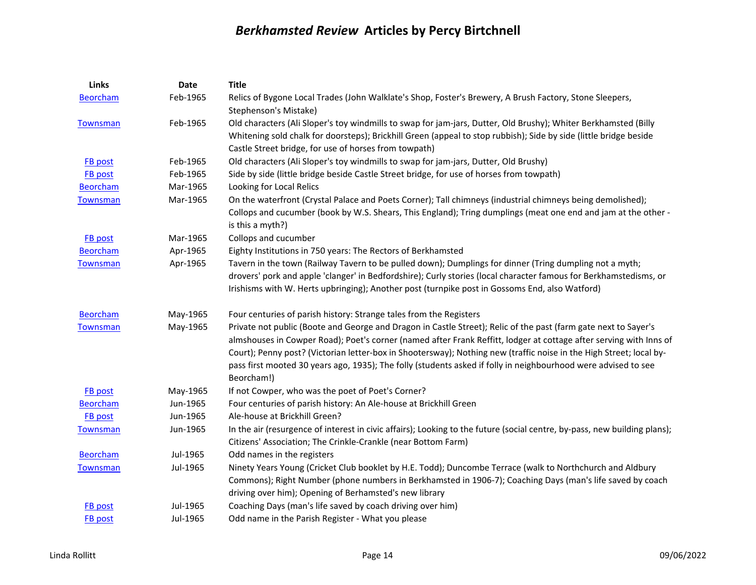# *Berkhamsted Review* Articles by Percy Birtchnell

| Links | Date | Title |
|---|---|---|
| Beorcham | Feb-1965 | Relics of Bygone Local Trades (John Walklate's Shop, Foster's Brewery, A Brush Factory, Stone Sleepers, Stephenson's Mistake) |
| Townsman | Feb-1965 | Old characters (Ali Sloper's toy windmills to swap for jam-jars, Dutter, Old Brushy); Whiter Berkhamsted (Billy Whitening sold chalk for doorsteps); Brickhill Green (appeal to stop rubbish); Side by side (little bridge beside Castle Street bridge, for use of horses from towpath) |
| FB post | Feb-1965 | Old characters (Ali Sloper's toy windmills to swap for jam-jars, Dutter, Old Brushy) |
| FB post | Feb-1965 | Side by side (little bridge beside Castle Street bridge, for use of horses from towpath) |
| Beorcham | Mar-1965 | Looking for Local Relics |
| Townsman | Mar-1965 | On the waterfront (Crystal Palace and Poets Corner); Tall chimneys (industrial chimneys being demolished); Collops and cucumber (book by W.S. Shears, This England); Tring dumplings (meat one end and jam at the other - is this a myth?) |
| FB post | Mar-1965 | Collops and cucumber |
| Beorcham | Apr-1965 | Eighty Institutions in 750 years: The Rectors of Berkhamsted |
| Townsman | Apr-1965 | Tavern in the town (Railway Tavern to be pulled down); Dumplings for dinner (Tring dumpling not a myth; drovers' pork and apple 'clanger' in Bedfordshire); Curly stories (local character famous for Berkhamstedisms, or Irishisms with W. Herts upbringing); Another post (turnpike post in Gossoms End, also Watford) |
| Beorcham | May-1965 | Four centuries of parish history: Strange tales from the Registers |
| Townsman | May-1965 | Private not public (Boote and George and Dragon in Castle Street); Relic of the past (farm gate next to Sayer's almshouses in Cowper Road); Poet's corner (named after Frank Reffitt, lodger at cottage after serving with Inns of Court); Penny post? (Victorian letter-box in Shootersway); Nothing new (traffic noise in the High Street; local by-pass first mooted 30 years ago, 1935); The folly (students asked if folly in neighbourhood were advised to see Beorcham!) |
| FB post | May-1965 | If not Cowper, who was the poet of Poet's Corner? |
| Beorcham | Jun-1965 | Four centuries of parish history: An Ale-house at Brickhill Green |
| FB post | Jun-1965 | Ale-house at Brickhill Green? |
| Townsman | Jun-1965 | In the air (resurgence of interest in civic affairs); Looking to the future (social centre, by-pass, new building plans); Citizens' Association; The Crinkle-Crankle (near Bottom Farm) |
| Beorcham | Jul-1965 | Odd names in the registers |
| Townsman | Jul-1965 | Ninety Years Young (Cricket Club booklet by H.E. Todd); Duncombe Terrace (walk to Northchurch and Aldbury Commons); Right Number (phone numbers in Berkhamsted in 1906-7); Coaching Days (man's life saved by coach driving over him); Opening of Berhamsted's new library |
| FB post | Jul-1965 | Coaching Days (man's life saved by coach driving over him) |
| FB post | Jul-1965 | Odd name in the Parish Register - What you please |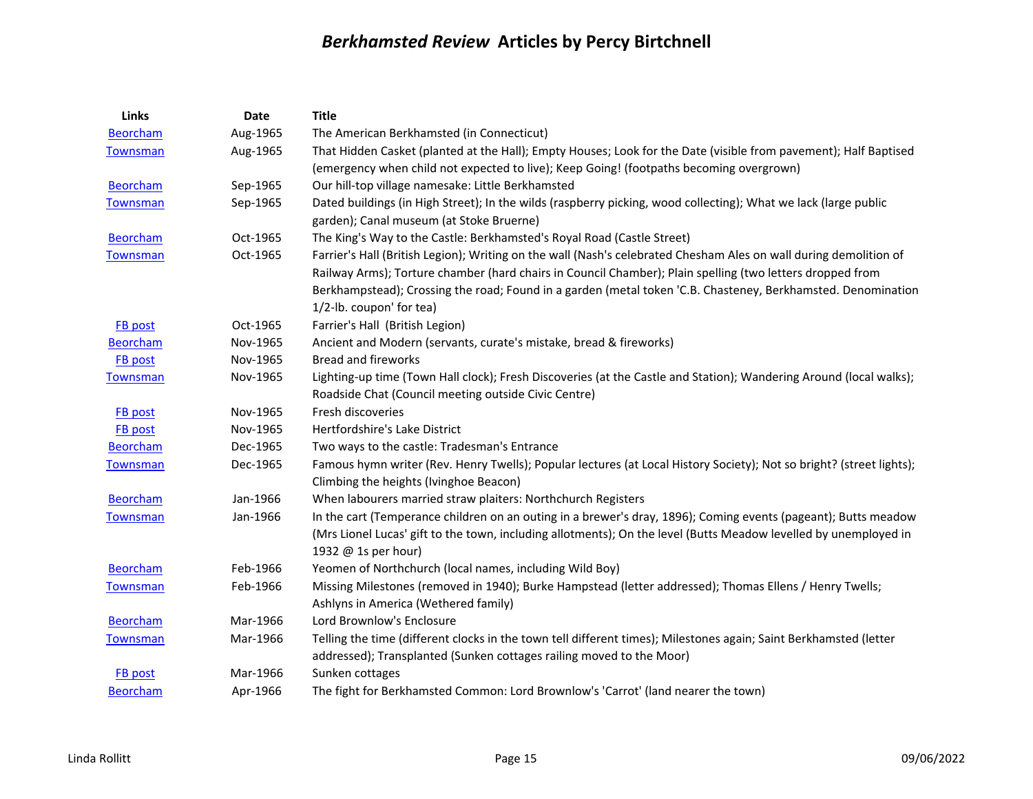# *Berkhamsted Review* Articles by Percy Birtchnell

| Links | Date | Title |
|---|---|---|
| Beorcham | Aug-1965 | The American Berkhamsted (in Connecticut) |
| Townsman | Aug-1965 | That Hidden Casket (planted at the Hall); Empty Houses; Look for the Date (visible from pavement); Half Baptised (emergency when child not expected to live); Keep Going! (footpaths becoming overgrown) |
| Beorcham | Sep-1965 | Our hill-top village namesake: Little Berkhamsted |
| Townsman | Sep-1965 | Dated buildings (in High Street); In the wilds (raspberry picking, wood collecting); What we lack (large public garden); Canal museum (at Stoke Bruerne) |
| Beorcham | Oct-1965 | The King's Way to the Castle: Berkhamsted's Royal Road (Castle Street) |
| Townsman | Oct-1965 | Farrier's Hall (British Legion); Writing on the wall (Nash's celebrated Chesham Ales on wall during demolition of Railway Arms); Torture chamber (hard chairs in Council Chamber); Plain spelling (two letters dropped from Berkhampstead); Crossing the road; Found in a garden (metal token 'C.B. Chasteney, Berkhamsted. Denomination 1/2-lb. coupon' for tea) |
| FB post | Oct-1965 | Farrier's Hall (British Legion) |
| Beorcham | Nov-1965 | Ancient and Modern (servants, curate's mistake, bread & fireworks) |
| FB post | Nov-1965 | Bread and fireworks |
| Townsman | Nov-1965 | Lighting-up time (Town Hall clock); Fresh Discoveries (at the Castle and Station); Wandering Around (local walks); Roadside Chat (Council meeting outside Civic Centre) |
| FB post | Nov-1965 | Fresh discoveries |
| FB post | Nov-1965 | Hertfordshire's Lake District |
| Beorcham | Dec-1965 | Two ways to the castle: Tradesman's Entrance |
| Townsman | Dec-1965 | Famous hymn writer (Rev. Henry Twells); Popular lectures (at Local History Society); Not so bright? (street lights); Climbing the heights (Ivinghoe Beacon) |
| Beorcham | Jan-1966 | When labourers married straw plaiters: Northchurch Registers |
| Townsman | Jan-1966 | In the cart (Temperance children on an outing in a brewer's dray, 1896); Coming events (pageant); Butts meadow (Mrs Lionel Lucas' gift to the town, including allotments); On the level (Butts Meadow levelled by unemployed in 1932 @ 1s per hour) |
| Beorcham | Feb-1966 | Yeomen of Northchurch (local names, including Wild Boy) |
| Townsman | Feb-1966 | Missing Milestones (removed in 1940); Burke Hampstead (letter addressed); Thomas Ellens / Henry Twells; Ashlyns in America (Wethered family) |
| Beorcham | Mar-1966 | Lord Brownlow's Enclosure |
| Townsman | Mar-1966 | Telling the time (different clocks in the town tell different times); Milestones again; Saint Berkhamsted (letter addressed); Transplanted (Sunken cottages railing moved to the Moor) |
| FB post | Mar-1966 | Sunken cottages |
| Beorcham | Apr-1966 | The fight for Berkhamsted Common: Lord Brownlow's 'Carrot' (land nearer the town) |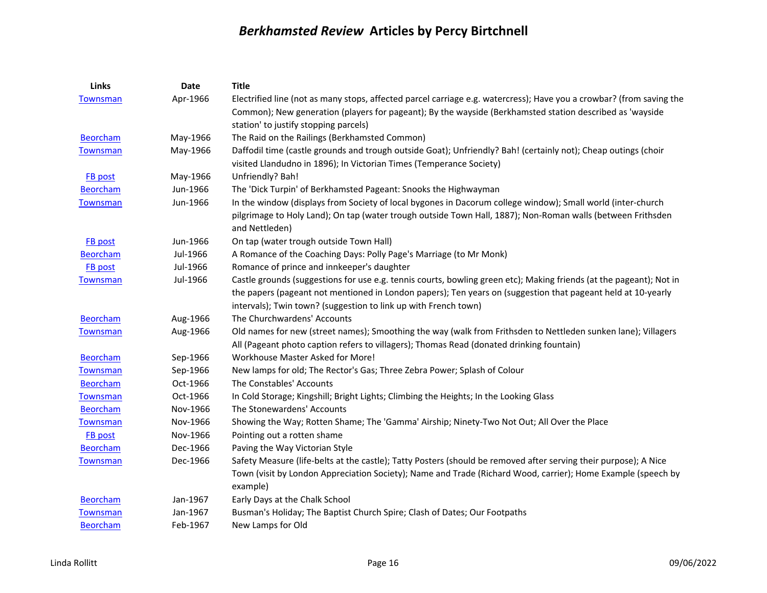# *Berkhamsted Review* Articles by Percy Birtchnell

| Links | Date | Title |
|---|---|---|
| Townsman | Apr-1966 | Electrified line (not as many stops, affected parcel carriage e.g. watercress); Have you a crowbar? (from saving the Common); New generation (players for pageant); By the wayside (Berkhamsted station described as 'wayside station' to justify stopping parcels) |
| Beorcham | May-1966 | The Raid on the Railings (Berkhamsted Common) |
| Townsman | May-1966 | Daffodil time (castle grounds and trough outside Goat); Unfriendly? Bah! (certainly not); Cheap outings (choir visited Llandudno in 1896); In Victorian Times (Temperance Society) |
| FB post | May-1966 | Unfriendly? Bah! |
| Beorcham | Jun-1966 | The 'Dick Turpin' of Berkhamsted Pageant: Snooks the Highwayman |
| Townsman | Jun-1966 | In the window (displays from Society of local bygones in Dacorum college window); Small world (inter-church pilgrimage to Holy Land); On tap (water trough outside Town Hall, 1887); Non-Roman walls (between Frithsden and Nettleden) |
| FB post | Jun-1966 | On tap (water trough outside Town Hall) |
| Beorcham | Jul-1966 | A Romance of the Coaching Days: Polly Page's Marriage (to Mr Monk) |
| FB post | Jul-1966 | Romance of prince and innkeeper's daughter |
| Townsman | Jul-1966 | Castle grounds (suggestions for use e.g. tennis courts, bowling green etc); Making friends (at the pageant); Not in the papers (pageant not mentioned in London papers); Ten years on (suggestion that pageant held at 10-yearly intervals); Twin town? (suggestion to link up with French town) |
| Beorcham | Aug-1966 | The Churchwardens' Accounts |
| Townsman | Aug-1966 | Old names for new (street names); Smoothing the way (walk from Frithsden to Nettleden sunken lane); Villagers All (Pageant photo caption refers to villagers); Thomas Read (donated drinking fountain) |
| Beorcham | Sep-1966 | Workhouse Master Asked for More! |
| Townsman | Sep-1966 | New lamps for old; The Rector's Gas; Three Zebra Power; Splash of Colour |
| Beorcham | Oct-1966 | The Constables' Accounts |
| Townsman | Oct-1966 | In Cold Storage; Kingshill; Bright Lights; Climbing the Heights; In the Looking Glass |
| Beorcham | Nov-1966 | The Stonewardens' Accounts |
| Townsman | Nov-1966 | Showing the Way; Rotten Shame; The 'Gamma' Airship; Ninety-Two Not Out; All Over the Place |
| FB post | Nov-1966 | Pointing out a rotten shame |
| Beorcham | Dec-1966 | Paving the Way Victorian Style |
| Townsman | Dec-1966 | Safety Measure (life-belts at the castle); Tatty Posters (should be removed after serving their purpose); A Nice Town (visit by London Appreciation Society); Name and Trade (Richard Wood, carrier); Home Example (speech by example) |
| Beorcham | Jan-1967 | Early Days at the Chalk School |
| Townsman | Jan-1967 | Busman's Holiday; The Baptist Church Spire; Clash of Dates; Our Footpaths |
| Beorcham | Feb-1967 | New Lamps for Old |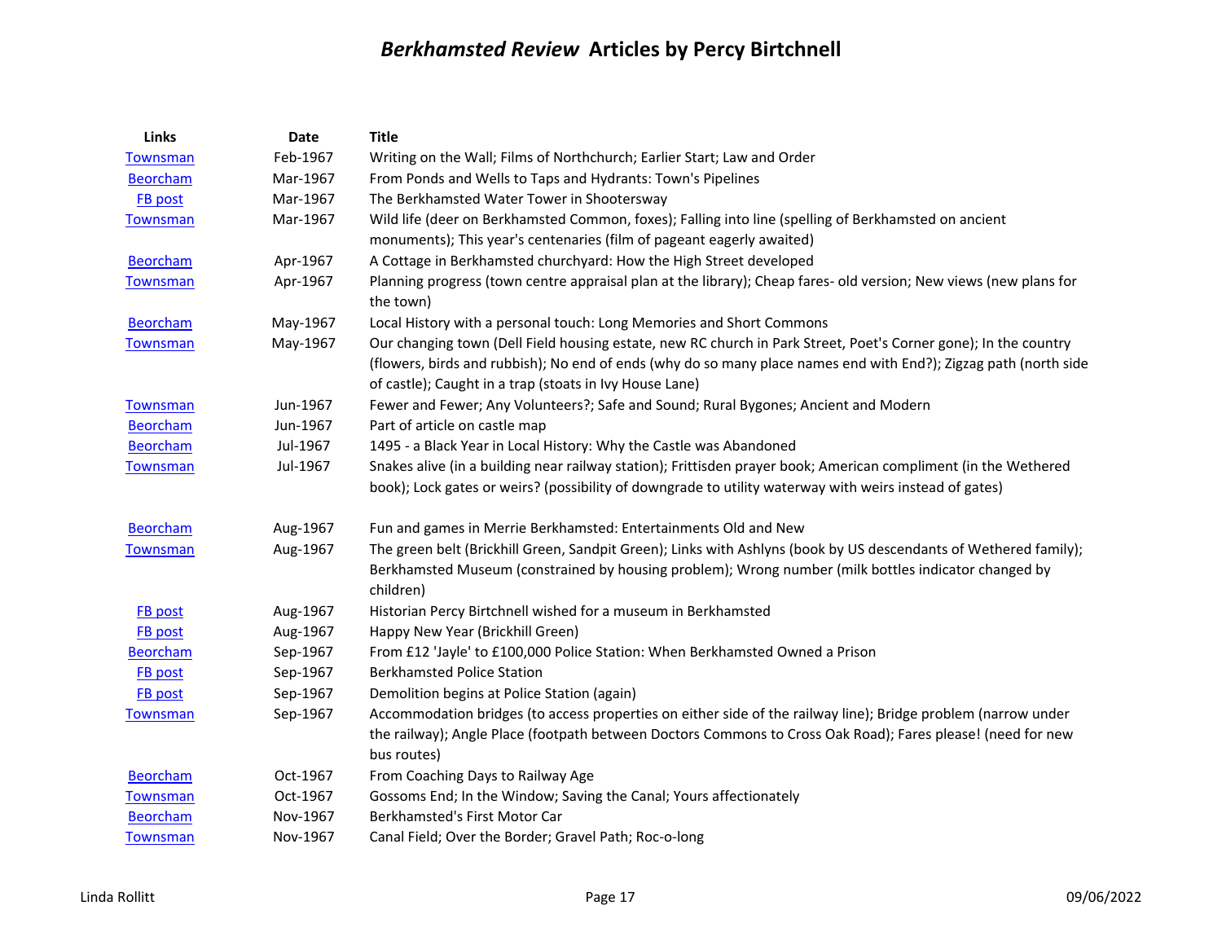# *Berkhamsted Review* Articles by Percy Birtchnell

| Links | Date | Title |
|---|---|---|
| Townsman | Feb-1967 | Writing on the Wall; Films of Northchurch; Earlier Start; Law and Order |
| Beorcham | Mar-1967 | From Ponds and Wells to Taps and Hydrants: Town's Pipelines |
| FB post | Mar-1967 | The Berkhamsted Water Tower in Shootersway |
| Townsman | Mar-1967 | Wild life (deer on Berkhamsted Common, foxes); Falling into line (spelling of Berkhamsted on ancient monuments); This year's centenaries (film of pageant eagerly awaited) |
| Beorcham | Apr-1967 | A Cottage in Berkhamsted churchyard: How the High Street developed |
| Townsman | Apr-1967 | Planning progress (town centre appraisal plan at the library); Cheap fares- old version; New views (new plans for the town) |
| Beorcham | May-1967 | Local History with a personal touch: Long Memories and Short Commons |
| Townsman | May-1967 | Our changing town (Dell Field housing estate, new RC church in Park Street, Poet's Corner gone); In the country (flowers, birds and rubbish); No end of ends (why do so many place names end with End?); Zigzag path (north side of castle); Caught in a trap (stoats in Ivy House Lane) |
| Townsman | Jun-1967 | Fewer and Fewer; Any Volunteers?; Safe and Sound; Rural Bygones; Ancient and Modern |
| Beorcham | Jun-1967 | Part of article on castle map |
| Beorcham | Jul-1967 | 1495 - a Black Year in Local History: Why the Castle was Abandoned |
| Townsman | Jul-1967 | Snakes alive (in a building near railway station); Frittisden prayer book; American compliment (in the Wethered book); Lock gates or weirs? (possibility of downgrade to utility waterway with weirs instead of gates) |
| Beorcham | Aug-1967 | Fun and games in Merrie Berkhamsted: Entertainments Old and New |
| Townsman | Aug-1967 | The green belt (Brickhill Green, Sandpit Green); Links with Ashlyns (book by US descendants of Wethered family); Berkhamsted Museum (constrained by housing problem); Wrong number (milk bottles indicator changed by children) |
| FB post | Aug-1967 | Historian Percy Birtchnell wished for a museum in Berkhamsted |
| FB post | Aug-1967 | Happy New Year (Brickhill Green) |
| Beorcham | Sep-1967 | From £12 'Jayle' to £100,000 Police Station: When Berkhamsted Owned a Prison |
| FB post | Sep-1967 | Berkhamsted Police Station |
| FB post | Sep-1967 | Demolition begins at Police Station (again) |
| Townsman | Sep-1967 | Accommodation bridges (to access properties on either side of the railway line); Bridge problem (narrow under the railway); Angle Place (footpath between Doctors Commons to Cross Oak Road); Fares please! (need for new bus routes) |
| Beorcham | Oct-1967 | From Coaching Days to Railway Age |
| Townsman | Oct-1967 | Gossoms End; In the Window; Saving the Canal; Yours affectionately |
| Beorcham | Nov-1967 | Berkhamsted's First Motor Car |
| Townsman | Nov-1967 | Canal Field; Over the Border; Gravel Path; Roc-o-long |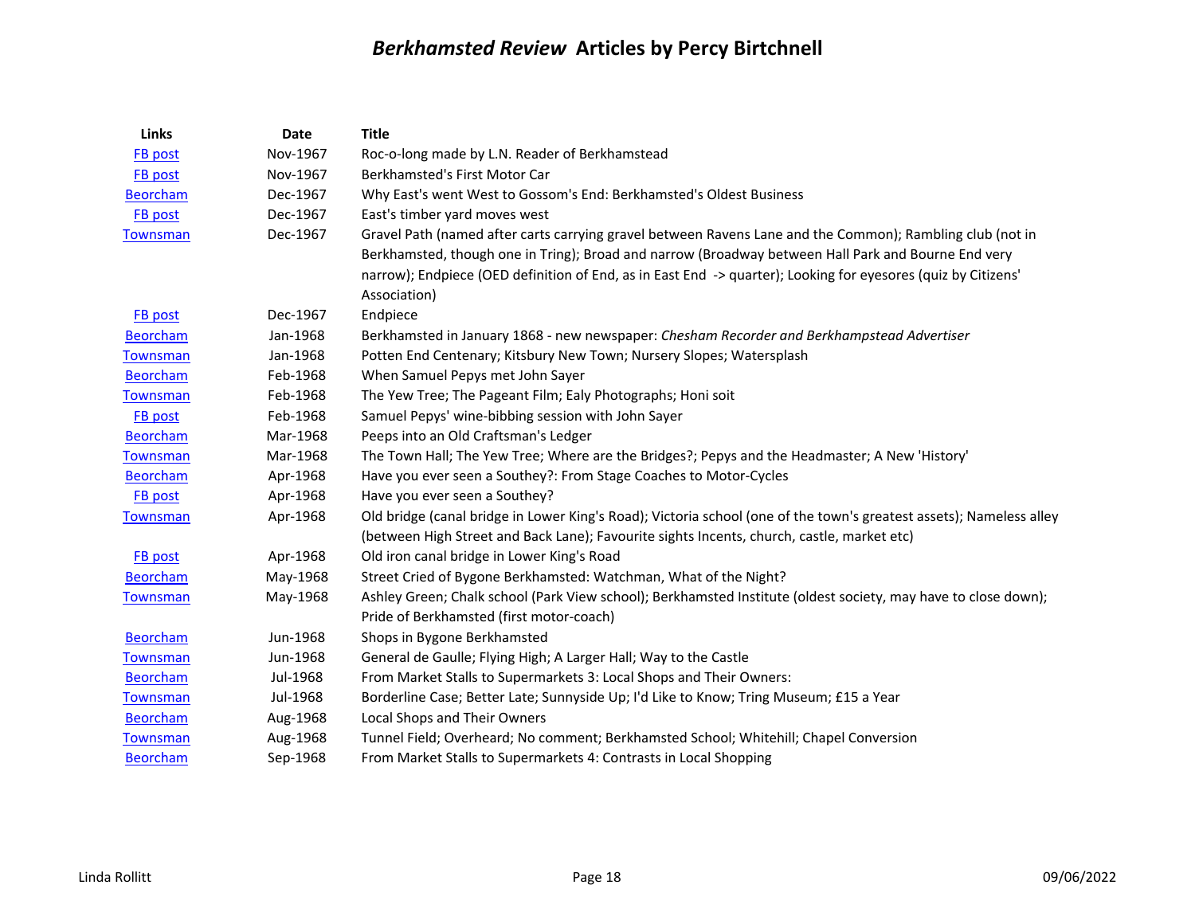# *Berkhamsted Review* Articles by Percy Birtchnell

| Links | Date | Title |
|---|---|---|
| FB post | Nov-1967 | Roc-o-long made by L.N. Reader of Berkhamstead |
| FB post | Nov-1967 | Berkhamsted's First Motor Car |
| Beorcham | Dec-1967 | Why East's went West to Gossom's End: Berkhamsted's Oldest Business |
| FB post | Dec-1967 | East's timber yard moves west |
| Townsman | Dec-1967 | Gravel Path (named after carts carrying gravel between Ravens Lane and the Common); Rambling club (not in Berkhamsted, though one in Tring); Broad and narrow (Broadway between Hall Park and Bourne End very narrow); Endpiece (OED definition of End, as in East End -> quarter); Looking for eyesores (quiz by Citizens' Association) |
| FB post | Dec-1967 | Endpiece |
| Beorcham | Jan-1968 | Berkhamsted in January 1868 - new newspaper: *Chesham Recorder and Berkhampstead Advertiser* |
| Townsman | Jan-1968 | Potten End Centenary; Kitsbury New Town; Nursery Slopes; Watersplash |
| Beorcham | Feb-1968 | When Samuel Pepys met John Sayer |
| Townsman | Feb-1968 | The Yew Tree; The Pageant Film; Ealy Photographs; Honi soit |
| FB post | Feb-1968 | Samuel Pepys' wine-bibbing session with John Sayer |
| Beorcham | Mar-1968 | Peeps into an Old Craftsman's Ledger |
| Townsman | Mar-1968 | The Town Hall; The Yew Tree; Where are the Bridges?; Pepys and the Headmaster; A New 'History' |
| Beorcham | Apr-1968 | Have you ever seen a Southey?: From Stage Coaches to Motor-Cycles |
| FB post | Apr-1968 | Have you ever seen a Southey? |
| Townsman | Apr-1968 | Old bridge (canal bridge in Lower King's Road); Victoria school (one of the town's greatest assets); Nameless alley (between High Street and Back Lane); Favourite sights Incents, church, castle, market etc) |
| FB post | Apr-1968 | Old iron canal bridge in Lower King's Road |
| Beorcham | May-1968 | Street Cried of Bygone Berkhamsted: Watchman, What of the Night? |
| Townsman | May-1968 | Ashley Green; Chalk school (Park View school); Berkhamsted Institute (oldest society, may have to close down); Pride of Berkhamsted (first motor-coach) |
| Beorcham | Jun-1968 | Shops in Bygone Berkhamsted |
| Townsman | Jun-1968 | General de Gaulle; Flying High; A Larger Hall; Way to the Castle |
| Beorcham | Jul-1968 | From Market Stalls to Supermarkets 3: Local Shops and Their Owners: |
| Townsman | Jul-1968 | Borderline Case; Better Late; Sunnyside Up; I'd Like to Know; Tring Museum; £15 a Year |
| Beorcham | Aug-1968 | Local Shops and Their Owners |
| Townsman | Aug-1968 | Tunnel Field; Overheard; No comment; Berkhamsted School; Whitehill; Chapel Conversion |
| Beorcham | Sep-1968 | From Market Stalls to Supermarkets 4: Contrasts in Local Shopping |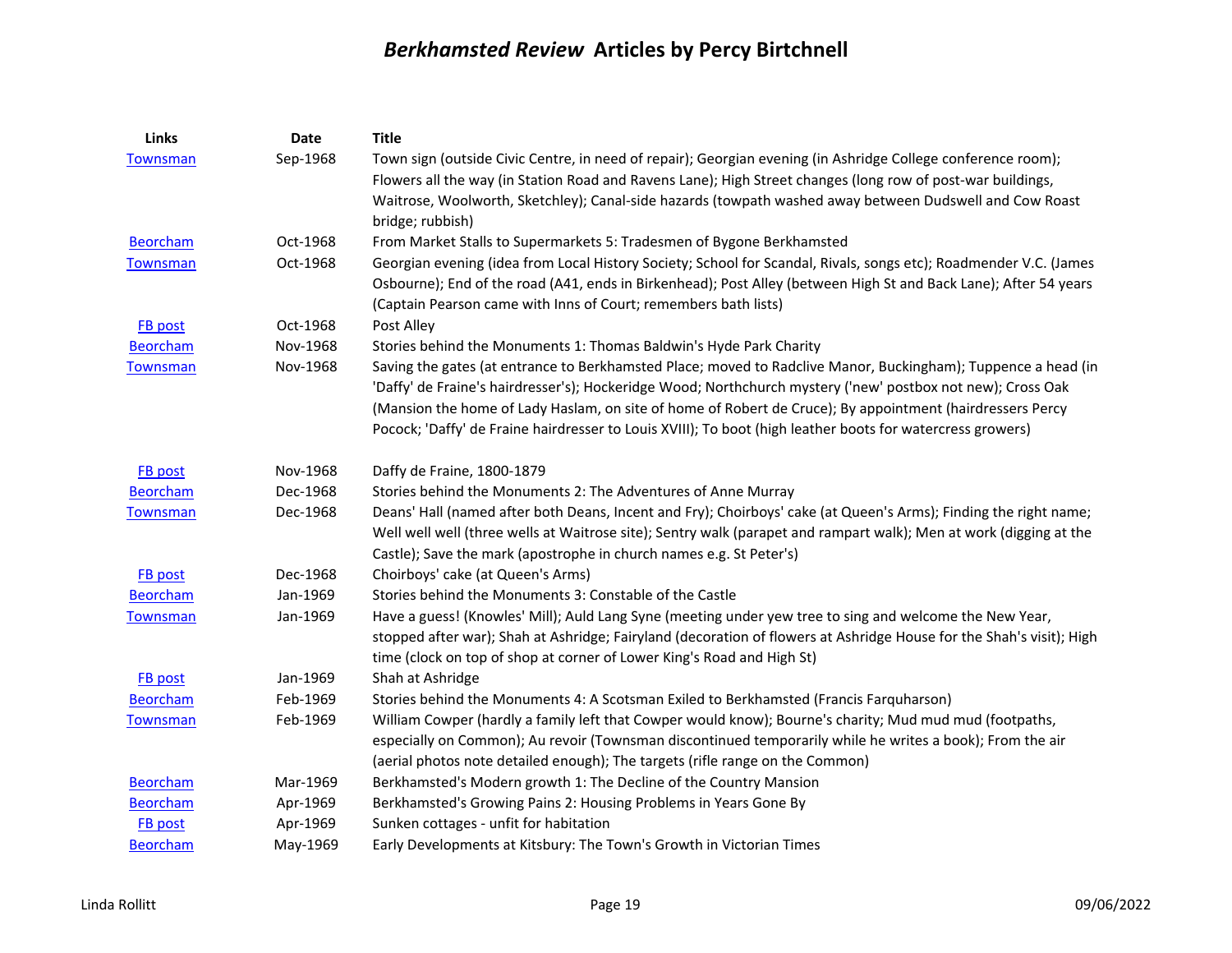# *Berkhamsted Review* Articles by Percy Birtchnell

| Links | Date | Title |
|---|---|---|
| Townsman | Sep-1968 | Town sign (outside Civic Centre, in need of repair); Georgian evening (in Ashridge College conference room); Flowers all the way (in Station Road and Ravens Lane); High Street changes (long row of post-war buildings, Waitrose, Woolworth, Sketchley); Canal-side hazards (towpath washed away between Dudswell and Cow Roast bridge; rubbish) |
| Beorcham | Oct-1968 | From Market Stalls to Supermarkets 5: Tradesmen of Bygone Berkhamsted |
| Townsman | Oct-1968 | Georgian evening (idea from Local History Society; School for Scandal, Rivals, songs etc); Roadmender V.C. (James Osbourne); End of the road (A41, ends in Birkenhead); Post Alley (between High St and Back Lane); After 54 years (Captain Pearson came with Inns of Court; remembers bath lists) |
| FB post | Oct-1968 | Post Alley |
| Beorcham | Nov-1968 | Stories behind the Monuments 1: Thomas Baldwin's Hyde Park Charity |
| Townsman | Nov-1968 | Saving the gates (at entrance to Berkhamsted Place; moved to Radclive Manor, Buckingham); Tuppence a head (in 'Daffy' de Fraine's hairdresser's); Hockeridge Wood; Northchurch mystery ('new' postbox not new); Cross Oak (Mansion the home of Lady Haslam, on site of home of Robert de Cruce); By appointment (hairdressers Percy Pocock; 'Daffy' de Fraine hairdresser to Louis XVIII); To boot (high leather boots for watercress growers) |
| FB post | Nov-1968 | Daffy de Fraine, 1800-1879 |
| Beorcham | Dec-1968 | Stories behind the Monuments 2: The Adventures of Anne Murray |
| Townsman | Dec-1968 | Deans' Hall (named after both Deans, Incent and Fry); Choirboys' cake (at Queen's Arms); Finding the right name; Well well well (three wells at Waitrose site); Sentry walk (parapet and rampart walk); Men at work (digging at the Castle); Save the mark (apostrophe in church names e.g. St Peter's) |
| FB post | Dec-1968 | Choirboys' cake (at Queen's Arms) |
| Beorcham | Jan-1969 | Stories behind the Monuments 3: Constable of the Castle |
| Townsman | Jan-1969 | Have a guess! (Knowles' Mill); Auld Lang Syne (meeting under yew tree to sing and welcome the New Year, stopped after war); Shah at Ashridge; Fairyland (decoration of flowers at Ashridge House for the Shah's visit); High time (clock on top of shop at corner of Lower King's Road and High St) |
| FB post | Jan-1969 | Shah at Ashridge |
| Beorcham | Feb-1969 | Stories behind the Monuments 4: A Scotsman Exiled to Berkhamsted (Francis Farquharson) |
| Townsman | Feb-1969 | William Cowper (hardly a family left that Cowper would know); Bourne's charity; Mud mud mud (footpaths, especially on Common); Au revoir (Townsman discontinued temporarily while he writes a book); From the air (aerial photos note detailed enough); The targets (rifle range on the Common) |
| Beorcham | Mar-1969 | Berkhamsted's Modern growth 1: The Decline of the Country Mansion |
| Beorcham | Apr-1969 | Berkhamsted's Growing Pains 2: Housing Problems in Years Gone By |
| FB post | Apr-1969 | Sunken cottages - unfit for habitation |
| Beorcham | May-1969 | Early Developments at Kitsbury: The Town's Growth in Victorian Times |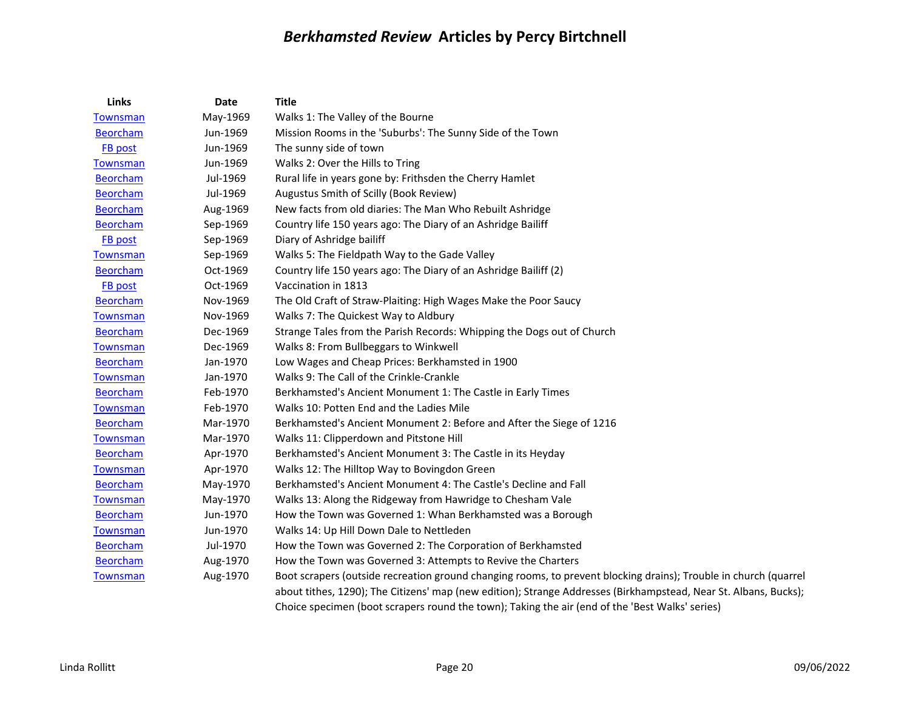# *Berkhamsted Review* Articles by Percy Birtchnell

| Links | Date | Title |
|---|---|---|
| Townsman | May-1969 | Walks 1: The Valley of the Bourne |
| Beorcham | Jun-1969 | Mission Rooms in the 'Suburbs': The Sunny Side of the Town |
| FB post | Jun-1969 | The sunny side of town |
| Townsman | Jun-1969 | Walks 2: Over the Hills to Tring |
| Beorcham | Jul-1969 | Rural life in years gone by: Frithsden the Cherry Hamlet |
| Beorcham | Jul-1969 | Augustus Smith of Scilly (Book Review) |
| Beorcham | Aug-1969 | New facts from old diaries: The Man Who Rebuilt Ashridge |
| Beorcham | Sep-1969 | Country life 150 years ago: The Diary of an Ashridge Bailiff |
| FB post | Sep-1969 | Diary of Ashridge bailiff |
| Townsman | Sep-1969 | Walks 5: The Fieldpath Way to the Gade Valley |
| Beorcham | Oct-1969 | Country life 150 years ago: The Diary of an Ashridge Bailiff (2) |
| FB post | Oct-1969 | Vaccination in 1813 |
| Beorcham | Nov-1969 | The Old Craft of Straw-Plaiting: High Wages Make the Poor Saucy |
| Townsman | Nov-1969 | Walks 7: The Quickest Way to Aldbury |
| Beorcham | Dec-1969 | Strange Tales from the Parish Records: Whipping the Dogs out of Church |
| Townsman | Dec-1969 | Walks 8: From Bullbeggars to Winkwell |
| Beorcham | Jan-1970 | Low Wages and Cheap Prices: Berkhamsted in 1900 |
| Townsman | Jan-1970 | Walks 9: The Call of the Crinkle-Crankle |
| Beorcham | Feb-1970 | Berkhamsted's Ancient Monument 1: The Castle in Early Times |
| Townsman | Feb-1970 | Walks 10: Potten End and the Ladies Mile |
| Beorcham | Mar-1970 | Berkhamsted's Ancient Monument 2: Before and After the Siege of 1216 |
| Townsman | Mar-1970 | Walks 11: Clipperdown and Pitstone Hill |
| Beorcham | Apr-1970 | Berkhamsted's Ancient Monument 3: The Castle in its Heyday |
| Townsman | Apr-1970 | Walks 12: The Hilltop Way to Bovingdon Green |
| Beorcham | May-1970 | Berkhamsted's Ancient Monument 4: The Castle's Decline and Fall |
| Townsman | May-1970 | Walks 13: Along the Ridgeway from Hawridge to Chesham Vale |
| Beorcham | Jun-1970 | How the Town was Governed 1: Whan Berkhamsted was a Borough |
| Townsman | Jun-1970 | Walks 14: Up Hill Down Dale to Nettleden |
| Beorcham | Jul-1970 | How the Town was Governed 2: The Corporation of Berkhamsted |
| Beorcham | Aug-1970 | How the Town was Governed 3: Attempts to Revive the Charters |
| Townsman | Aug-1970 | Boot scrapers (outside recreation ground changing rooms, to prevent blocking drains); Trouble in church (quarrel about tithes, 1290); The Citizens' map (new edition); Strange Addresses (Birkhampstead, Near St. Albans, Bucks); Choice specimen (boot scrapers round the town); Taking the air (end of the 'Best Walks' series) |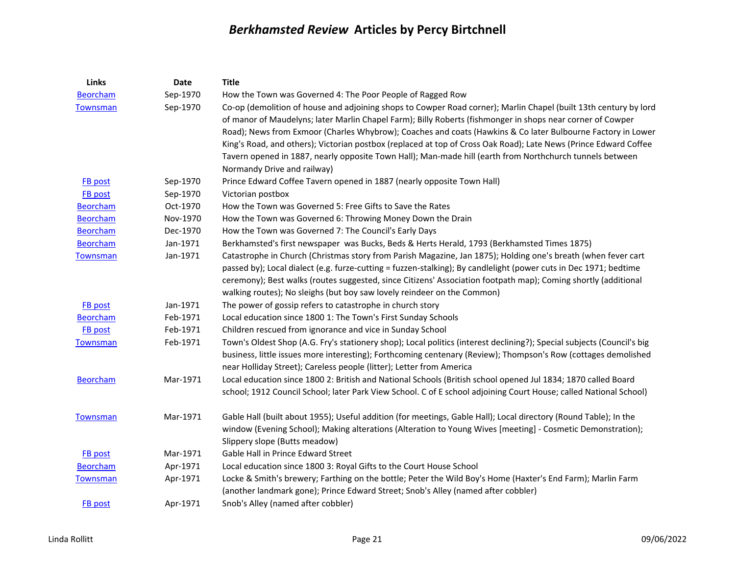# *Berkhamsted Review* Articles by Percy Birtchnell

| Links | Date | Title |
|---|---|---|
| Beorcham | Sep-1970 | How the Town was Governed 4: The Poor People of Ragged Row |
| Townsman | Sep-1970 | Co-op (demolition of house and adjoining shops to Cowper Road corner); Marlin Chapel (built 13th century by lord of manor of Maudelyns; later Marlin Chapel Farm); Billy Roberts (fishmonger in shops near corner of Cowper Road); News from Exmoor (Charles Whybrow); Coaches and coats (Hawkins & Co later Bulbourne Factory in Lower King's Road, and others); Victorian postbox (replaced at top of Cross Oak Road); Late News (Prince Edward Coffee Tavern opened in 1887, nearly opposite Town Hall); Man-made hill (earth from Northchurch tunnels between Normandy Drive and railway) |
| FB post | Sep-1970 | Prince Edward Coffee Tavern opened in 1887 (nearly opposite Town Hall) |
| FB post | Sep-1970 | Victorian postbox |
| Beorcham | Oct-1970 | How the Town was Governed 5: Free Gifts to Save the Rates |
| Beorcham | Nov-1970 | How the Town was Governed 6: Throwing Money Down the Drain |
| Beorcham | Dec-1970 | How the Town was Governed 7: The Council's Early Days |
| Beorcham | Jan-1971 | Berkhamsted's first newspaper was Bucks, Beds & Herts Herald, 1793 (Berkhamsted Times 1875) |
| Townsman | Jan-1971 | Catastrophe in Church (Christmas story from Parish Magazine, Jan 1875); Holding one's breath (when fever cart passed by); Local dialect (e.g. furze-cutting = fuzzen-stalking); By candlelight (power cuts in Dec 1971; bedtime ceremony); Best walks (routes suggested, since Citizens' Association footpath map); Coming shortly (additional walking routes); No sleighs (but boy saw lovely reindeer on the Common) |
| FB post | Jan-1971 | The power of gossip refers to catastrophe in church story |
| Beorcham | Feb-1971 | Local education since 1800 1: The Town's First Sunday Schools |
| FB post | Feb-1971 | Children rescued from ignorance and vice in Sunday School |
| Townsman | Feb-1971 | Town's Oldest Shop (A.G. Fry's stationery shop); Local politics (interest declining?); Special subjects (Council's big business, little issues more interesting); Forthcoming centenary (Review); Thompson's Row (cottages demolished near Holliday Street); Careless people (litter); Letter from America |
| Beorcham | Mar-1971 | Local education since 1800 2: British and National Schools (British school opened Jul 1834; 1870 called Board school; 1912 Council School; later Park View School. C of E school adjoining Court House; called National School) |
| Townsman | Mar-1971 | Gable Hall (built about 1955); Useful addition (for meetings, Gable Hall); Local directory (Round Table); In the window (Evening School); Making alterations (Alteration to Young Wives [meeting] - Cosmetic Demonstration); Slippery slope (Butts meadow) |
| FB post | Mar-1971 | Gable Hall in Prince Edward Street |
| Beorcham | Apr-1971 | Local education since 1800 3: Royal Gifts to the Court House School |
| Townsman | Apr-1971 | Locke & Smith's brewery; Farthing on the bottle; Peter the Wild Boy's Home (Haxter's End Farm); Marlin Farm (another landmark gone); Prince Edward Street; Snob's Alley (named after cobbler) |
| FB post | Apr-1971 | Snob's Alley (named after cobbler) |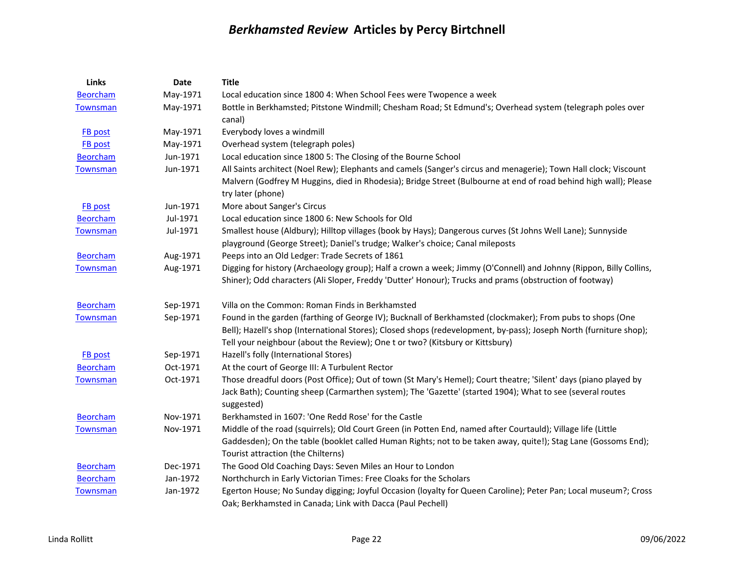# *Berkhamsted Review* Articles by Percy Birtchnell

| Links | Date | Title |
|---|---|---|
| Beorcham | May-1971 | Local education since 1800 4: When School Fees were Twopence a week |
| Townsman | May-1971 | Bottle in Berkhamsted; Pitstone Windmill; Chesham Road; St Edmund's; Overhead system (telegraph poles over canal) |
| FB post | May-1971 | Everybody loves a windmill |
| FB post | May-1971 | Overhead system (telegraph poles) |
| Beorcham | Jun-1971 | Local education since 1800 5: The Closing of the Bourne School |
| Townsman | Jun-1971 | All Saints architect (Noel Rew); Elephants and camels (Sanger's circus and menagerie); Town Hall clock; Viscount Malvern (Godfrey M Huggins, died in Rhodesia); Bridge Street (Bulbourne at end of road behind high wall); Please try later (phone) |
| FB post | Jun-1971 | More about Sanger's Circus |
| Beorcham | Jul-1971 | Local education since 1800 6: New Schools for Old |
| Townsman | Jul-1971 | Smallest house (Aldbury); Hilltop villages (book by Hays); Dangerous curves (St Johns Well Lane); Sunnyside playground (George Street); Daniel's trudge; Walker's choice; Canal mileposts |
| Beorcham | Aug-1971 | Peeps into an Old Ledger: Trade Secrets of 1861 |
| Townsman | Aug-1971 | Digging for history (Archaeology group); Half a crown a week; Jimmy (O'Connell) and Johnny (Rippon, Billy Collins, Shiner); Odd characters (Ali Sloper, Freddy 'Dutter' Honour); Trucks and prams (obstruction of footway) |
| Beorcham | Sep-1971 | Villa on the Common: Roman Finds in Berkhamsted |
| Townsman | Sep-1971 | Found in the garden (farthing of George IV); Bucknall of Berkhamsted (clockmaker); From pubs to shops (One Bell); Hazell's shop (International Stores); Closed shops (redevelopment, by-pass); Joseph North (furniture shop); Tell your neighbour (about the Review); One t or two? (Kitsbury or Kittsbury) |
| FB post | Sep-1971 | Hazell's folly (International Stores) |
| Beorcham | Oct-1971 | At the court of George III: A Turbulent Rector |
| Townsman | Oct-1971 | Those dreadful doors (Post Office); Out of town (St Mary's Hemel); Court theatre; 'Silent' days (piano played by Jack Bath); Counting sheep (Carmarthen system); The 'Gazette' (started 1904); What to see (several routes suggested) |
| Beorcham | Nov-1971 | Berkhamsted in 1607: 'One Redd Rose' for the Castle |
| Townsman | Nov-1971 | Middle of the road (squirrels); Old Court Green (in Potten End, named after Courtauld); Village life (Little Gaddesden); On the table (booklet called Human Rights; not to be taken away, quite!); Stag Lane (Gossoms End); Tourist attraction (the Chilterns) |
| Beorcham | Dec-1971 | The Good Old Coaching Days: Seven Miles an Hour to London |
| Beorcham | Jan-1972 | Northchurch in Early Victorian Times: Free Cloaks for the Scholars |
| Townsman | Jan-1972 | Egerton House; No Sunday digging; Joyful Occasion (loyalty for Queen Caroline); Peter Pan; Local museum?; Cross Oak; Berkhamsted in Canada; Link with Dacca (Paul Pechell) |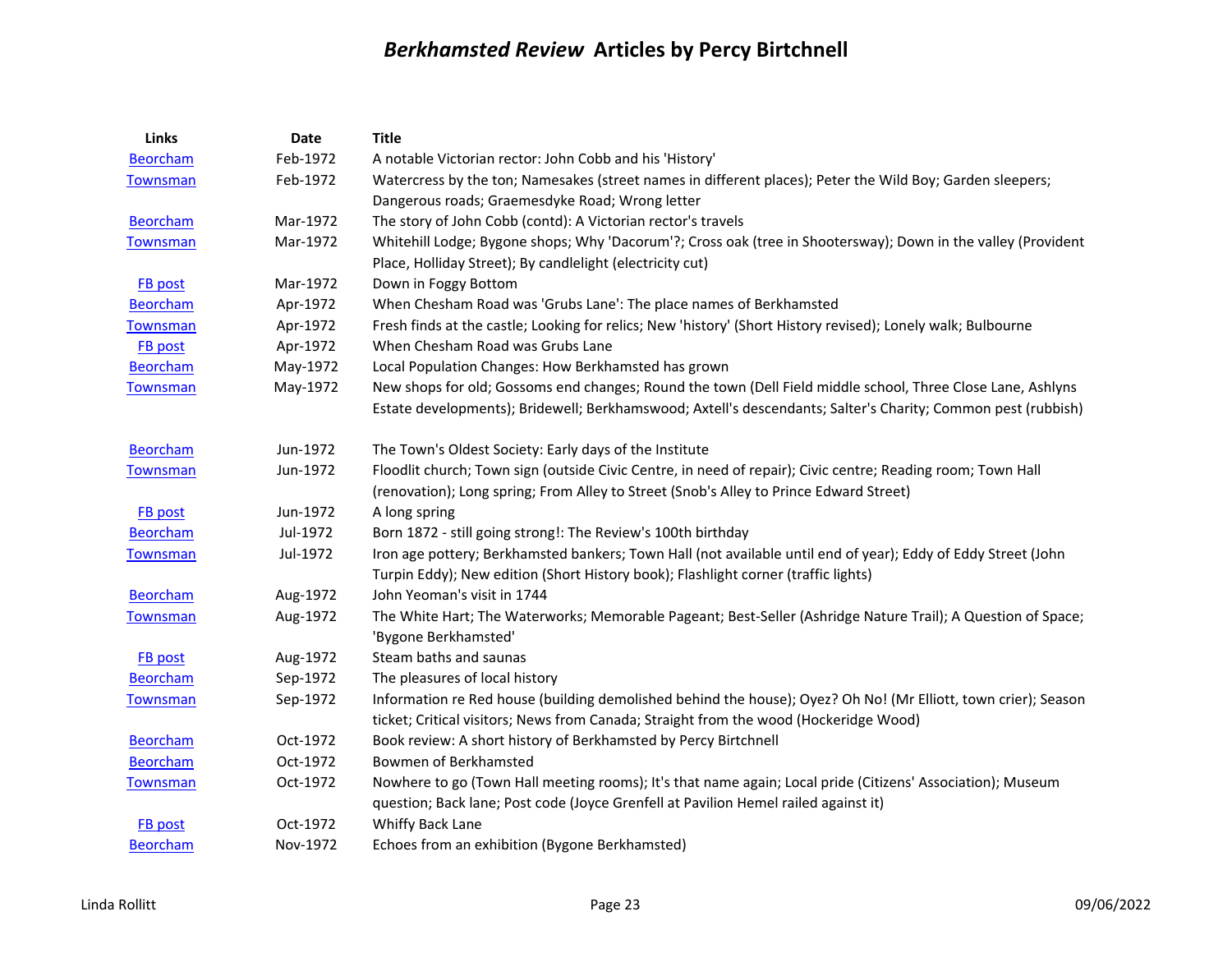# *Berkhamsted Review* Articles by Percy Birtchnell

| Links | Date | Title |
|---|---|---|
| Beorcham | Feb-1972 | A notable Victorian rector: John Cobb and his 'History' |
| Townsman | Feb-1972 | Watercress by the ton; Namesakes (street names in different places); Peter the Wild Boy; Garden sleepers; Dangerous roads; Graemesdyke Road; Wrong letter |
| Beorcham | Mar-1972 | The story of John Cobb (contd): A Victorian rector's travels |
| Townsman | Mar-1972 | Whitehill Lodge; Bygone shops; Why 'Dacorum'?; Cross oak (tree in Shootersway); Down in the valley (Provident Place, Holliday Street); By candlelight (electricity cut) |
| FB post | Mar-1972 | Down in Foggy Bottom |
| Beorcham | Apr-1972 | When Chesham Road was 'Grubs Lane': The place names of Berkhamsted |
| Townsman | Apr-1972 | Fresh finds at the castle; Looking for relics; New 'history' (Short History revised); Lonely walk; Bulbourne |
| FB post | Apr-1972 | When Chesham Road was Grubs Lane |
| Beorcham | May-1972 | Local Population Changes: How Berkhamsted has grown |
| Townsman | May-1972 | New shops for old; Gossoms end changes; Round the town (Dell Field middle school, Three Close Lane, Ashlyns Estate developments); Bridewell; Berkhamswood; Axtell's descendants; Salter's Charity; Common pest (rubbish) |
| Beorcham | Jun-1972 | The Town's Oldest Society: Early days of the Institute |
| Townsman | Jun-1972 | Floodlit church; Town sign (outside Civic Centre, in need of repair); Civic centre; Reading room; Town Hall (renovation); Long spring; From Alley to Street (Snob's Alley to Prince Edward Street) |
| FB post | Jun-1972 | A long spring |
| Beorcham | Jul-1972 | Born 1872 - still going strong!: The Review's 100th birthday |
| Townsman | Jul-1972 | Iron age pottery; Berkhamsted bankers; Town Hall (not available until end of year); Eddy of Eddy Street (John Turpin Eddy); New edition (Short History book); Flashlight corner (traffic lights) |
| Beorcham | Aug-1972 | John Yeoman's visit in 1744 |
| Townsman | Aug-1972 | The White Hart; The Waterworks; Memorable Pageant; Best-Seller (Ashridge Nature Trail); A Question of Space; 'Bygone Berkhamsted' |
| FB post | Aug-1972 | Steam baths and saunas |
| Beorcham | Sep-1972 | The pleasures of local history |
| Townsman | Sep-1972 | Information re Red house (building demolished behind the house); Oyez? Oh No! (Mr Elliott, town crier); Season ticket; Critical visitors; News from Canada; Straight from the wood (Hockeridge Wood) |
| Beorcham | Oct-1972 | Book review: A short history of Berkhamsted by Percy Birtchnell |
| Beorcham | Oct-1972 | Bowmen of Berkhamsted |
| Townsman | Oct-1972 | Nowhere to go (Town Hall meeting rooms); It's that name again; Local pride (Citizens' Association); Museum question; Back lane; Post code (Joyce Grenfell at Pavilion Hemel railed against it) |
| FB post | Oct-1972 | Whiffy Back Lane |
| Beorcham | Nov-1972 | Echoes from an exhibition (Bygone Berkhamsted) |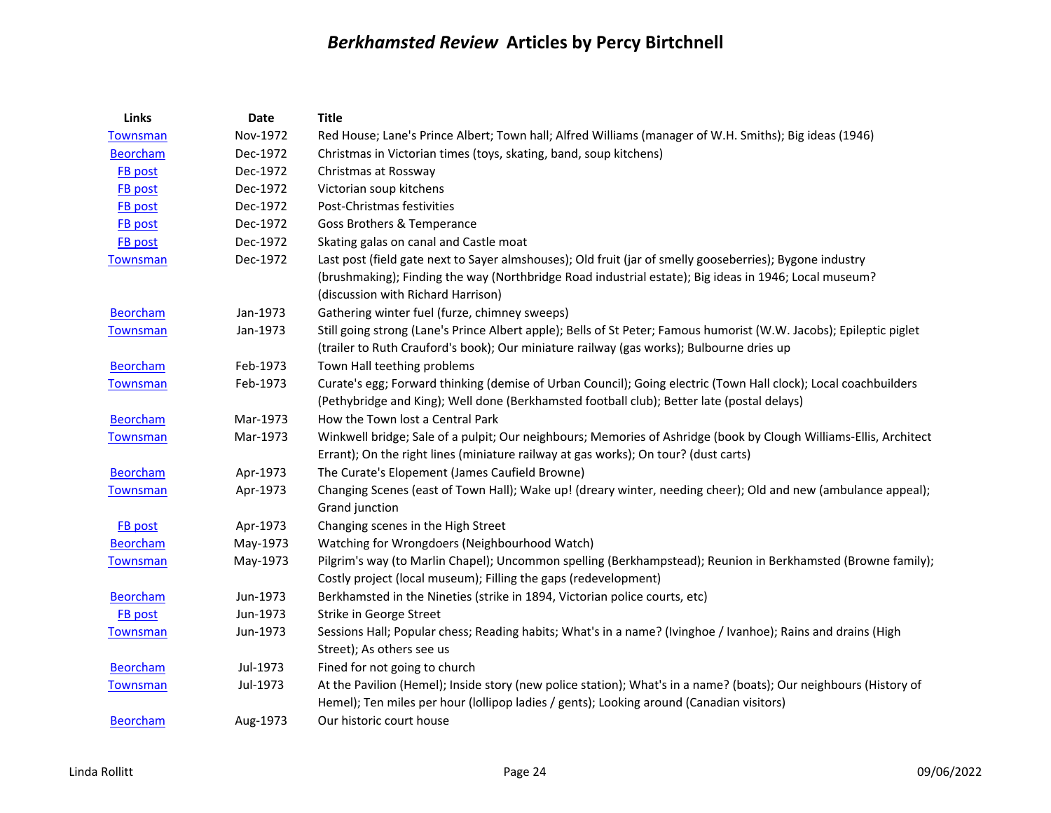# *Berkhamsted Review* Articles by Percy Birtchnell

| Links | Date | Title |
|---|---|---|
| Townsman | Nov-1972 | Red House; Lane's Prince Albert; Town hall; Alfred Williams (manager of W.H. Smiths); Big ideas (1946) |
| Beorcham | Dec-1972 | Christmas in Victorian times (toys, skating, band, soup kitchens) |
| FB post | Dec-1972 | Christmas at Rossway |
| FB post | Dec-1972 | Victorian soup kitchens |
| FB post | Dec-1972 | Post-Christmas festivities |
| FB post | Dec-1972 | Goss Brothers & Temperance |
| FB post | Dec-1972 | Skating galas on canal and Castle moat |
| Townsman | Dec-1972 | Last post (field gate next to Sayer almshouses); Old fruit (jar of smelly gooseberries); Bygone industry (brushmaking); Finding the way (Northbridge Road industrial estate); Big ideas in 1946; Local museum? (discussion with Richard Harrison) |
| Beorcham | Jan-1973 | Gathering winter fuel (furze, chimney sweeps) |
| Townsman | Jan-1973 | Still going strong (Lane's Prince Albert apple); Bells of St Peter; Famous humorist (W.W. Jacobs); Epileptic piglet (trailer to Ruth Crauford's book); Our miniature railway (gas works); Bulbourne dries up |
| Beorcham | Feb-1973 | Town Hall teething problems |
| Townsman | Feb-1973 | Curate's egg; Forward thinking (demise of Urban Council); Going electric (Town Hall clock); Local coachbuilders (Pethybridge and King); Well done (Berkhamsted football club); Better late (postal delays) |
| Beorcham | Mar-1973 | How the Town lost a Central Park |
| Townsman | Mar-1973 | Winkwell bridge; Sale of a pulpit; Our neighbours; Memories of Ashridge (book by Clough Williams-Ellis, Architect Errant); On the right lines (miniature railway at gas works); On tour? (dust carts) |
| Beorcham | Apr-1973 | The Curate's Elopement (James Caufield Browne) |
| Townsman | Apr-1973 | Changing Scenes (east of Town Hall); Wake up! (dreary winter, needing cheer); Old and new (ambulance appeal); Grand junction |
| FB post | Apr-1973 | Changing scenes in the High Street |
| Beorcham | May-1973 | Watching for Wrongdoers (Neighbourhood Watch) |
| Townsman | May-1973 | Pilgrim's way (to Marlin Chapel); Uncommon spelling (Berkhampstead); Reunion in Berkhamsted (Browne family); Costly project (local museum); Filling the gaps (redevelopment) |
| Beorcham | Jun-1973 | Berkhamsted in the Nineties (strike in 1894, Victorian police courts, etc) |
| FB post | Jun-1973 | Strike in George Street |
| Townsman | Jun-1973 | Sessions Hall; Popular chess; Reading habits; What's in a name? (Ivinghoe / Ivanhoe); Rains and drains (High Street); As others see us |
| Beorcham | Jul-1973 | Fined for not going to church |
| Townsman | Jul-1973 | At the Pavilion (Hemel); Inside story (new police station); What's in a name? (boats); Our neighbours (History of Hemel); Ten miles per hour (lollipop ladies / gents); Looking around (Canadian visitors) |
| Beorcham | Aug-1973 | Our historic court house |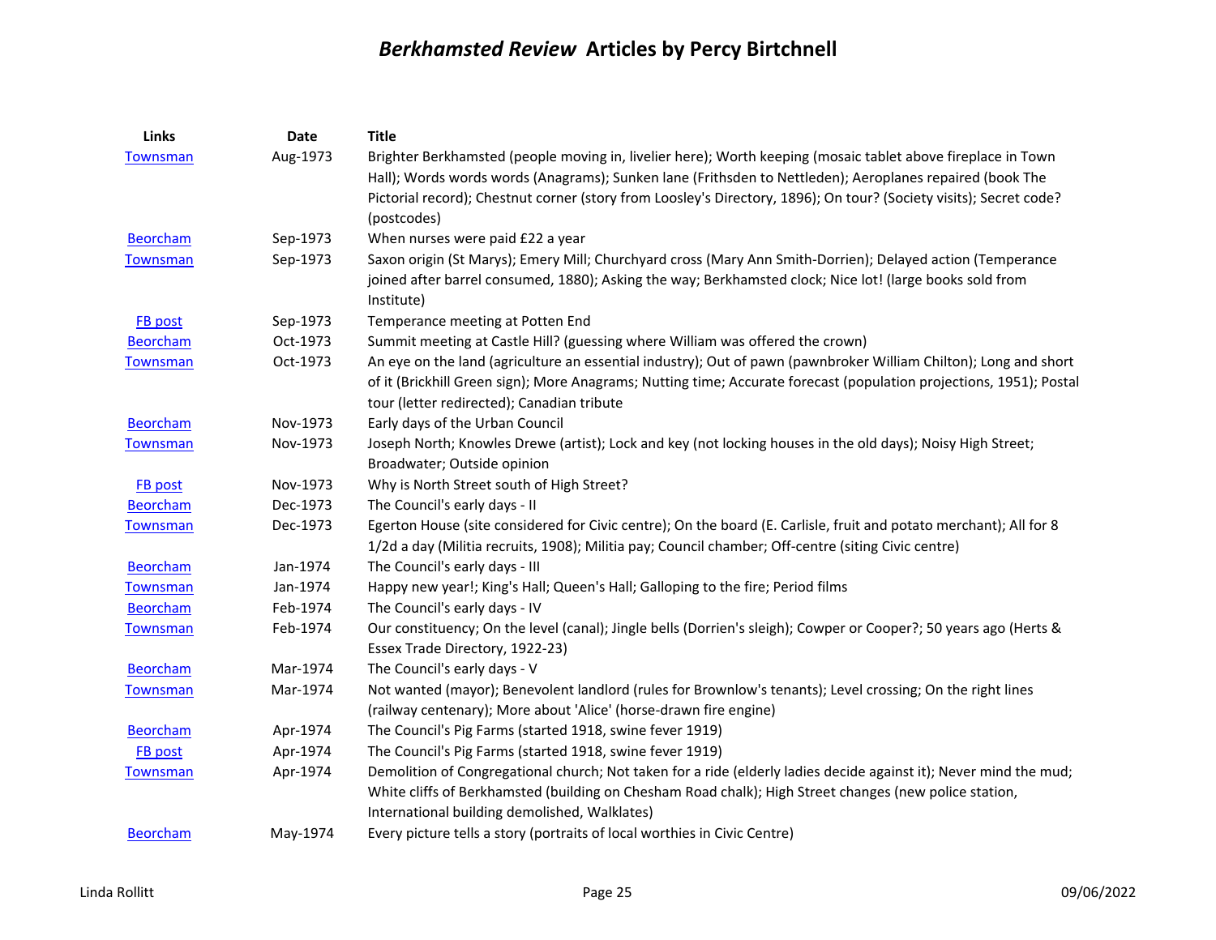# *Berkhamsted Review* Articles by Percy Birtchnell

| Links | Date | Title |
|---|---|---|
| Townsman | Aug-1973 | Brighter Berkhamsted (people moving in, livelier here); Worth keeping (mosaic tablet above fireplace in Town Hall); Words words words (Anagrams); Sunken lane (Frithsden to Nettleden); Aeroplanes repaired (book The Pictorial record); Chestnut corner (story from Loosley's Directory, 1896); On tour? (Society visits); Secret code? (postcodes) |
| Beorcham | Sep-1973 | When nurses were paid £22 a year |
| Townsman | Sep-1973 | Saxon origin (St Marys); Emery Mill; Churchyard cross (Mary Ann Smith-Dorrien); Delayed action (Temperance joined after barrel consumed, 1880); Asking the way; Berkhamsted clock; Nice lot! (large books sold from Institute) |
| FB post | Sep-1973 | Temperance meeting at Potten End |
| Beorcham | Oct-1973 | Summit meeting at Castle Hill? (guessing where William was offered the crown) |
| Townsman | Oct-1973 | An eye on the land (agriculture an essential industry); Out of pawn (pawnbroker William Chilton); Long and short of it (Brickhill Green sign); More Anagrams; Nutting time; Accurate forecast (population projections, 1951); Postal tour (letter redirected); Canadian tribute |
| Beorcham | Nov-1973 | Early days of the Urban Council |
| Townsman | Nov-1973 | Joseph North; Knowles Drewe (artist); Lock and key (not locking houses in the old days); Noisy High Street; Broadwater; Outside opinion |
| FB post | Nov-1973 | Why is North Street south of High Street? |
| Beorcham | Dec-1973 | The Council's early days - II |
| Townsman | Dec-1973 | Egerton House (site considered for Civic centre); On the board (E. Carlisle, fruit and potato merchant); All for 8 1/2d a day (Militia recruits, 1908); Militia pay; Council chamber; Off-centre (siting Civic centre) |
| Beorcham | Jan-1974 | The Council's early days - III |
| Townsman | Jan-1974 | Happy new year!; King's Hall; Queen's Hall; Galloping to the fire; Period films |
| Beorcham | Feb-1974 | The Council's early days - IV |
| Townsman | Feb-1974 | Our constituency; On the level (canal); Jingle bells (Dorrien's sleigh); Cowper or Cooper?; 50 years ago (Herts & Essex Trade Directory, 1922-23) |
| Beorcham | Mar-1974 | The Council's early days - V |
| Townsman | Mar-1974 | Not wanted (mayor); Benevolent landlord (rules for Brownlow's tenants); Level crossing; On the right lines (railway centenary); More about 'Alice' (horse-drawn fire engine) |
| Beorcham | Apr-1974 | The Council's Pig Farms (started 1918, swine fever 1919) |
| FB post | Apr-1974 | The Council's Pig Farms (started 1918, swine fever 1919) |
| Townsman | Apr-1974 | Demolition of Congregational church; Not taken for a ride (elderly ladies decide against it); Never mind the mud; White cliffs of Berkhamsted (building on Chesham Road chalk); High Street changes (new police station, International building demolished, Walklates) |
| Beorcham | May-1974 | Every picture tells a story (portraits of local worthies in Civic Centre) |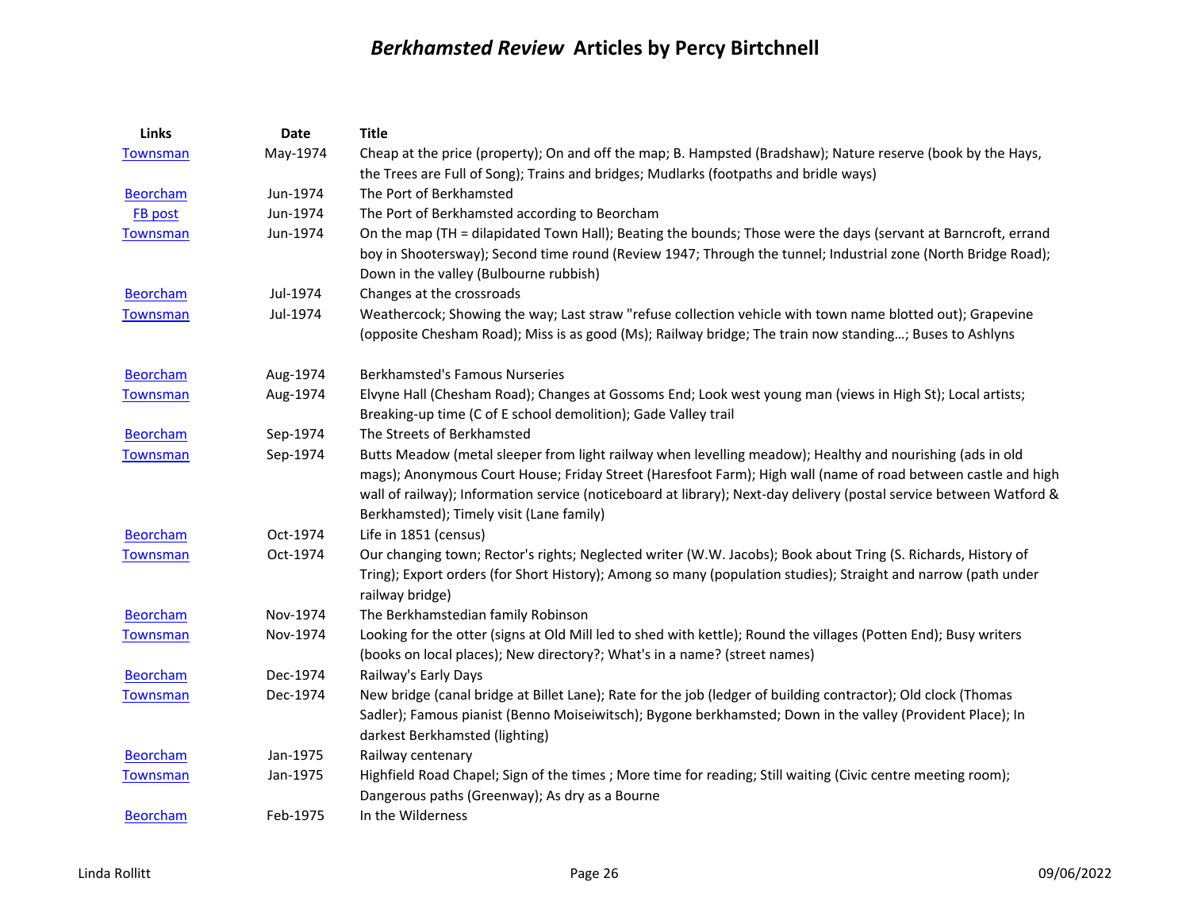# *Berkhamsted Review* Articles by Percy Birtchnell

| Links | Date | Title |
|---|---|---|
| Townsman | May-1974 | Cheap at the price (property); On and off the map; B. Hampsted (Bradshaw); Nature reserve (book by the Hays, the Trees are Full of Song); Trains and bridges; Mudlarks (footpaths and bridle ways) |
| Beorcham | Jun-1974 | The Port of Berkhamsted |
| FB post | Jun-1974 | The Port of Berkhamsted according to Beorcham |
| Townsman | Jun-1974 | On the map (TH = dilapidated Town Hall); Beating the bounds; Those were the days (servant at Barncroft, errand boy in Shootersway); Second time round (Review 1947; Through the tunnel; Industrial zone (North Bridge Road); Down in the valley (Bulbourne rubbish) |
| Beorcham | Jul-1974 | Changes at the crossroads |
| Townsman | Jul-1974 | Weathercock; Showing the way; Last straw "refuse collection vehicle with town name blotted out); Grapevine (opposite Chesham Road); Miss is as good (Ms); Railway bridge; The train now standing…; Buses to Ashlyns |
| Beorcham | Aug-1974 | Berkhamsted's Famous Nurseries |
| Townsman | Aug-1974 | Elvyne Hall (Chesham Road); Changes at Gossoms End; Look west young man (views in High St); Local artists; Breaking-up time (C of E school demolition); Gade Valley trail |
| Beorcham | Sep-1974 | The Streets of Berkhamsted |
| Townsman | Sep-1974 | Butts Meadow (metal sleeper from light railway when levelling meadow); Healthy and nourishing (ads in old mags); Anonymous Court House; Friday Street (Haresfoot Farm); High wall (name of road between castle and high wall of railway); Information service (noticeboard at library); Next-day delivery (postal service between Watford & Berkhamsted); Timely visit (Lane family) |
| Beorcham | Oct-1974 | Life in 1851 (census) |
| Townsman | Oct-1974 | Our changing town; Rector's rights; Neglected writer (W.W. Jacobs); Book about Tring (S. Richards, History of Tring); Export orders (for Short History); Among so many (population studies); Straight and narrow (path under railway bridge) |
| Beorcham | Nov-1974 | The Berkhamstedian family Robinson |
| Townsman | Nov-1974 | Looking for the otter (signs at Old Mill led to shed with kettle); Round the villages (Potten End); Busy writers (books on local places); New directory?; What's in a name? (street names) |
| Beorcham | Dec-1974 | Railway's Early Days |
| Townsman | Dec-1974 | New bridge (canal bridge at Billet Lane); Rate for the job (ledger of building contractor); Old clock (Thomas Sadler); Famous pianist (Benno Moiseiwitsch); Bygone berkhamsted; Down in the valley (Provident Place); In darkest Berkhamsted (lighting) |
| Beorcham | Jan-1975 | Railway centenary |
| Townsman | Jan-1975 | Highfield Road Chapel; Sign of the times ; More time for reading; Still waiting (Civic centre meeting room); Dangerous paths (Greenway); As dry as a Bourne |
| Beorcham | Feb-1975 | In the Wilderness |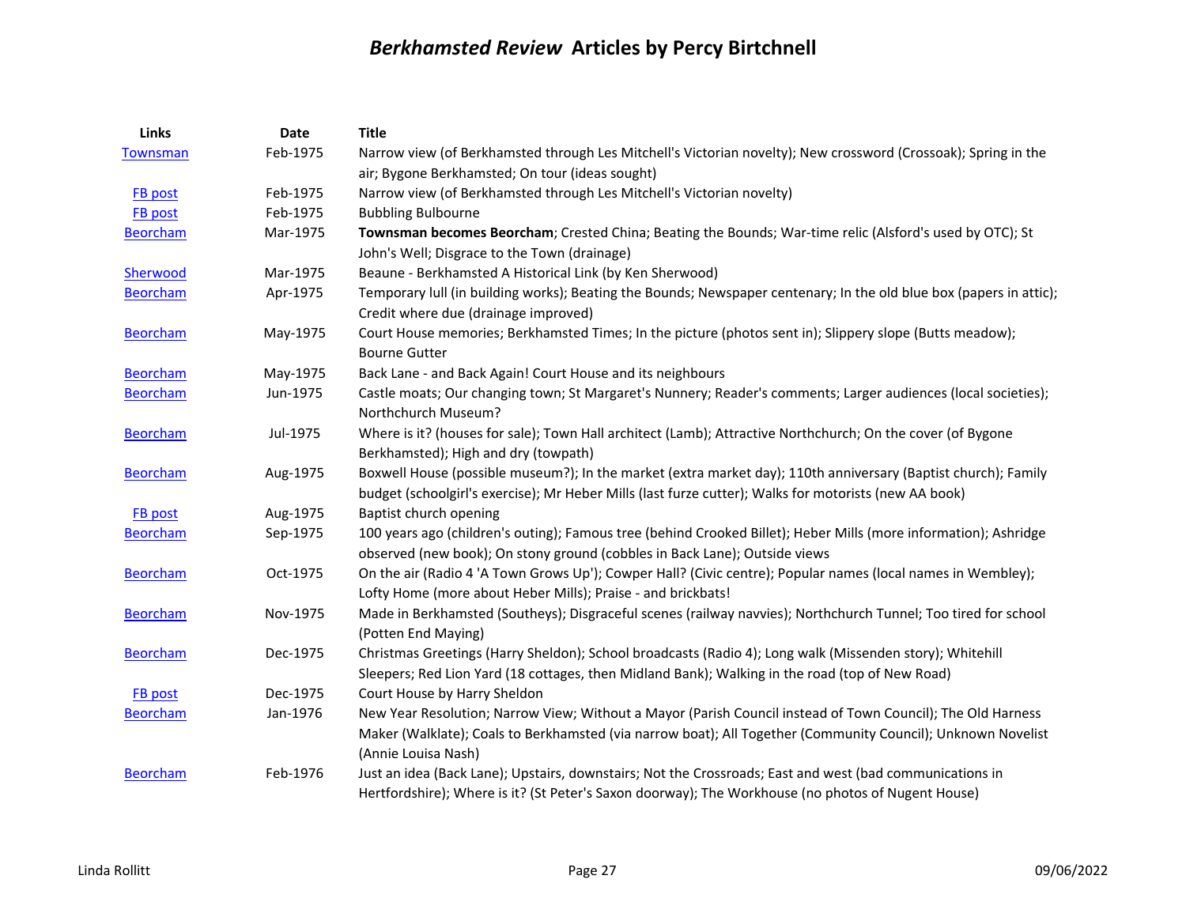# *Berkhamsted Review* Articles by Percy Birtchnell

| Links | Date | Title |
|---|---|---|
| Townsman | Feb-1975 | Narrow view (of Berkhamsted through Les Mitchell's Victorian novelty); New crossword (Crossoak); Spring in the air; Bygone Berkhamsted; On tour (ideas sought) |
| FB post | Feb-1975 | Narrow view (of Berkhamsted through Les Mitchell's Victorian novelty) |
| FB post | Feb-1975 | Bubbling Bulbourne |
| Beorcham | Mar-1975 | **Townsman becomes Beorcham**; Crested China; Beating the Bounds; War-time relic (Alsford's used by OTC); St John's Well; Disgrace to the Town (drainage) |
| Sherwood | Mar-1975 | Beaune - Berkhamsted A Historical Link (by Ken Sherwood) |
| Beorcham | Apr-1975 | Temporary lull (in building works); Beating the Bounds; Newspaper centenary; In the old blue box (papers in attic); Credit where due (drainage improved) |
| Beorcham | May-1975 | Court House memories; Berkhamsted Times; In the picture (photos sent in); Slippery slope (Butts meadow); Bourne Gutter |
| Beorcham | May-1975 | Back Lane - and Back Again! Court House and its neighbours |
| Beorcham | Jun-1975 | Castle moats; Our changing town; St Margaret's Nunnery; Reader's comments; Larger audiences (local societies); Northchurch Museum? |
| Beorcham | Jul-1975 | Where is it? (houses for sale); Town Hall architect (Lamb); Attractive Northchurch; On the cover (of Bygone Berkhamsted); High and dry (towpath) |
| Beorcham | Aug-1975 | Boxwell House (possible museum?); In the market (extra market day); 110th anniversary (Baptist church); Family budget (schoolgirl's exercise); Mr Heber Mills (last furze cutter); Walks for motorists (new AA book) |
| FB post | Aug-1975 | Baptist church opening |
| Beorcham | Sep-1975 | 100 years ago (children's outing); Famous tree (behind Crooked Billet); Heber Mills (more information); Ashridge observed (new book); On stony ground (cobbles in Back Lane); Outside views |
| Beorcham | Oct-1975 | On the air (Radio 4 'A Town Grows Up'); Cowper Hall? (Civic centre); Popular names (local names in Wembley); Lofty Home (more about Heber Mills); Praise - and brickbats! |
| Beorcham | Nov-1975 | Made in Berkhamsted (Southeys); Disgraceful scenes (railway navvies); Northchurch Tunnel; Too tired for school (Potten End Maying) |
| Beorcham | Dec-1975 | Christmas Greetings (Harry Sheldon); School broadcasts (Radio 4); Long walk (Missenden story); Whitehill Sleepers; Red Lion Yard (18 cottages, then Midland Bank); Walking in the road (top of New Road) |
| FB post | Dec-1975 | Court House by Harry Sheldon |
| Beorcham | Jan-1976 | New Year Resolution; Narrow View; Without a Mayor (Parish Council instead of Town Council); The Old Harness Maker (Walklate); Coals to Berkhamsted (via narrow boat); All Together (Community Council); Unknown Novelist (Annie Louisa Nash) |
| Beorcham | Feb-1976 | Just an idea (Back Lane); Upstairs, downstairs; Not the Crossroads; East and west (bad communications in Hertfordshire); Where is it? (St Peter's Saxon doorway); The Workhouse (no photos of Nugent House) |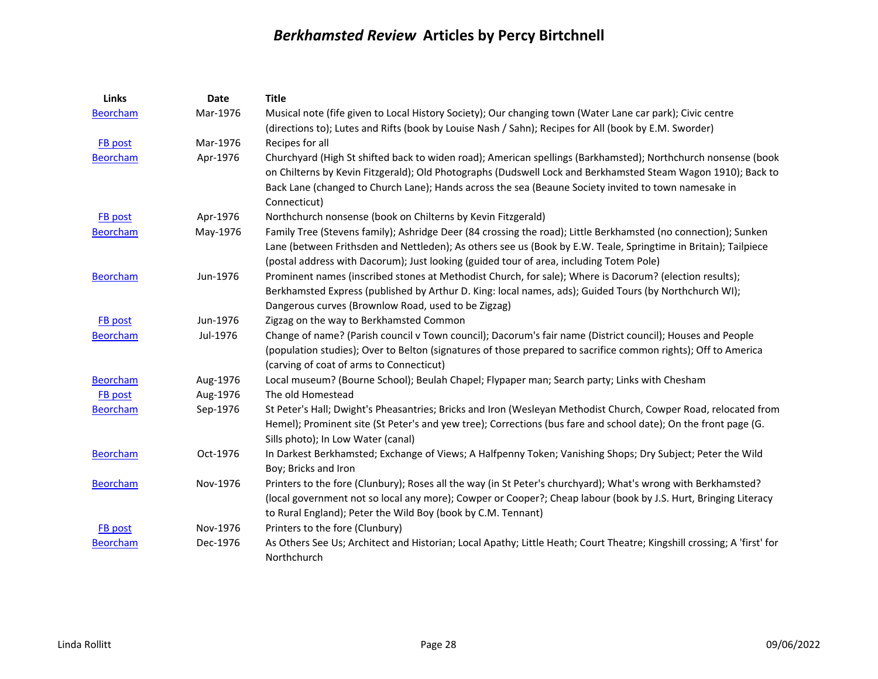# *Berkhamsted Review* Articles by Percy Birtchnell

| Links | Date | Title |
|---|---|---|
| Beorcham | Mar-1976 | Musical note (fife given to Local History Society); Our changing town (Water Lane car park); Civic centre (directions to); Lutes and Rifts (book by Louise Nash / Sahn); Recipes for All (book by E.M. Sworder) |
| FB post | Mar-1976 | Recipes for all |
| Beorcham | Apr-1976 | Churchyard (High St shifted back to widen road); American spellings (Barkhamsted); Northchurch nonsense (book on Chilterns by Kevin Fitzgerald); Old Photographs (Dudswell Lock and Berkhamsted Steam Wagon 1910); Back to Back Lane (changed to Church Lane); Hands across the sea (Beaune Society invited to town namesake in Connecticut) |
| FB post | Apr-1976 | Northchurch nonsense (book on Chilterns by Kevin Fitzgerald) |
| Beorcham | May-1976 | Family Tree (Stevens family); Ashridge Deer (84 crossing the road); Little Berkhamsted (no connection); Sunken Lane (between Frithsden and Nettleden); As others see us (Book by E.W. Teale, Springtime in Britain); Tailpiece (postal address with Dacorum); Just looking (guided tour of area, including Totem Pole) |
| Beorcham | Jun-1976 | Prominent names (inscribed stones at Methodist Church, for sale); Where is Dacorum? (election results); Berkhamsted Express (published by Arthur D. King: local names, ads); Guided Tours (by Northchurch WI); Dangerous curves (Brownlow Road, used to be Zigzag) |
| FB post | Jun-1976 | Zigzag on the way to Berkhamsted Common |
| Beorcham | Jul-1976 | Change of name? (Parish council v Town council); Dacorum's fair name (District council); Houses and People (population studies); Over to Belton (signatures of those prepared to sacrifice common rights); Off to America (carving of coat of arms to Connecticut) |
| Beorcham | Aug-1976 | Local museum? (Bourne School); Beulah Chapel; Flypaper man; Search party; Links with Chesham |
| FB post | Aug-1976 | The old Homestead |
| Beorcham | Sep-1976 | St Peter's Hall; Dwight's Pheasantries; Bricks and Iron (Wesleyan Methodist Church, Cowper Road, relocated from Hemel); Prominent site (St Peter's and yew tree); Corrections (bus fare and school date); On the front page (G. Sills photo); In Low Water (canal) |
| Beorcham | Oct-1976 | In Darkest Berkhamsted; Exchange of Views; A Halfpenny Token; Vanishing Shops; Dry Subject; Peter the Wild Boy; Bricks and Iron |
| Beorcham | Nov-1976 | Printers to the fore (Clunbury); Roses all the way (in St Peter's churchyard); What's wrong with Berkhamsted? (local government not so local any more); Cowper or Cooper?; Cheap labour (book by J.S. Hurt, Bringing Literacy to Rural England); Peter the Wild Boy (book by C.M. Tennant) |
| FB post | Nov-1976 | Printers to the fore (Clunbury) |
| Beorcham | Dec-1976 | As Others See Us; Architect and Historian; Local Apathy; Little Heath; Court Theatre; Kingshill crossing; A 'first' for Northchurch |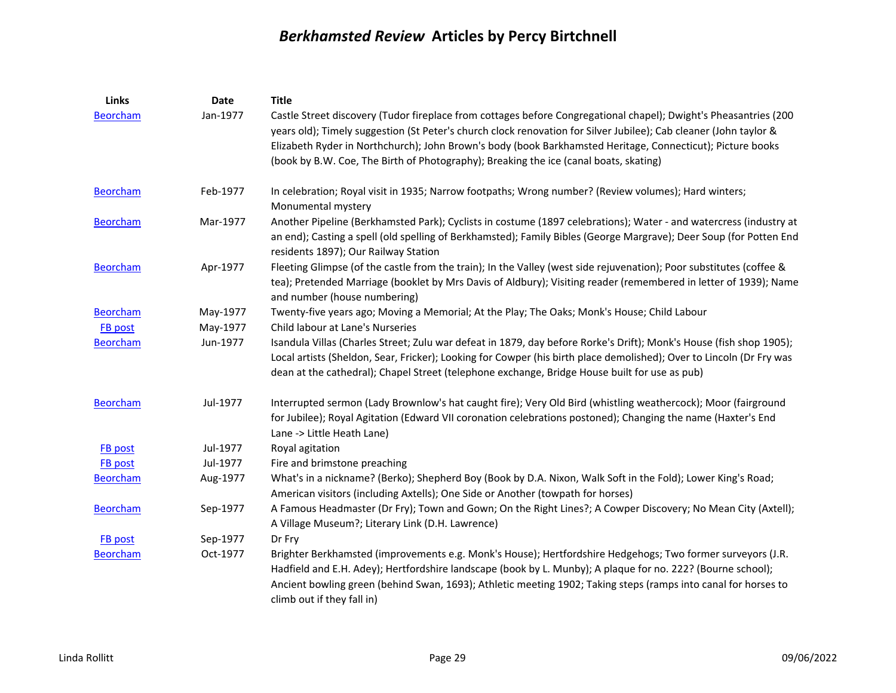# *Berkhamsted Review* Articles by Percy Birtchnell

| Links | Date | Title |
|---|---|---|
| Beorcham | Jan-1977 | Castle Street discovery (Tudor fireplace from cottages before Congregational chapel); Dwight's Pheasantries (200 years old); Timely suggestion (St Peter's church clock renovation for Silver Jubilee); Cab cleaner (John taylor & Elizabeth Ryder in Northchurch); John Brown's body (book Barkhamsted Heritage, Connecticut); Picture books (book by B.W. Coe, The Birth of Photography); Breaking the ice (canal boats, skating) |
| Beorcham | Feb-1977 | In celebration; Royal visit in 1935; Narrow footpaths; Wrong number? (Review volumes); Hard winters; Monumental mystery |
| Beorcham | Mar-1977 | Another Pipeline (Berkhamsted Park); Cyclists in costume (1897 celebrations); Water - and watercress (industry at an end); Casting a spell (old spelling of Berkhamsted); Family Bibles (George Margrave); Deer Soup (for Potten End residents 1897); Our Railway Station |
| Beorcham | Apr-1977 | Fleeting Glimpse (of the castle from the train); In the Valley (west side rejuvenation); Poor substitutes (coffee & tea); Pretended Marriage (booklet by Mrs Davis of Aldbury); Visiting reader (remembered in letter of 1939); Name and number (house numbering) |
| Beorcham | May-1977 | Twenty-five years ago; Moving a Memorial; At the Play; The Oaks; Monk's House; Child Labour |
| FB post | May-1977 | Child labour at Lane's Nurseries |
| Beorcham | Jun-1977 | Isandula Villas (Charles Street; Zulu war defeat in 1879, day before Rorke's Drift); Monk's House (fish shop 1905); Local artists (Sheldon, Sear, Fricker); Looking for Cowper (his birth place demolished); Over to Lincoln (Dr Fry was dean at the cathedral); Chapel Street (telephone exchange, Bridge House built for use as pub) |
| Beorcham | Jul-1977 | Interrupted sermon (Lady Brownlow's hat caught fire); Very Old Bird (whistling weathercock); Moor (fairground for Jubilee); Royal Agitation (Edward VII coronation celebrations postoned); Changing the name (Haxter's End Lane -> Little Heath Lane) |
| FB post | Jul-1977 | Royal agitation |
| FB post | Jul-1977 | Fire and brimstone preaching |
| Beorcham | Aug-1977 | What's in a nickname? (Berko); Shepherd Boy (Book by D.A. Nixon, Walk Soft in the Fold); Lower King's Road; American visitors (including Axtells); One Side or Another (towpath for horses) |
| Beorcham | Sep-1977 | A Famous Headmaster (Dr Fry); Town and Gown; On the Right Lines?; A Cowper Discovery; No Mean City (Axtell); A Village Museum?; Literary Link (D.H. Lawrence) |
| FB post | Sep-1977 | Dr Fry |
| Beorcham | Oct-1977 | Brighter Berkhamsted (improvements e.g. Monk's House); Hertfordshire Hedgehogs; Two former surveyors (J.R. Hadfield and E.H. Adey); Hertfordshire landscape (book by L. Munby); A plaque for no. 222? (Bourne school); Ancient bowling green (behind Swan, 1693); Athletic meeting 1902; Taking steps (ramps into canal for horses to climb out if they fall in) |

Linda Rollitt 09/06/2022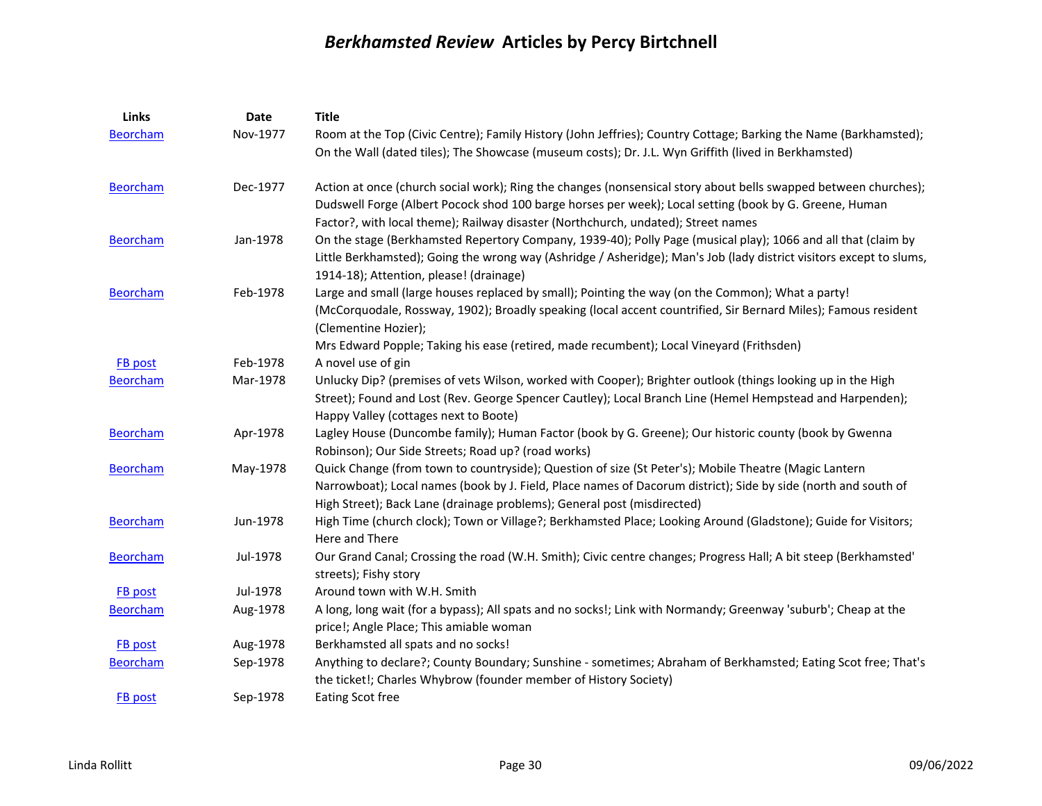# *Berkhamsted Review* Articles by Percy Birtchnell

| Links | Date | Title |
|---|---|---|
| Beorcham | Nov-1977 | Room at the Top (Civic Centre); Family History (John Jeffries); Country Cottage; Barking the Name (Barkhamsted); On the Wall (dated tiles); The Showcase (museum costs); Dr. J.L. Wyn Griffith (lived in Berkhamsted) |
| Beorcham | Dec-1977 | Action at once (church social work); Ring the changes (nonsensical story about bells swapped between churches); Dudswell Forge (Albert Pocock shod 100 barge horses per week); Local setting (book by G. Greene, Human Factor?, with local theme); Railway disaster (Northchurch, undated); Street names |
| Beorcham | Jan-1978 | On the stage (Berkhamsted Repertory Company, 1939-40); Polly Page (musical play); 1066 and all that (claim by Little Berkhamsted); Going the wrong way (Ashridge / Asheridge); Man's Job (lady district visitors except to slums, 1914-18); Attention, please! (drainage) |
| Beorcham | Feb-1978 | Large and small (large houses replaced by small); Pointing the way (on the Common); What a party! (McCorquodale, Rossway, 1902); Broadly speaking (local accent countrified, Sir Bernard Miles); Famous resident (Clementine Hozier); Mrs Edward Popple; Taking his ease (retired, made recumbent); Local Vineyard (Frithsden) |
| FB post | Feb-1978 | A novel use of gin |
| Beorcham | Mar-1978 | Unlucky Dip? (premises of vets Wilson, worked with Cooper); Brighter outlook (things looking up in the High Street); Found and Lost (Rev. George Spencer Cautley); Local Branch Line (Hemel Hempstead and Harpenden); Happy Valley (cottages next to Boote) |
| Beorcham | Apr-1978 | Lagley House (Duncombe family); Human Factor (book by G. Greene); Our historic county (book by Gwenna Robinson); Our Side Streets; Road up? (road works) |
| Beorcham | May-1978 | Quick Change (from town to countryside); Question of size (St Peter's); Mobile Theatre (Magic Lantern Narrowboat); Local names (book by J. Field, Place names of Dacorum district); Side by side (north and south of High Street); Back Lane (drainage problems); General post (misdirected) |
| Beorcham | Jun-1978 | High Time (church clock); Town or Village?; Berkhamsted Place; Looking Around (Gladstone); Guide for Visitors; Here and There |
| Beorcham | Jul-1978 | Our Grand Canal; Crossing the road (W.H. Smith); Civic centre changes; Progress Hall; A bit steep (Berkhamsted' streets); Fishy story |
| FB post | Jul-1978 | Around town with W.H. Smith |
| Beorcham | Aug-1978 | A long, long wait (for a bypass); All spats and no socks!; Link with Normandy; Greenway 'suburb'; Cheap at the price!; Angle Place; This amiable woman |
| FB post | Aug-1978 | Berkhamsted all spats and no socks! |
| Beorcham | Sep-1978 | Anything to declare?; County Boundary; Sunshine - sometimes; Abraham of Berkhamsted; Eating Scot free; That's the ticket!; Charles Whybrow (founder member of History Society) |
| FB post | Sep-1978 | Eating Scot free |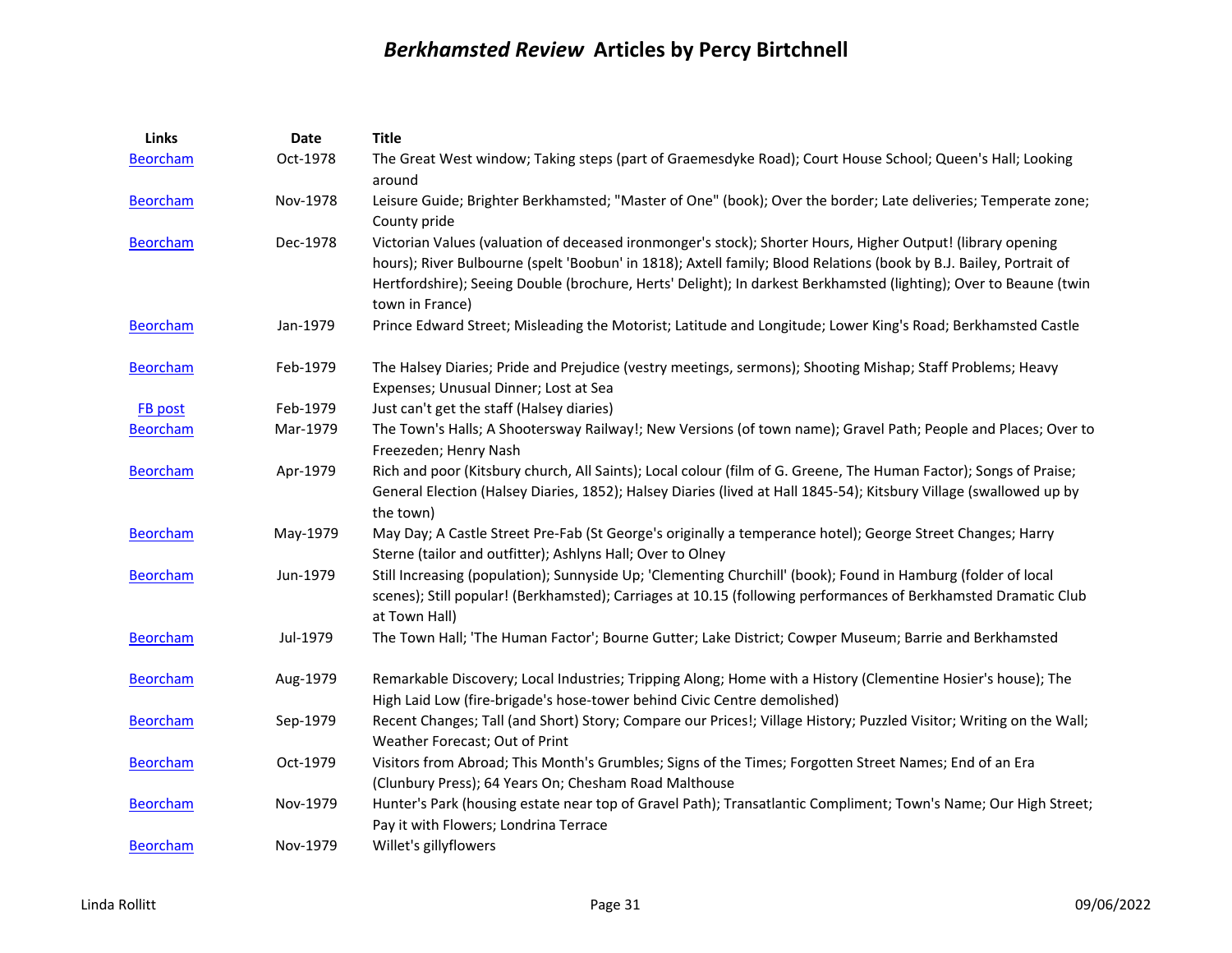# *Berkhamsted Review* Articles by Percy Birtchnell

| Links | Date | Title |
|---|---|---|
| Beorcham | Oct-1978 | The Great West window; Taking steps (part of Graemesdyke Road); Court House School; Queen's Hall; Looking around |
| Beorcham | Nov-1978 | Leisure Guide; Brighter Berkhamsted; "Master of One" (book); Over the border; Late deliveries; Temperate zone; County pride |
| Beorcham | Dec-1978 | Victorian Values (valuation of deceased ironmonger's stock); Shorter Hours, Higher Output! (library opening hours); River Bulbourne (spelt 'Boobun' in 1818); Axtell family; Blood Relations (book by B.J. Bailey, Portrait of Hertfordshire); Seeing Double (brochure, Herts' Delight); In darkest Berkhamsted (lighting); Over to Beaune (twin town in France) |
| Beorcham | Jan-1979 | Prince Edward Street; Misleading the Motorist; Latitude and Longitude; Lower King's Road; Berkhamsted Castle |
| Beorcham | Feb-1979 | The Halsey Diaries; Pride and Prejudice (vestry meetings, sermons); Shooting Mishap; Staff Problems; Heavy Expenses; Unusual Dinner; Lost at Sea |
| FB post | Feb-1979 | Just can't get the staff (Halsey diaries) |
| Beorcham | Mar-1979 | The Town's Halls; A Shootersway Railway!; New Versions (of town name); Gravel Path; People and Places; Over to Freezeden; Henry Nash |
| Beorcham | Apr-1979 | Rich and poor (Kitsbury church, All Saints); Local colour (film of G. Greene, The Human Factor); Songs of Praise; General Election (Halsey Diaries, 1852); Halsey Diaries (lived at Hall 1845-54); Kitsbury Village (swallowed up by the town) |
| Beorcham | May-1979 | May Day; A Castle Street Pre-Fab (St George's originally a temperance hotel); George Street Changes; Harry Sterne (tailor and outfitter); Ashlyns Hall; Over to Olney |
| Beorcham | Jun-1979 | Still Increasing (population); Sunnyside Up; 'Clementing Churchill' (book); Found in Hamburg (folder of local scenes); Still popular! (Berkhamsted); Carriages at 10.15 (following performances of Berkhamsted Dramatic Club at Town Hall) |
| Beorcham | Jul-1979 | The Town Hall; 'The Human Factor'; Bourne Gutter; Lake District; Cowper Museum; Barrie and Berkhamsted |
| Beorcham | Aug-1979 | Remarkable Discovery; Local Industries; Tripping Along; Home with a History (Clementine Hosier's house); The High Laid Low (fire-brigade's hose-tower behind Civic Centre demolished) |
| Beorcham | Sep-1979 | Recent Changes; Tall (and Short) Story; Compare our Prices!; Village History; Puzzled Visitor; Writing on the Wall; Weather Forecast; Out of Print |
| Beorcham | Oct-1979 | Visitors from Abroad; This Month's Grumbles; Signs of the Times; Forgotten Street Names; End of an Era (Clunbury Press); 64 Years On; Chesham Road Malthouse |
| Beorcham | Nov-1979 | Hunter's Park (housing estate near top of Gravel Path); Transatlantic Compliment; Town's Name; Our High Street; Pay it with Flowers; Londrina Terrace |
| Beorcham | Nov-1979 | Willet's gillyflowers |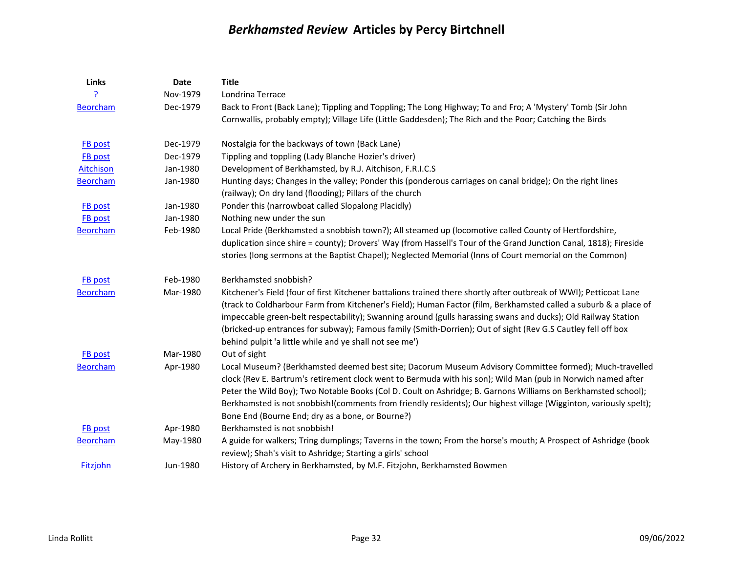# *Berkhamsted Review* Articles by Percy Birtchnell

| Links | Date | Title |
|---|---|---|
| ? | Nov-1979 | Londrina Terrace |
| Beorcham | Dec-1979 | Back to Front (Back Lane); Tippling and Toppling; The Long Highway; To and Fro; A 'Mystery' Tomb (Sir John Cornwallis, probably empty); Village Life (Little Gaddesden); The Rich and the Poor; Catching the Birds |
| FB post | Dec-1979 | Nostalgia for the backways of town (Back Lane) |
| FB post | Dec-1979 | Tippling and toppling (Lady Blanche Hozier's driver) |
| Aitchison | Jan-1980 | Development of Berkhamsted, by R.J. Aitchison, F.R.I.C.S |
| Beorcham | Jan-1980 | Hunting days; Changes in the valley; Ponder this (ponderous carriages on canal bridge); On the right lines (railway); On dry land (flooding); Pillars of the church |
| FB post | Jan-1980 | Ponder this (narrowboat called Slopalong Placidly) |
| FB post | Jan-1980 | Nothing new under the sun |
| Beorcham | Feb-1980 | Local Pride (Berkhamsted a snobbish town?); All steamed up (locomotive called County of Hertfordshire, duplication since shire = county); Drovers' Way (from Hassell's Tour of the Grand Junction Canal, 1818); Fireside stories (long sermons at the Baptist Chapel); Neglected Memorial (Inns of Court memorial on the Common) |
| FB post | Feb-1980 | Berkhamsted snobbish? |
| Beorcham | Mar-1980 | Kitchener's Field (four of first Kitchener battalions trained there shortly after outbreak of WWI); Petticoat Lane (track to Coldharbour Farm from Kitchener's Field); Human Factor (film, Berkhamsted called a suburb & a place of impeccable green-belt respectability); Swanning around (gulls harassing swans and ducks); Old Railway Station (bricked-up entrances for subway); Famous family (Smith-Dorrien); Out of sight (Rev G.S Cautley fell off box behind pulpit 'a little while and ye shall not see me') |
| FB post | Mar-1980 | Out of sight |
| Beorcham | Apr-1980 | Local Museum? (Berkhamsted deemed best site; Dacorum Museum Advisory Committee formed); Much-travelled clock (Rev E. Bartrum's retirement clock went to Bermuda with his son); Wild Man (pub in Norwich named after Peter the Wild Boy); Two Notable Books (Col D. Coult on Ashridge; B. Garnons Williams on Berkhamsted school); Berkhamsted is not snobbish!(comments from friendly residents); Our highest village (Wigginton, variously spelt); Bone End (Bourne End; dry as a bone, or Bourne?) |
| FB post | Apr-1980 | Berkhamsted is not snobbish! |
| Beorcham | May-1980 | A guide for walkers; Tring dumplings; Taverns in the town; From the horse's mouth; A Prospect of Ashridge (book review); Shah's visit to Ashridge; Starting a girls' school |
| Fitzjohn | Jun-1980 | History of Archery in Berkhamsted, by M.F. Fitzjohn, Berkhamsted Bowmen |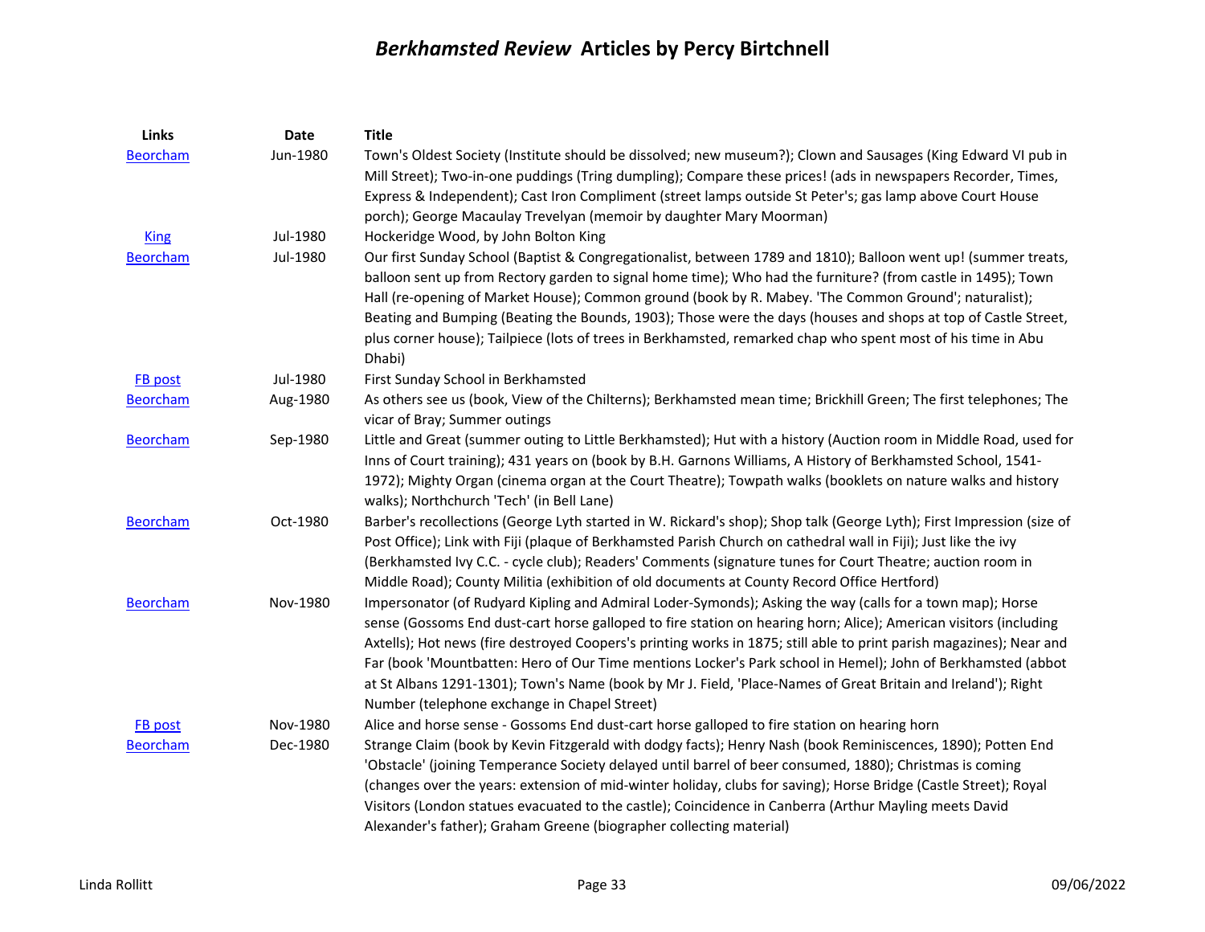# *Berkhamsted Review* Articles by Percy Birtchnell

| Links | Date | Title |
|---|---|---|
| Beorcham | Jun-1980 | Town's Oldest Society (Institute should be dissolved; new museum?); Clown and Sausages (King Edward VI pub in Mill Street); Two-in-one puddings (Tring dumpling); Compare these prices! (ads in newspapers Recorder, Times, Express & Independent); Cast Iron Compliment (street lamps outside St Peter's; gas lamp above Court House porch); George Macaulay Trevelyan (memoir by daughter Mary Moorman) |
| King | Jul-1980 | Hockeridge Wood, by John Bolton King |
| Beorcham | Jul-1980 | Our first Sunday School (Baptist & Congregationalist, between 1789 and 1810); Balloon went up! (summer treats, balloon sent up from Rectory garden to signal home time); Who had the furniture? (from castle in 1495); Town Hall (re-opening of Market House); Common ground (book by R. Mabey. 'The Common Ground'; naturalist); Beating and Bumping (Beating the Bounds, 1903); Those were the days (houses and shops at top of Castle Street, plus corner house); Tailpiece (lots of trees in Berkhamsted, remarked chap who spent most of his time in Abu Dhabi) |
| FB post | Jul-1980 | First Sunday School in Berkhamsted |
| Beorcham | Aug-1980 | As others see us (book, View of the Chilterns); Berkhamsted mean time; Brickhill Green; The first telephones; The vicar of Bray; Summer outings |
| Beorcham | Sep-1980 | Little and Great (summer outing to Little Berkhamsted); Hut with a history (Auction room in Middle Road, used for Inns of Court training); 431 years on (book by B.H. Garnons Williams, A History of Berkhamsted School, 1541-1972); Mighty Organ (cinema organ at the Court Theatre); Towpath walks (booklets on nature walks and history walks); Northchurch 'Tech' (in Bell Lane) |
| Beorcham | Oct-1980 | Barber's recollections (George Lyth started in W. Rickard's shop); Shop talk (George Lyth); First Impression (size of Post Office); Link with Fiji (plaque of Berkhamsted Parish Church on cathedral wall in Fiji); Just like the ivy (Berkhamsted Ivy C.C. - cycle club); Readers' Comments (signature tunes for Court Theatre; auction room in Middle Road); County Militia (exhibition of old documents at County Record Office Hertford) |
| Beorcham | Nov-1980 | Impersonator (of Rudyard Kipling and Admiral Loder-Symonds); Asking the way (calls for a town map); Horse sense (Gossoms End dust-cart horse galloped to fire station on hearing horn; Alice); American visitors (including Axtells); Hot news (fire destroyed Coopers's printing works in 1875; still able to print parish magazines); Near and Far (book 'Mountbatten: Hero of Our Time mentions Locker's Park school in Hemel); John of Berkhamsted (abbot at St Albans 1291-1301); Town's Name (book by Mr J. Field, 'Place-Names of Great Britain and Ireland'); Right Number (telephone exchange in Chapel Street) |
| FB post | Nov-1980 | Alice and horse sense - Gossoms End dust-cart horse galloped to fire station on hearing horn |
| Beorcham | Dec-1980 | Strange Claim (book by Kevin Fitzgerald with dodgy facts); Henry Nash (book Reminiscences, 1890); Potten End 'Obstacle' (joining Temperance Society delayed until barrel of beer consumed, 1880); Christmas is coming (changes over the years: extension of mid-winter holiday, clubs for saving); Horse Bridge (Castle Street); Royal Visitors (London statues evacuated to the castle); Coincidence in Canberra (Arthur Mayling meets David Alexander's father); Graham Greene (biographer collecting material) |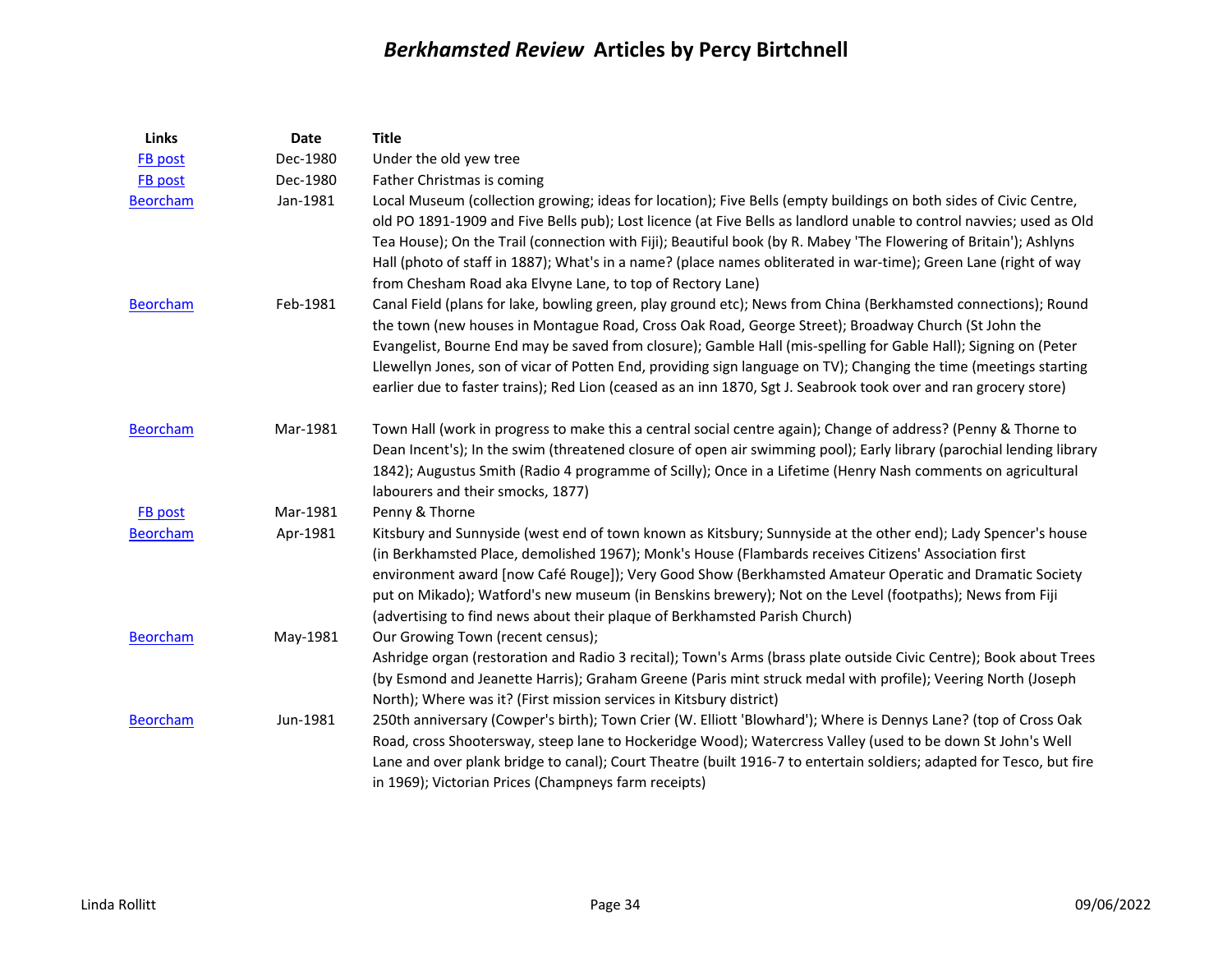# *Berkhamsted Review* Articles by Percy Birtchnell

| Links | Date | Title |
|---|---|---|
| FB post | Dec-1980 | Under the old yew tree |
| FB post | Dec-1980 | Father Christmas is coming |
| Beorcham | Jan-1981 | Local Museum (collection growing; ideas for location); Five Bells (empty buildings on both sides of Civic Centre, old PO 1891-1909 and Five Bells pub); Lost licence (at Five Bells as landlord unable to control navvies; used as Old Tea House); On the Trail (connection with Fiji); Beautiful book (by R. Mabey 'The Flowering of Britain'); Ashlyns Hall (photo of staff in 1887); What's in a name? (place names obliterated in war-time); Green Lane (right of way from Chesham Road aka Elvyne Lane, to top of Rectory Lane) |
| Beorcham | Feb-1981 | Canal Field (plans for lake, bowling green, play ground etc); News from China (Berkhamsted connections); Round the town (new houses in Montague Road, Cross Oak Road, George Street); Broadway Church (St John the Evangelist, Bourne End may be saved from closure); Gamble Hall (mis-spelling for Gable Hall); Signing on (Peter Llewellyn Jones, son of vicar of Potten End, providing sign language on TV); Changing the time (meetings starting earlier due to faster trains); Red Lion (ceased as an inn 1870, Sgt J. Seabrook took over and ran grocery store) |
| Beorcham | Mar-1981 | Town Hall (work in progress to make this a central social centre again); Change of address? (Penny & Thorne to Dean Incent's); In the swim (threatened closure of open air swimming pool); Early library (parochial lending library 1842); Augustus Smith (Radio 4 programme of Scilly); Once in a Lifetime (Henry Nash comments on agricultural labourers and their smocks, 1877) |
| FB post | Mar-1981 | Penny & Thorne |
| Beorcham | Apr-1981 | Kitsbury and Sunnyside (west end of town known as Kitsbury; Sunnyside at the other end); Lady Spencer's house (in Berkhamsted Place, demolished 1967); Monk's House (Flambards receives Citizens' Association first environment award [now Café Rouge]); Very Good Show (Berkhamsted Amateur Operatic and Dramatic Society put on Mikado); Watford's new museum (in Benskins brewery); Not on the Level (footpaths); News from Fiji (advertising to find news about their plaque of Berkhamsted Parish Church) |
| Beorcham | May-1981 | Our Growing Town (recent census); Ashridge organ (restoration and Radio 3 recital); Town's Arms (brass plate outside Civic Centre); Book about Trees (by Esmond and Jeanette Harris); Graham Greene (Paris mint struck medal with profile); Veering North (Joseph North); Where was it? (First mission services in Kitsbury district) |
| Beorcham | Jun-1981 | 250th anniversary (Cowper's birth); Town Crier (W. Elliott 'Blowhard'); Where is Dennys Lane? (top of Cross Oak Road, cross Shootersway, steep lane to Hockeridge Wood); Watercress Valley (used to be down St John's Well Lane and over plank bridge to canal); Court Theatre (built 1916-7 to entertain soldiers; adapted for Tesco, but fire in 1969); Victorian Prices (Champneys farm receipts) |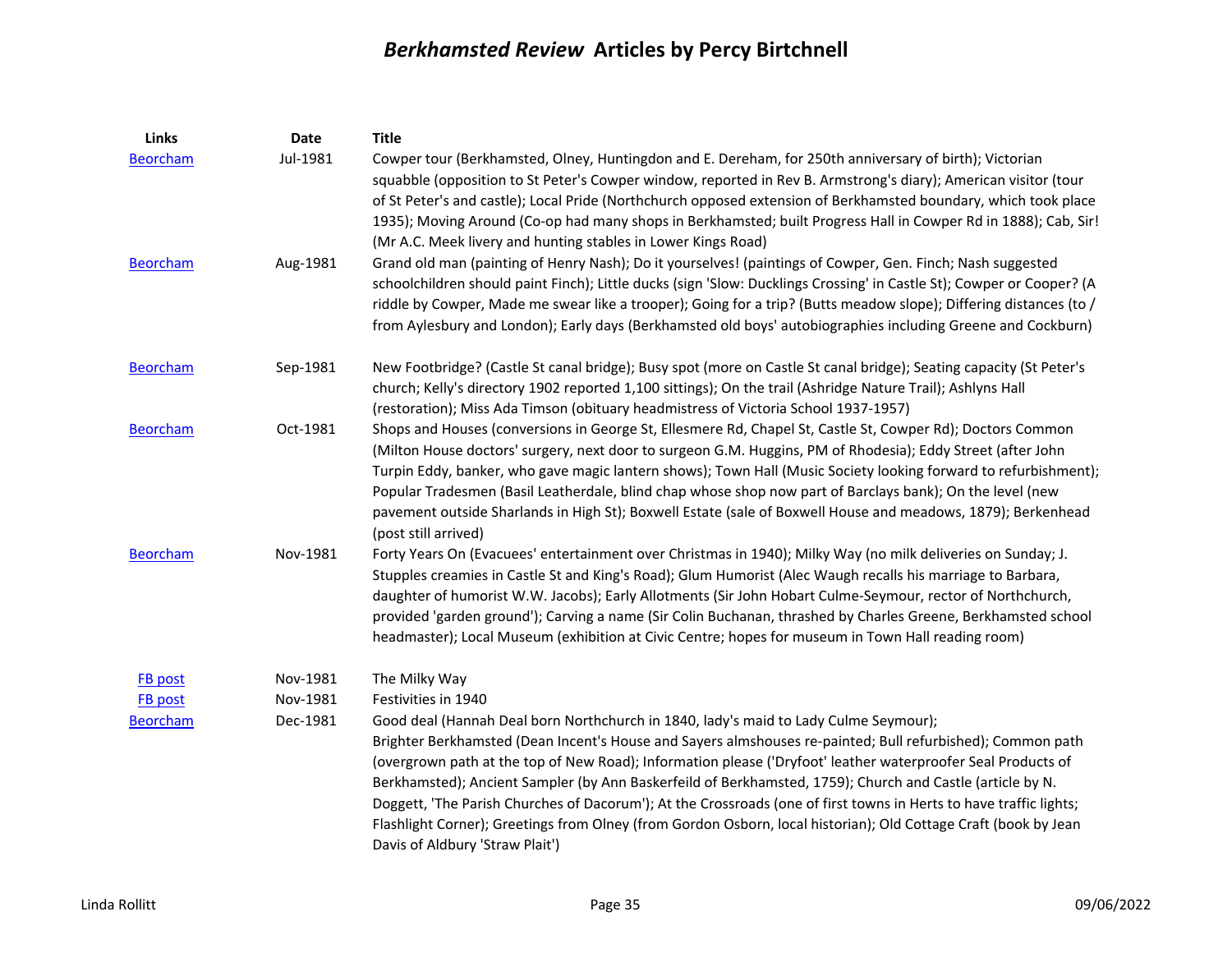# *Berkhamsted Review* Articles by Percy Birtchnell

| Links | Date | Title |
|---|---|---|
| Beorcham | Jul-1981 | Cowper tour (Berkhamsted, Olney, Huntingdon and E. Dereham, for 250th anniversary of birth); Victorian squabble (opposition to St Peter's Cowper window, reported in Rev B. Armstrong's diary); American visitor (tour of St Peter's and castle); Local Pride (Northchurch opposed extension of Berkhamsted boundary, which took place 1935); Moving Around (Co-op had many shops in Berkhamsted; built Progress Hall in Cowper Rd in 1888); Cab, Sir! (Mr A.C. Meek livery and hunting stables in Lower Kings Road) |
| Beorcham | Aug-1981 | Grand old man (painting of Henry Nash); Do it yourselves! (paintings of Cowper, Gen. Finch; Nash suggested schoolchildren should paint Finch); Little ducks (sign 'Slow: Ducklings Crossing' in Castle St); Cowper or Cooper? (A riddle by Cowper, Made me swear like a trooper); Going for a trip? (Butts meadow slope); Differing distances (to / from Aylesbury and London); Early days (Berkhamsted old boys' autobiographies including Greene and Cockburn) |
| Beorcham | Sep-1981 | New Footbridge? (Castle St canal bridge); Busy spot (more on Castle St canal bridge); Seating capacity (St Peter's church; Kelly's directory 1902 reported 1,100 sittings); On the trail (Ashridge Nature Trail); Ashlyns Hall (restoration); Miss Ada Timson (obituary headmistress of Victoria School 1937-1957) |
| Beorcham | Oct-1981 | Shops and Houses (conversions in George St, Ellesmere Rd, Chapel St, Castle St, Cowper Rd); Doctors Common (Milton House doctors' surgery, next door to surgeon G.M. Huggins, PM of Rhodesia); Eddy Street (after John Turpin Eddy, banker, who gave magic lantern shows); Town Hall (Music Society looking forward to refurbishment); Popular Tradesmen (Basil Leatherdale, blind chap whose shop now part of Barclays bank); On the level (new pavement outside Sharlands in High St); Boxwell Estate (sale of Boxwell House and meadows, 1879); Berkenhead (post still arrived) |
| Beorcham | Nov-1981 | Forty Years On (Evacuees' entertainment over Christmas in 1940); Milky Way (no milk deliveries on Sunday; J. Stupples creamies in Castle St and King's Road); Glum Humorist (Alec Waugh recalls his marriage to Barbara, daughter of humorist W.W. Jacobs); Early Allotments (Sir John Hobart Culme-Seymour, rector of Northchurch, provided 'garden ground'); Carving a name (Sir Colin Buchanan, thrashed by Charles Greene, Berkhamsted school headmaster); Local Museum (exhibition at Civic Centre; hopes for museum in Town Hall reading room) |
| FB post | Nov-1981 | The Milky Way |
| FB post | Nov-1981 | Festivities in 1940 |
| Beorcham | Dec-1981 | Good deal (Hannah Deal born Northchurch in 1840, lady's maid to Lady Culme Seymour); Brighter Berkhamsted (Dean Incent's House and Sayers almshouses re-painted; Bull refurbished); Common path (overgrown path at the top of New Road); Information please ('Dryfoot' leather waterproofer Seal Products of Berkhamsted); Ancient Sampler (by Ann Baskerfeild of Berkhamsted, 1759); Church and Castle (article by N. Doggett, 'The Parish Churches of Dacorum'); At the Crossroads (one of first towns in Herts to have traffic lights; Flashlight Corner); Greetings from Olney (from Gordon Osborn, local historian); Old Cottage Craft (book by Jean Davis of Aldbury 'Straw Plait') |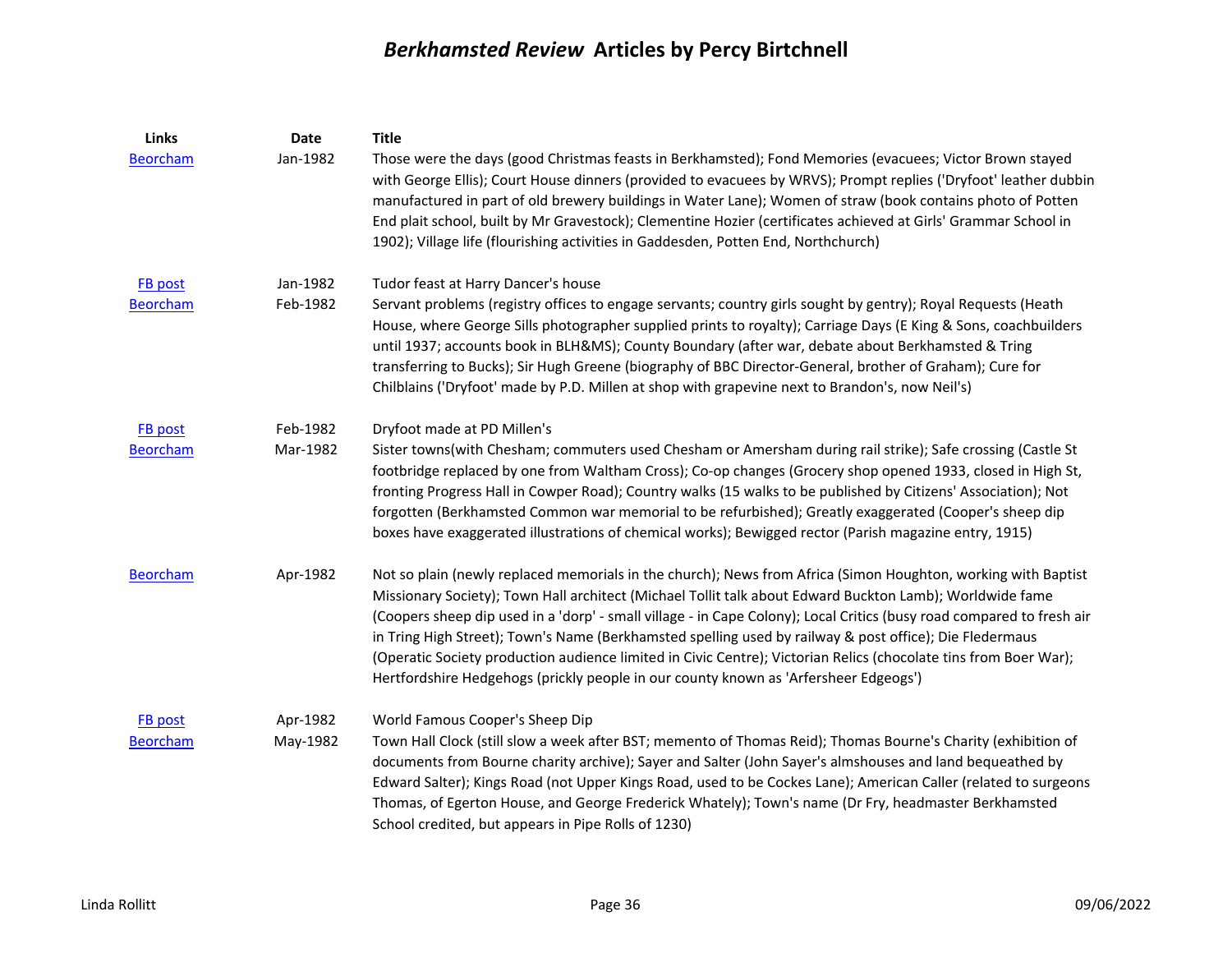# *Berkhamsted Review* Articles by Percy Birtchnell

| Links | Date | Title |
|---|---|---|
| Beorcham | Jan-1982 | Those were the days (good Christmas feasts in Berkhamsted); Fond Memories (evacuees; Victor Brown stayed with George Ellis); Court House dinners (provided to evacuees by WRVS); Prompt replies ('Dryfoot' leather dubbin manufactured in part of old brewery buildings in Water Lane); Women of straw (book contains photo of Potten End plait school, built by Mr Gravestock); Clementine Hozier (certificates achieved at Girls' Grammar School in 1902); Village life (flourishing activities in Gaddesden, Potten End, Northchurch) |
| FB post | Jan-1982 | Tudor feast at Harry Dancer's house |
| Beorcham | Feb-1982 | Servant problems (registry offices to engage servants; country girls sought by gentry); Royal Requests (Heath House, where George Sills photographer supplied prints to royalty); Carriage Days (E King & Sons, coachbuilders until 1937; accounts book in BLH&MS); County Boundary (after war, debate about Berkhamsted & Tring transferring to Bucks); Sir Hugh Greene (biography of BBC Director-General, brother of Graham); Cure for Chilblains ('Dryfoot' made by P.D. Millen at shop with grapevine next to Brandon's, now Neil's) |
| FB post | Feb-1982 | Dryfoot made at PD Millen's |
| Beorcham | Mar-1982 | Sister towns(with Chesham; commuters used Chesham or Amersham during rail strike); Safe crossing (Castle St footbridge replaced by one from Waltham Cross); Co-op changes (Grocery shop opened 1933, closed in High St, fronting Progress Hall in Cowper Road); Country walks (15 walks to be published by Citizens' Association); Not forgotten (Berkhamsted Common war memorial to be refurbished); Greatly exaggerated (Cooper's sheep dip boxes have exaggerated illustrations of chemical works); Bewigged rector (Parish magazine entry, 1915) |
| Beorcham | Apr-1982 | Not so plain (newly replaced memorials in the church); News from Africa (Simon Houghton, working with Baptist Missionary Society); Town Hall architect (Michael Tollit talk about Edward Buckton Lamb); Worldwide fame (Coopers sheep dip used in a 'dorp' - small village - in Cape Colony); Local Critics (busy road compared to fresh air in Tring High Street); Town's Name (Berkhamsted spelling used by railway & post office); Die Fledermaus (Operatic Society production audience limited in Civic Centre); Victorian Relics (chocolate tins from Boer War); Hertfordshire Hedgehogs (prickly people in our county known as 'Arfersheer Edgeogs') |
| FB post | Apr-1982 | World Famous Cooper's Sheep Dip |
| Beorcham | May-1982 | Town Hall Clock (still slow a week after BST; memento of Thomas Reid); Thomas Bourne's Charity (exhibition of documents from Bourne charity archive); Sayer and Salter (John Sayer's almshouses and land bequeathed by Edward Salter); Kings Road (not Upper Kings Road, used to be Cockes Lane); American Caller (related to surgeons Thomas, of Egerton House, and George Frederick Whately); Town's name (Dr Fry, headmaster Berkhamsted School credited, but appears in Pipe Rolls of 1230) |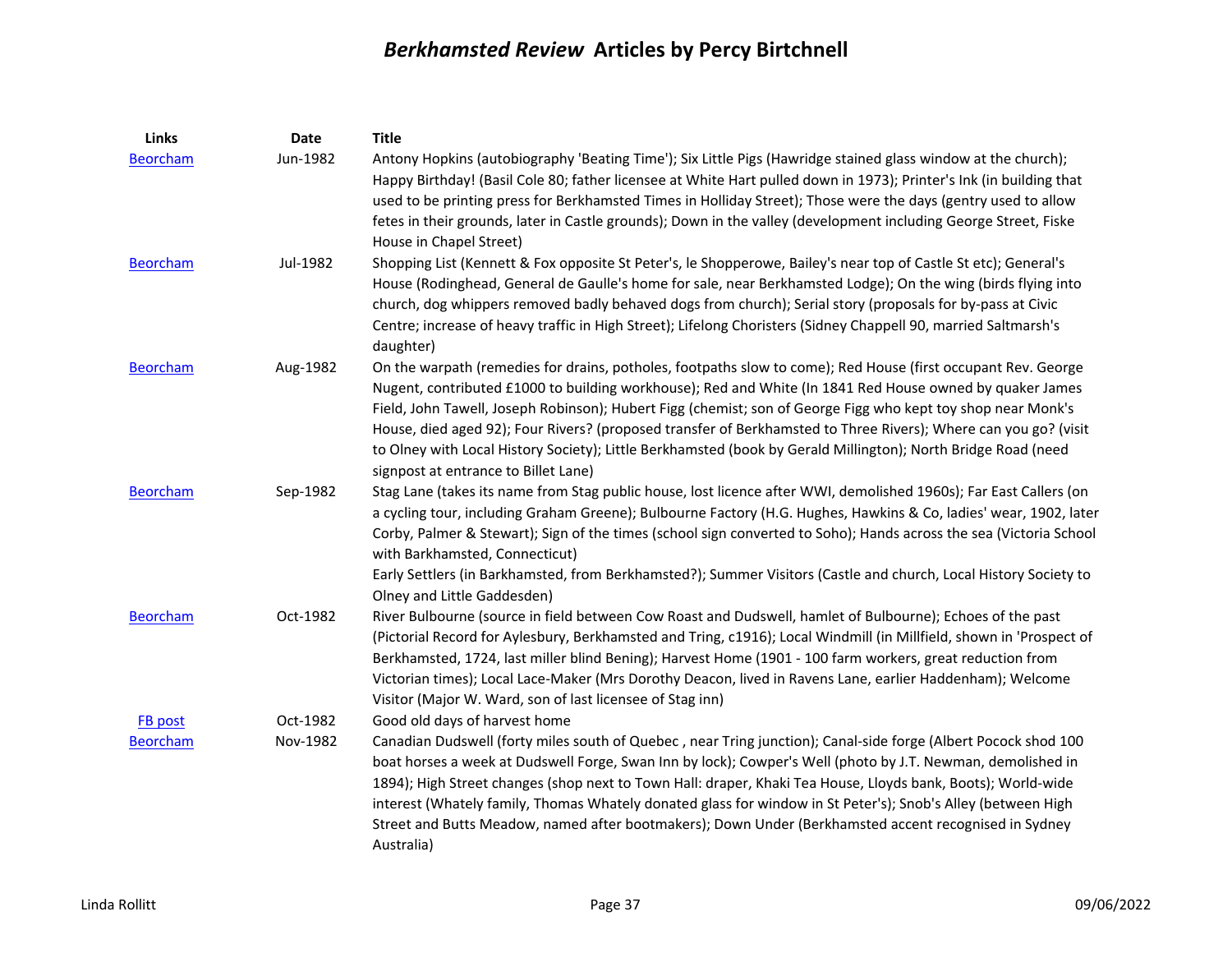# *Berkhamsted Review* Articles by Percy Birtchnell

| Links | Date | Title |
|---|---|---|
| Beorcham | Jun-1982 | Antony Hopkins (autobiography 'Beating Time'); Six Little Pigs (Hawridge stained glass window at the church); Happy Birthday! (Basil Cole 80; father licensee at White Hart pulled down in 1973); Printer's Ink (in building that used to be printing press for Berkhamsted Times in Holliday Street); Those were the days (gentry used to allow fetes in their grounds, later in Castle grounds); Down in the valley (development including George Street, Fiske House in Chapel Street) |
| Beorcham | Jul-1982 | Shopping List (Kennett & Fox opposite St Peter's, le Shopperowe, Bailey's near top of Castle St etc); General's House (Rodinghead, General de Gaulle's home for sale, near Berkhamsted Lodge); On the wing (birds flying into church, dog whippers removed badly behaved dogs from church); Serial story (proposals for by-pass at Civic Centre; increase of heavy traffic in High Street); Lifelong Choristers (Sidney Chappell 90, married Saltmarsh's daughter) |
| Beorcham | Aug-1982 | On the warpath (remedies for drains, potholes, footpaths slow to come); Red House (first occupant Rev. George Nugent, contributed £1000 to building workhouse); Red and White (In 1841 Red House owned by quaker James Field, John Tawell, Joseph Robinson); Hubert Figg (chemist; son of George Figg who kept toy shop near Monk's House, died aged 92); Four Rivers? (proposed transfer of Berkhamsted to Three Rivers); Where can you go? (visit to Olney with Local History Society); Little Berkhamsted (book by Gerald Millington); North Bridge Road (need signpost at entrance to Billet Lane) |
| Beorcham | Sep-1982 | Stag Lane (takes its name from Stag public house, lost licence after WWI, demolished 1960s); Far East Callers (on a cycling tour, including Graham Greene); Bulbourne Factory (H.G. Hughes, Hawkins & Co, ladies' wear, 1902, later Corby, Palmer & Stewart); Sign of the times (school sign converted to Soho); Hands across the sea (Victoria School with Barkhamsted, Connecticut)<br>Early Settlers (in Barkhamsted, from Berkhamsted?); Summer Visitors (Castle and church, Local History Society to Olney and Little Gaddesden) |
| Beorcham | Oct-1982 | River Bulbourne (source in field between Cow Roast and Dudswell, hamlet of Bulbourne); Echoes of the past (Pictorial Record for Aylesbury, Berkhamsted and Tring, c1916); Local Windmill (in Millfield, shown in 'Prospect of Berkhamsted, 1724, last miller blind Bening); Harvest Home (1901 - 100 farm workers, great reduction from Victorian times); Local Lace-Maker (Mrs Dorothy Deacon, lived in Ravens Lane, earlier Haddenham); Welcome Visitor (Major W. Ward, son of last licensee of Stag inn) |
| FB post | Oct-1982 | Good old days of harvest home |
| Beorcham | Nov-1982 | Canadian Dudswell (forty miles south of Quebec , near Tring junction); Canal-side forge (Albert Pocock shod 100 boat horses a week at Dudswell Forge, Swan Inn by lock); Cowper's Well (photo by J.T. Newman, demolished in 1894); High Street changes (shop next to Town Hall: draper, Khaki Tea House, Lloyds bank, Boots); World-wide interest (Whately family, Thomas Whately donated glass for window in St Peter's); Snob's Alley (between High Street and Butts Meadow, named after bootmakers); Down Under (Berkhamsted accent recognised in Sydney Australia) |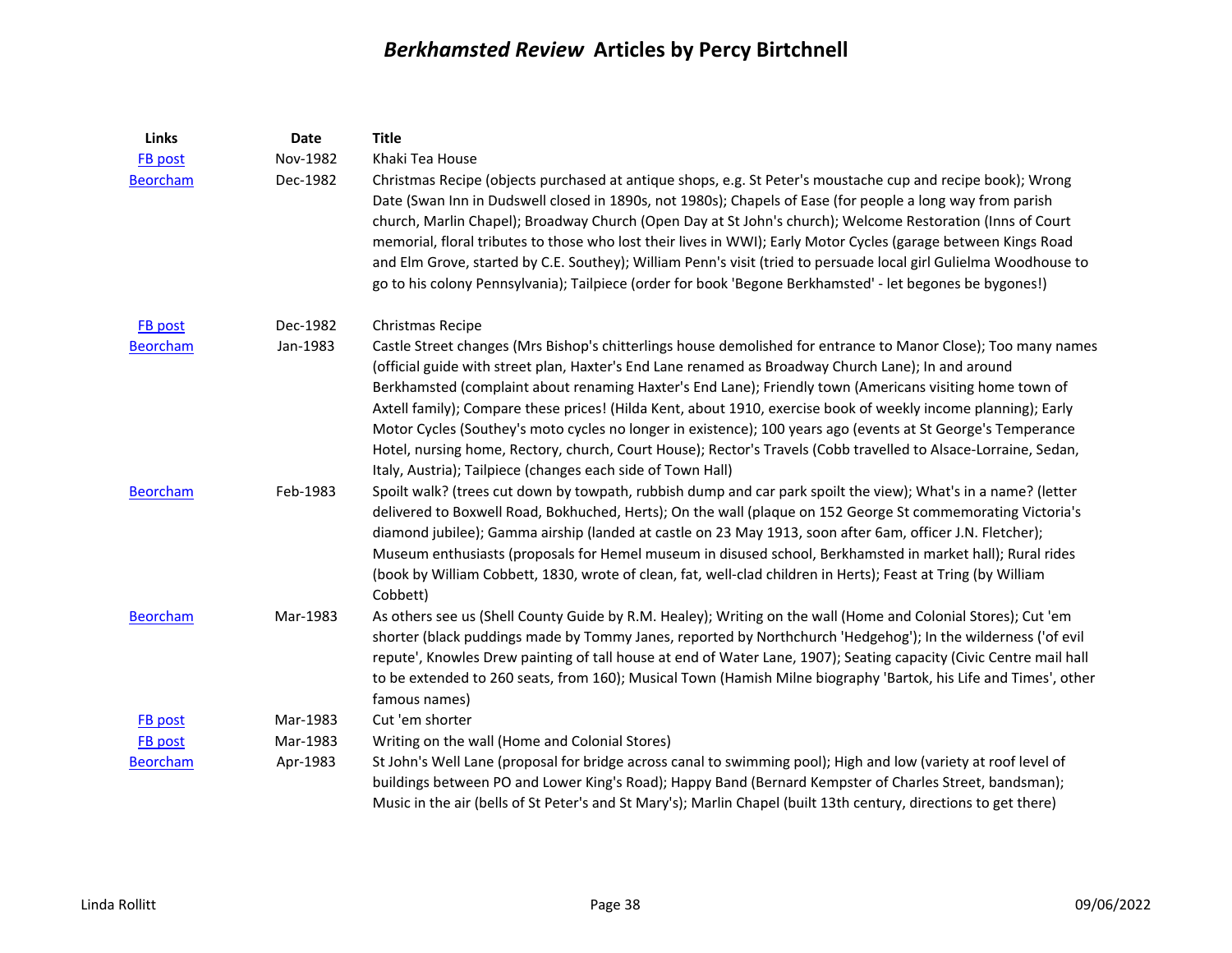# *Berkhamsted Review* Articles by Percy Birtchnell

| Links | Date | Title |
|---|---|---|
| FB post | Nov-1982 | Khaki Tea House |
| Beorcham | Dec-1982 | Christmas Recipe (objects purchased at antique shops, e.g. St Peter's moustache cup and recipe book); Wrong Date (Swan Inn in Dudswell closed in 1890s, not 1980s); Chapels of Ease (for people a long way from parish church, Marlin Chapel); Broadway Church (Open Day at St John's church); Welcome Restoration (Inns of Court memorial, floral tributes to those who lost their lives in WWI); Early Motor Cycles (garage between Kings Road and Elm Grove, started by C.E. Southey); William Penn's visit (tried to persuade local girl Gulielma Woodhouse to go to his colony Pennsylvania); Tailpiece (order for book 'Begone Berkhamsted' - let begones be bygones!) |
| FB post | Dec-1982 | Christmas Recipe |
| Beorcham | Jan-1983 | Castle Street changes (Mrs Bishop's chitterlings house demolished for entrance to Manor Close); Too many names (official guide with street plan, Haxter's End Lane renamed as Broadway Church Lane); In and around Berkhamsted (complaint about renaming Haxter's End Lane); Friendly town (Americans visiting home town of Axtell family); Compare these prices! (Hilda Kent, about 1910, exercise book of weekly income planning); Early Motor Cycles (Southey's moto cycles no longer in existence); 100 years ago (events at St George's Temperance Hotel, nursing home, Rectory, church, Court House); Rector's Travels (Cobb travelled to Alsace-Lorraine, Sedan, Italy, Austria); Tailpiece (changes each side of Town Hall) |
| Beorcham | Feb-1983 | Spoilt walk? (trees cut down by towpath, rubbish dump and car park spoilt the view); What's in a name? (letter delivered to Boxwell Road, Bokhuched, Herts); On the wall (plaque on 152 George St commemorating Victoria's diamond jubilee); Gamma airship (landed at castle on 23 May 1913, soon after 6am, officer J.N. Fletcher); Museum enthusiasts (proposals for Hemel museum in disused school, Berkhamsted in market hall); Rural rides (book by William Cobbett, 1830, wrote of clean, fat, well-clad children in Herts); Feast at Tring (by William Cobbett) |
| Beorcham | Mar-1983 | As others see us (Shell County Guide by R.M. Healey); Writing on the wall (Home and Colonial Stores); Cut 'em shorter (black puddings made by Tommy Janes, reported by Northchurch 'Hedgehog'); In the wilderness ('of evil repute', Knowles Drew painting of tall house at end of Water Lane, 1907); Seating capacity (Civic Centre mail hall to be extended to 260 seats, from 160); Musical Town (Hamish Milne biography 'Bartok, his Life and Times', other famous names) |
| FB post | Mar-1983 | Cut 'em shorter |
| FB post | Mar-1983 | Writing on the wall (Home and Colonial Stores) |
| Beorcham | Apr-1983 | St John's Well Lane (proposal for bridge across canal to swimming pool); High and low (variety at roof level of buildings between PO and Lower King's Road); Happy Band (Bernard Kempster of Charles Street, bandsman); Music in the air (bells of St Peter's and St Mary's); Marlin Chapel (built 13th century, directions to get there) |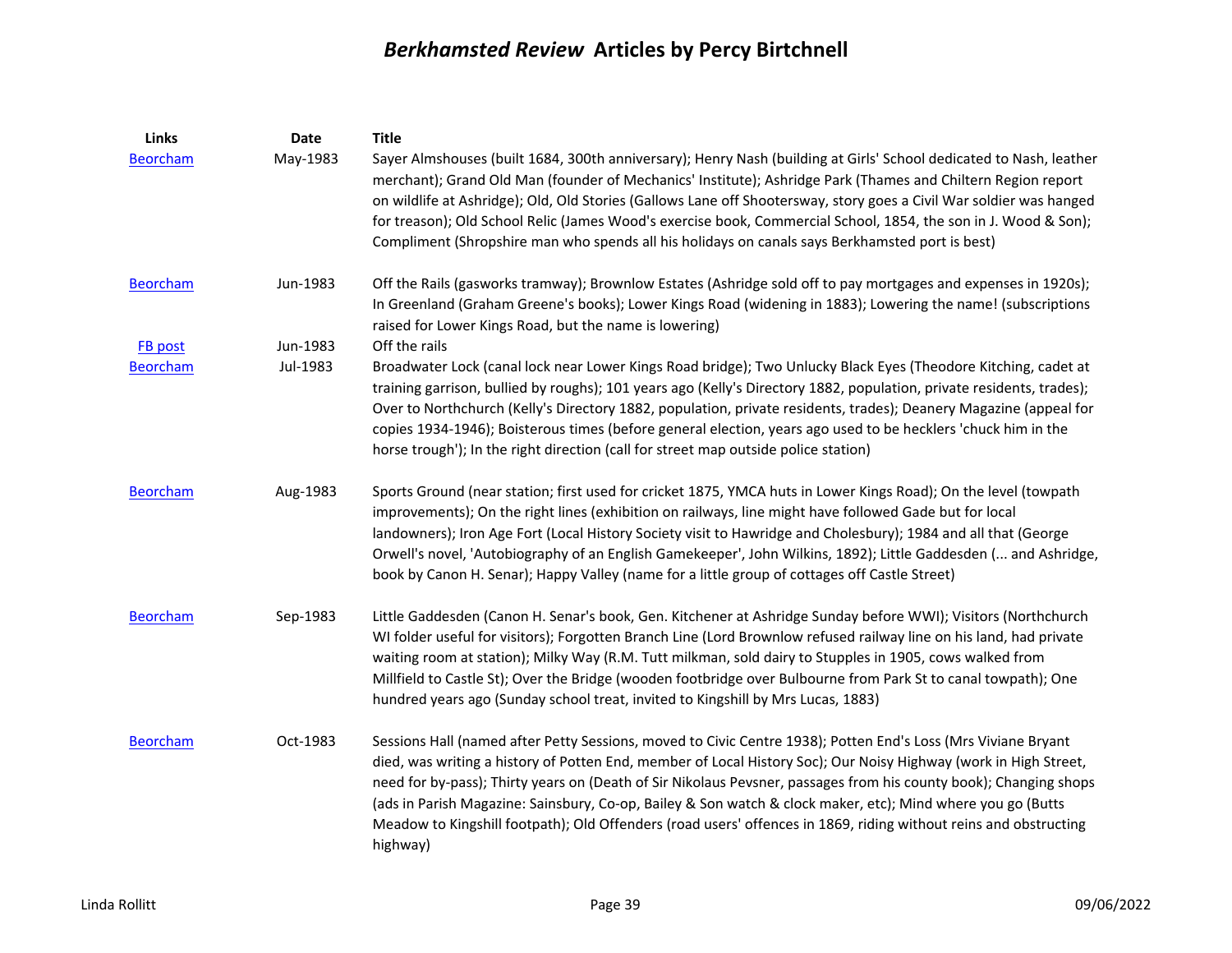# *Berkhamsted Review* Articles by Percy Birtchnell

| Links | Date | Title |
| --- | --- | --- |
| Beorcham | May-1983 | Sayer Almshouses (built 1684, 300th anniversary); Henry Nash (building at Girls' School dedicated to Nash, leather merchant); Grand Old Man (founder of Mechanics' Institute); Ashridge Park (Thames and Chiltern Region report on wildlife at Ashridge); Old, Old Stories (Gallows Lane off Shootersway, story goes a Civil War soldier was hanged for treason); Old School Relic (James Wood's exercise book, Commercial School, 1854, the son in J. Wood & Son); Compliment (Shropshire man who spends all his holidays on canals says Berkhamsted port is best) |
| Beorcham | Jun-1983 | Off the Rails (gasworks tramway); Brownlow Estates (Ashridge sold off to pay mortgages and expenses in 1920s); In Greenland (Graham Greene's books); Lower Kings Road (widening in 1883); Lowering the name! (subscriptions raised for Lower Kings Road, but the name is lowering) |
| FB post | Jun-1983 | Off the rails |
| Beorcham | Jul-1983 | Broadwater Lock (canal lock near Lower Kings Road bridge); Two Unlucky Black Eyes (Theodore Kitching, cadet at training garrison, bullied by roughs); 101 years ago (Kelly's Directory 1882, population, private residents, trades); Over to Northchurch (Kelly's Directory 1882, population, private residents, trades); Deanery Magazine (appeal for copies 1934-1946); Boisterous times (before general election, years ago used to be hecklers 'chuck him in the horse trough'); In the right direction (call for street map outside police station) |
| Beorcham | Aug-1983 | Sports Ground (near station; first used for cricket 1875, YMCA huts in Lower Kings Road); On the level (towpath improvements); On the right lines (exhibition on railways, line might have followed Gade but for local landowners); Iron Age Fort (Local History Society visit to Hawridge and Cholesbury); 1984 and all that (George Orwell's novel, 'Autobiography of an English Gamekeeper', John Wilkins, 1892); Little Gaddesden (... and Ashridge, book by Canon H. Senar); Happy Valley (name for a little group of cottages off Castle Street) |
| Beorcham | Sep-1983 | Little Gaddesden (Canon H. Senar's book, Gen. Kitchener at Ashridge Sunday before WWI); Visitors (Northchurch WI folder useful for visitors); Forgotten Branch Line (Lord Brownlow refused railway line on his land, had private waiting room at station); Milky Way (R.M. Tutt milkman, sold dairy to Stupples in 1905, cows walked from Millfield to Castle St); Over the Bridge (wooden footbridge over Bulbourne from Park St to canal towpath); One hundred years ago (Sunday school treat, invited to Kingshill by Mrs Lucas, 1883) |
| Beorcham | Oct-1983 | Sessions Hall (named after Petty Sessions, moved to Civic Centre 1938); Potten End's Loss (Mrs Viviane Bryant died, was writing a history of Potten End, member of Local History Soc); Our Noisy Highway (work in High Street, need for by-pass); Thirty years on (Death of Sir Nikolaus Pevsner, passages from his county book); Changing shops (ads in Parish Magazine: Sainsbury, Co-op, Bailey & Son watch & clock maker, etc); Mind where you go (Butts Meadow to Kingshill footpath); Old Offenders (road users' offences in 1869, riding without reins and obstructing highway) |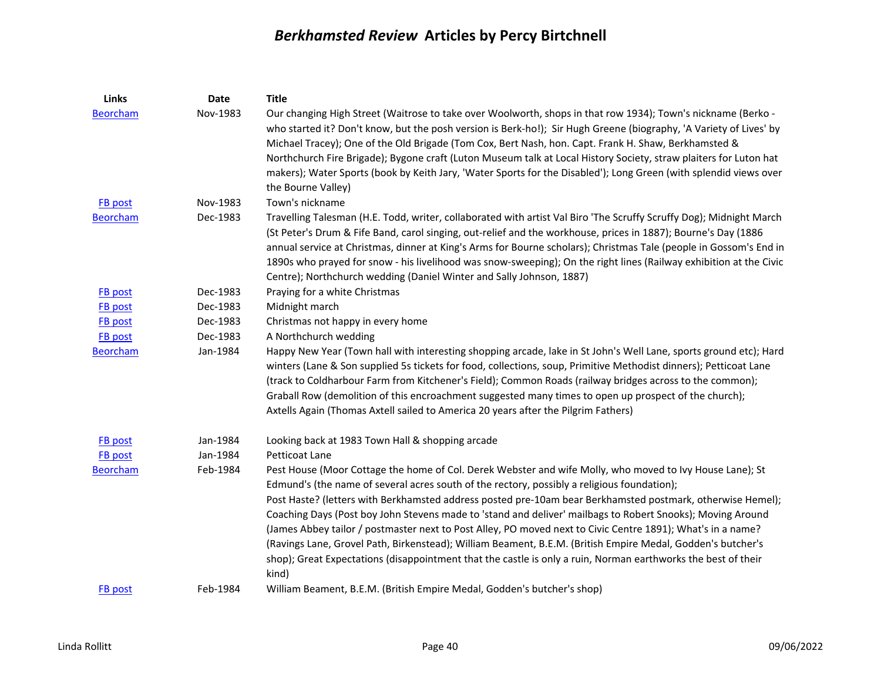# *Berkhamsted Review* Articles by Percy Birtchnell

| Links | Date | Title |
|---|---|---|
| Beorcham | Nov-1983 | Our changing High Street (Waitrose to take over Woolworth, shops in that row 1934); Town's nickname (Berko - who started it? Don't know, but the posh version is Berk-ho!); Sir Hugh Greene (biography, 'A Variety of Lives' by Michael Tracey); One of the Old Brigade (Tom Cox, Bert Nash, hon. Capt. Frank H. Shaw, Berkhamsted & Northchurch Fire Brigade); Bygone craft (Luton Museum talk at Local History Society, straw plaiters for Luton hat makers); Water Sports (book by Keith Jary, 'Water Sports for the Disabled'); Long Green (with splendid views over the Bourne Valley) |
| FB post | Nov-1983 | Town's nickname |
| Beorcham | Dec-1983 | Travelling Talesman (H.E. Todd, writer, collaborated with artist Val Biro 'The Scruffy Scruffy Dog); Midnight March (St Peter's Drum & Fife Band, carol singing, out-relief and the workhouse, prices in 1887); Bourne's Day (1886 annual service at Christmas, dinner at King's Arms for Bourne scholars); Christmas Tale (people in Gossom's End in 1890s who prayed for snow - his livelihood was snow-sweeping); On the right lines (Railway exhibition at the Civic Centre); Northchurch wedding (Daniel Winter and Sally Johnson, 1887) |
| FB post | Dec-1983 | Praying for a white Christmas |
| FB post | Dec-1983 | Midnight march |
| FB post | Dec-1983 | Christmas not happy in every home |
| FB post | Dec-1983 | A Northchurch wedding |
| Beorcham | Jan-1984 | Happy New Year (Town hall with interesting shopping arcade, lake in St John's Well Lane, sports ground etc); Hard winters (Lane & Son supplied 5s tickets for food, collections, soup, Primitive Methodist dinners); Petticoat Lane (track to Coldharbour Farm from Kitchener's Field); Common Roads (railway bridges across to the common); Graball Row (demolition of this encroachment suggested many times to open up prospect of the church); Axtells Again (Thomas Axtell sailed to America 20 years after the Pilgrim Fathers) |
| FB post | Jan-1984 | Looking back at 1983 Town Hall & shopping arcade |
| FB post | Jan-1984 | Petticoat Lane |
| Beorcham | Feb-1984 | Pest House (Moor Cottage the home of Col. Derek Webster and wife Molly, who moved to Ivy House Lane); St Edmund's (the name of several acres south of the rectory, possibly a religious foundation); Post Haste? (letters with Berkhamsted address posted pre-10am bear Berkhamsted postmark, otherwise Hemel); Coaching Days (Post boy John Stevens made to 'stand and deliver' mailbags to Robert Snooks); Moving Around (James Abbey tailor / postmaster next to Post Alley, PO moved next to Civic Centre 1891); What's in a name? (Ravings Lane, Grovel Path, Birkenstead); William Beament, B.E.M. (British Empire Medal, Godden's butcher's shop); Great Expectations (disappointment that the castle is only a ruin, Norman earthworks the best of their kind) |
| FB post | Feb-1984 | William Beament, B.E.M. (British Empire Medal, Godden's butcher's shop) |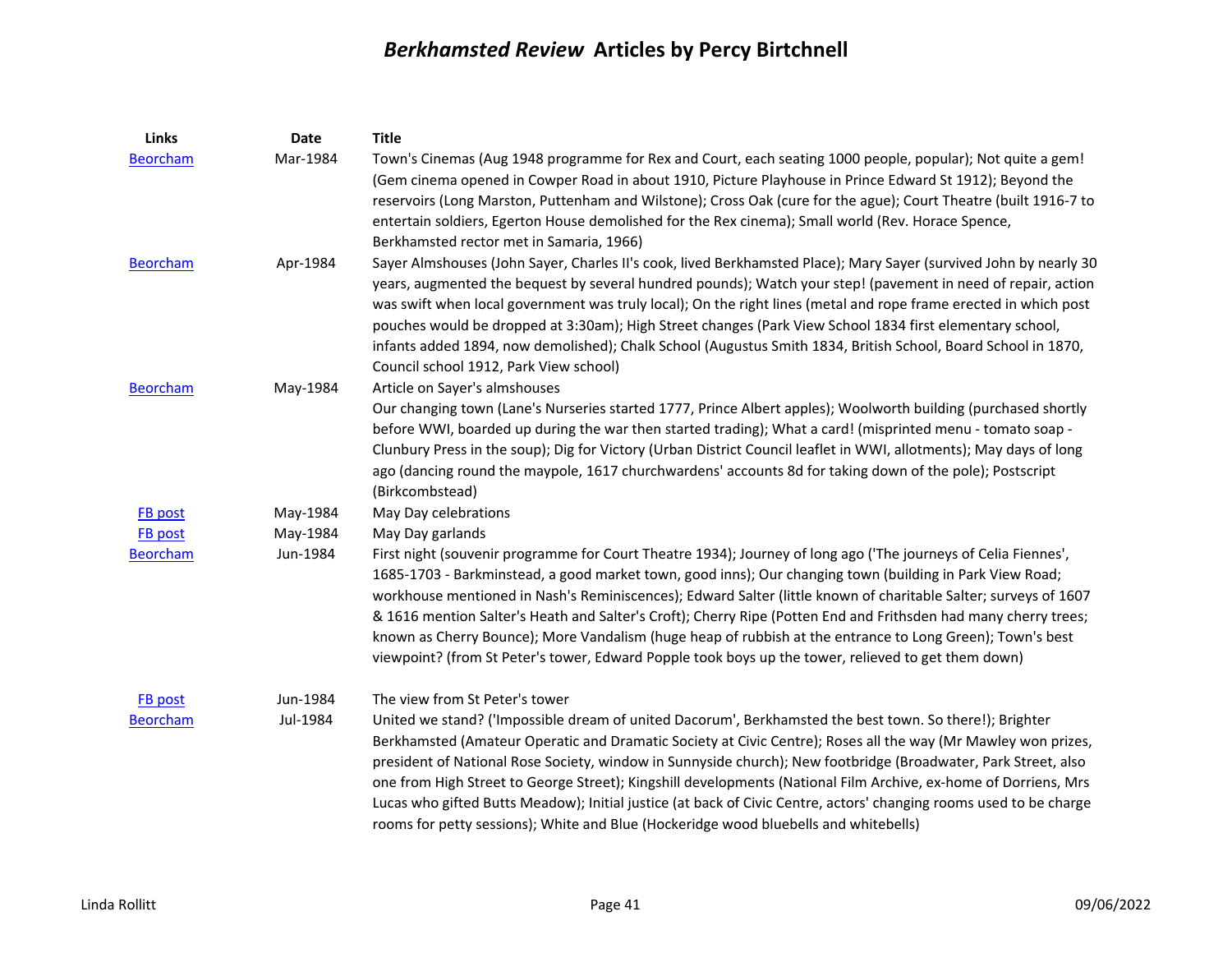# *Berkhamsted Review* Articles by Percy Birtchnell

| Links | Date | Title |
|---|---|---|
| Beorcham | Mar-1984 | Town's Cinemas (Aug 1948 programme for Rex and Court, each seating 1000 people, popular); Not quite a gem! (Gem cinema opened in Cowper Road in about 1910, Picture Playhouse in Prince Edward St 1912); Beyond the reservoirs (Long Marston, Puttenham and Wilstone); Cross Oak (cure for the ague); Court Theatre (built 1916-7 to entertain soldiers, Egerton House demolished for the Rex cinema); Small world (Rev. Horace Spence, Berkhamsted rector met in Samaria, 1966) |
| Beorcham | Apr-1984 | Sayer Almshouses (John Sayer, Charles II's cook, lived Berkhamsted Place); Mary Sayer (survived John by nearly 30 years, augmented the bequest by several hundred pounds); Watch your step! (pavement in need of repair, action was swift when local government was truly local); On the right lines (metal and rope frame erected in which post pouches would be dropped at 3:30am); High Street changes (Park View School 1834 first elementary school, infants added 1894, now demolished); Chalk School (Augustus Smith 1834, British School, Board School in 1870, Council school 1912, Park View school) |
| Beorcham | May-1984 | Article on Sayer's almshouses<br>Our changing town (Lane's Nurseries started 1777, Prince Albert apples); Woolworth building (purchased shortly before WWI, boarded up during the war then started trading); What a card! (misprinted menu - tomato soap - Clunbury Press in the soup); Dig for Victory (Urban District Council leaflet in WWI, allotments); May days of long ago (dancing round the maypole, 1617 churchwardens' accounts 8d for taking down of the pole); Postscript (Birkcombstead) |
| FB post | May-1984 | May Day celebrations |
| FB post | May-1984 | May Day garlands |
| Beorcham | Jun-1984 | First night (souvenir programme for Court Theatre 1934); Journey of long ago ('The journeys of Celia Fiennes', 1685-1703 - Barkminstead, a good market town, good inns); Our changing town (building in Park View Road; workhouse mentioned in Nash's Reminiscences); Edward Salter (little known of charitable Salter; surveys of 1607 & 1616 mention Salter's Heath and Salter's Croft); Cherry Ripe (Potten End and Frithsden had many cherry trees; known as Cherry Bounce); More Vandalism (huge heap of rubbish at the entrance to Long Green); Town's best viewpoint? (from St Peter's tower, Edward Popple took boys up the tower, relieved to get them down) |
| FB post | Jun-1984 | The view from St Peter's tower |
| Beorcham | Jul-1984 | United we stand? ('Impossible dream of united Dacorum', Berkhamsted the best town. So there!); Brighter Berkhamsted (Amateur Operatic and Dramatic Society at Civic Centre); Roses all the way (Mr Mawley won prizes, president of National Rose Society, window in Sunnyside church); New footbridge (Broadwater, Park Street, also one from High Street to George Street); Kingshill developments (National Film Archive, ex-home of Dorriens, Mrs Lucas who gifted Butts Meadow); Initial justice (at back of Civic Centre, actors' changing rooms used to be charge rooms for petty sessions); White and Blue (Hockeridge wood bluebells and whitebells) |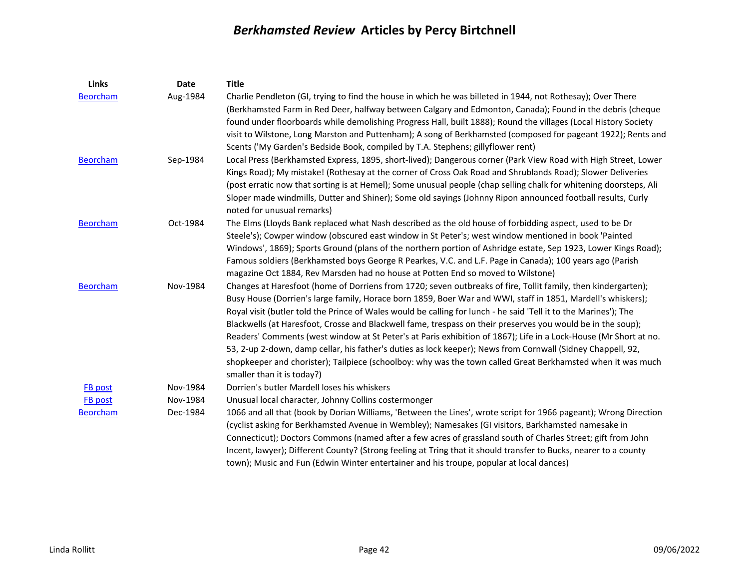# *Berkhamsted Review* Articles by Percy Birtchnell

| Links | Date | Title |
|---|---|---|
| Beorcham | Aug-1984 | Charlie Pendleton (GI, trying to find the house in which he was billeted in 1944, not Rothesay); Over There (Berkhamsted Farm in Red Deer, halfway between Calgary and Edmonton, Canada); Found in the debris (cheque found under floorboards while demolishing Progress Hall, built 1888); Round the villages (Local History Society visit to Wilstone, Long Marston and Puttenham); A song of Berkhamsted (composed for pageant 1922); Rents and Scents ('My Garden's Bedside Book, compiled by T.A. Stephens; gillyflower rent) |
| Beorcham | Sep-1984 | Local Press (Berkhamsted Express, 1895, short-lived); Dangerous corner (Park View Road with High Street, Lower Kings Road); My mistake! (Rothesay at the corner of Cross Oak Road and Shrublands Road); Slower Deliveries (post erratic now that sorting is at Hemel); Some unusual people (chap selling chalk for whitening doorsteps, Ali Sloper made windmills, Dutter and Shiner); Some old sayings (Johnny Ripon announced football results, Curly noted for unusual remarks) |
| Beorcham | Oct-1984 | The Elms (Lloyds Bank replaced what Nash described as the old house of forbidding aspect, used to be Dr Steele's); Cowper window (obscured east window in St Peter's; west window mentioned in book 'Painted Windows', 1869); Sports Ground (plans of the northern portion of Ashridge estate, Sep 1923, Lower Kings Road); Famous soldiers (Berkhamsted boys George R Pearkes, V.C. and L.F. Page in Canada); 100 years ago (Parish magazine Oct 1884, Rev Marsden had no house at Potten End so moved to Wilstone) |
| Beorcham | Nov-1984 | Changes at Haresfoot (home of Dorriens from 1720; seven outbreaks of fire, Tollit family, then kindergarten); Busy House (Dorrien's large family, Horace born 1859, Boer War and WWI, staff in 1851, Mardell's whiskers); Royal visit (butler told the Prince of Wales would be calling for lunch - he said 'Tell it to the Marines'); The Blackwells (at Haresfoot, Crosse and Blackwell fame, trespass on their preserves you would be in the soup); Readers' Comments (west window at St Peter's at Paris exhibition of 1867); Life in a Lock-House (Mr Short at no. 53, 2-up 2-down, damp cellar, his father's duties as lock keeper); News from Cornwall (Sidney Chappell, 92, shopkeeper and chorister); Tailpiece (schoolboy: why was the town called Great Berkhamsted when it was much smaller than it is today?) |
| FB post | Nov-1984 | Dorrien's butler Mardell loses his whiskers |
| FB post | Nov-1984 | Unusual local character, Johnny Collins costermonger |
| Beorcham | Dec-1984 | 1066 and all that (book by Dorian Williams, 'Between the Lines', wrote script for 1966 pageant); Wrong Direction (cyclist asking for Berkhamsted Avenue in Wembley); Namesakes (GI visitors, Barkhamsted namesake in Connecticut); Doctors Commons (named after a few acres of grassland south of Charles Street; gift from John Incent, lawyer); Different County? (Strong feeling at Tring that it should transfer to Bucks, nearer to a county town); Music and Fun (Edwin Winter entertainer and his troupe, popular at local dances) |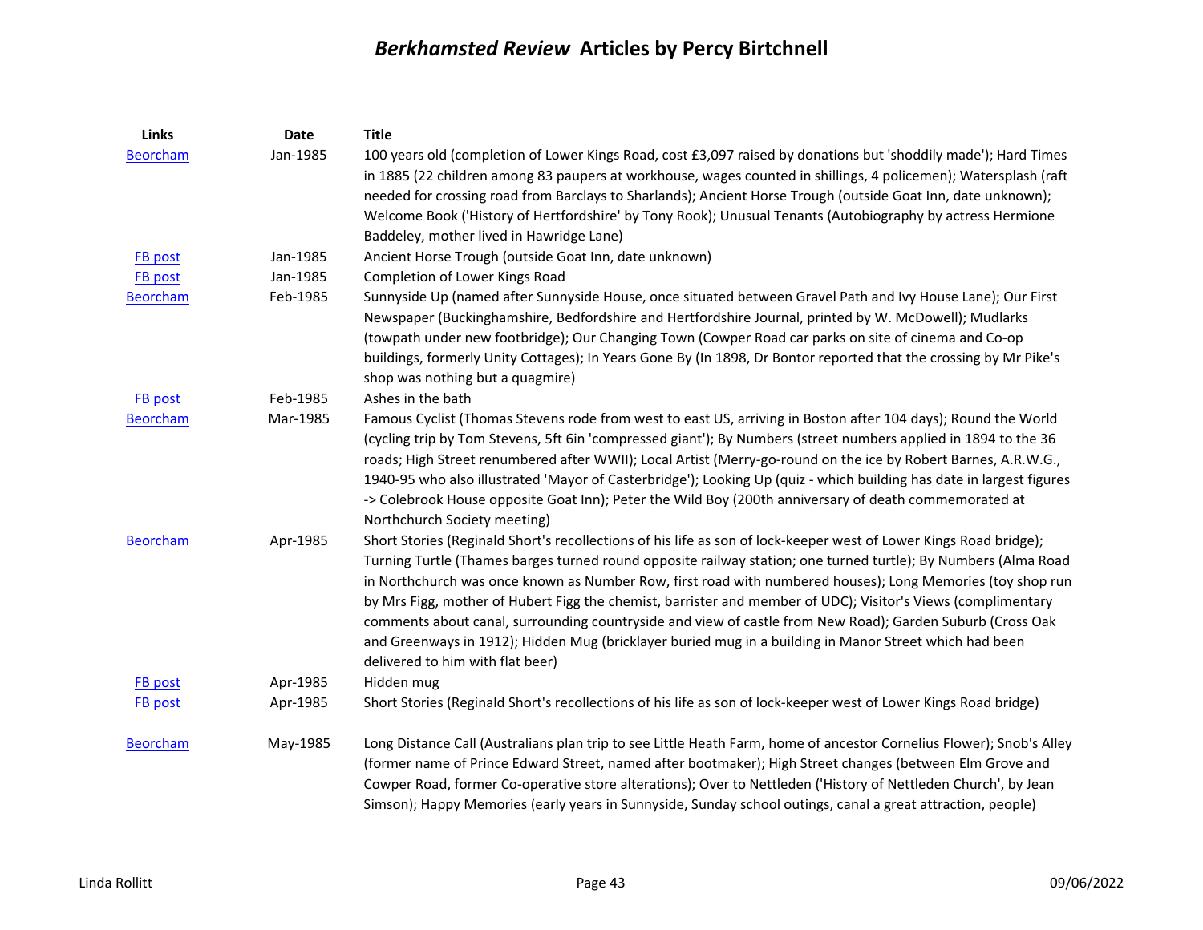# *Berkhamsted Review* Articles by Percy Birtchnell

| Links | Date | Title |
|---|---|---|
| Beorcham | Jan-1985 | 100 years old (completion of Lower Kings Road, cost £3,097 raised by donations but 'shoddily made'); Hard Times in 1885 (22 children among 83 paupers at workhouse, wages counted in shillings, 4 policemen); Watersplash (raft needed for crossing road from Barclays to Sharlands); Ancient Horse Trough (outside Goat Inn, date unknown); Welcome Book ('History of Hertfordshire' by Tony Rook); Unusual Tenants (Autobiography by actress Hermione Baddeley, mother lived in Hawridge Lane) |
| FB post | Jan-1985 | Ancient Horse Trough (outside Goat Inn, date unknown) |
| FB post | Jan-1985 | Completion of Lower Kings Road |
| Beorcham | Feb-1985 | Sunnyside Up (named after Sunnyside House, once situated between Gravel Path and Ivy House Lane); Our First Newspaper (Buckinghamshire, Bedfordshire and Hertfordshire Journal, printed by W. McDowell); Mudlarks (towpath under new footbridge); Our Changing Town (Cowper Road car parks on site of cinema and Co-op buildings, formerly Unity Cottages); In Years Gone By (In 1898, Dr Bontor reported that the crossing by Mr Pike's shop was nothing but a quagmire) |
| FB post | Feb-1985 | Ashes in the bath |
| Beorcham | Mar-1985 | Famous Cyclist (Thomas Stevens rode from west to east US, arriving in Boston after 104 days); Round the World (cycling trip by Tom Stevens, 5ft 6in 'compressed giant'); By Numbers (street numbers applied in 1894 to the 36 roads; High Street renumbered after WWII); Local Artist (Merry-go-round on the ice by Robert Barnes, A.R.W.G., 1940-95 who also illustrated 'Mayor of Casterbridge'); Looking Up (quiz - which building has date in largest figures -> Colebrook House opposite Goat Inn); Peter the Wild Boy (200th anniversary of death commemorated at Northchurch Society meeting) |
| Beorcham | Apr-1985 | Short Stories (Reginald Short's recollections of his life as son of lock-keeper west of Lower Kings Road bridge); Turning Turtle (Thames barges turned round opposite railway station; one turned turtle); By Numbers (Alma Road in Northchurch was once known as Number Row, first road with numbered houses); Long Memories (toy shop run by Mrs Figg, mother of Hubert Figg the chemist, barrister and member of UDC); Visitor's Views (complimentary comments about canal, surrounding countryside and view of castle from New Road); Garden Suburb (Cross Oak and Greenways in 1912); Hidden Mug (bricklayer buried mug in a building in Manor Street which had been delivered to him with flat beer) |
| FB post | Apr-1985 | Hidden mug |
| FB post | Apr-1985 | Short Stories (Reginald Short's recollections of his life as son of lock-keeper west of Lower Kings Road bridge) |
| Beorcham | May-1985 | Long Distance Call (Australians plan trip to see Little Heath Farm, home of ancestor Cornelius Flower); Snob's Alley (former name of Prince Edward Street, named after bootmaker); High Street changes (between Elm Grove and Cowper Road, former Co-operative store alterations); Over to Nettleden ('History of Nettleden Church', by Jean Simson); Happy Memories (early years in Sunnyside, Sunday school outings, canal a great attraction, people) |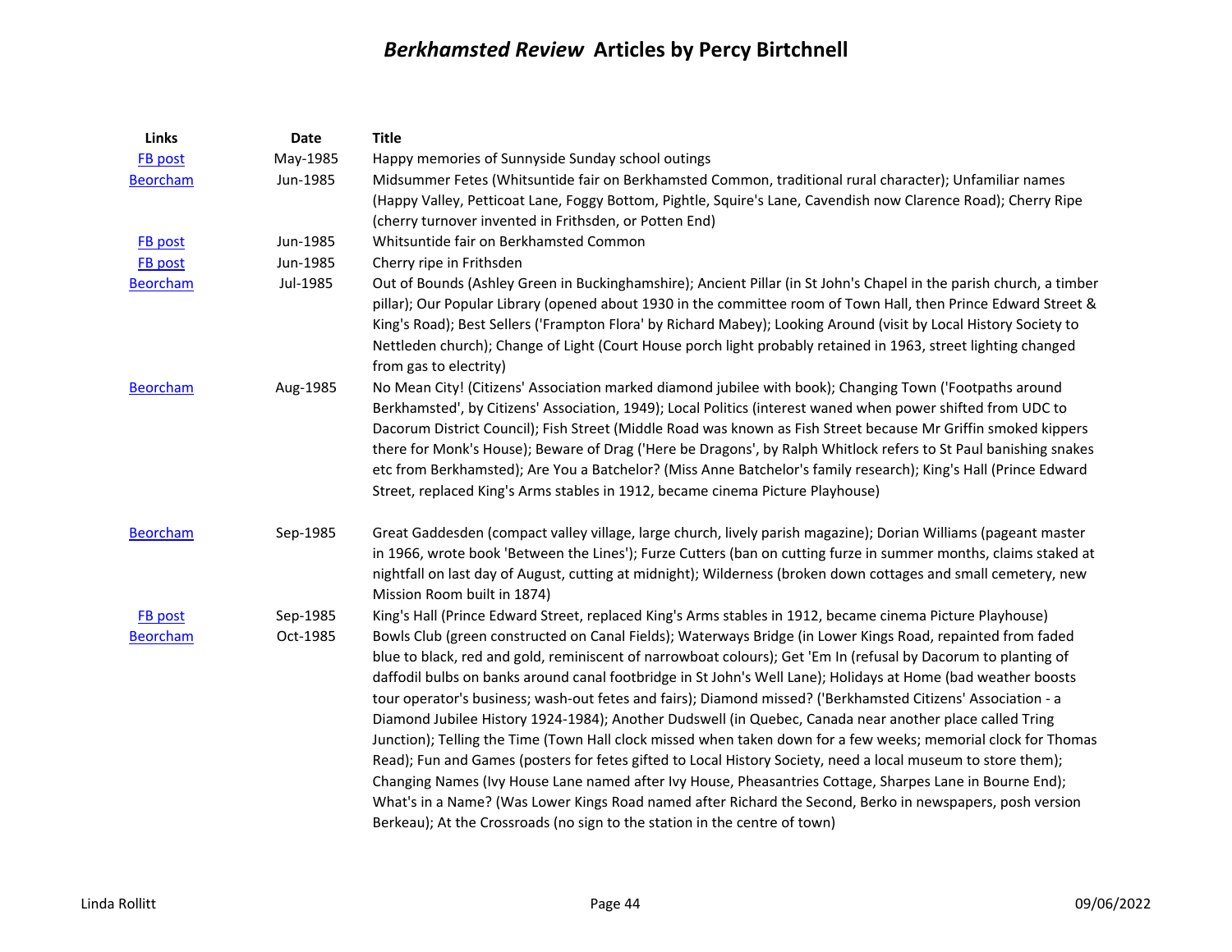# *Berkhamsted Review* Articles by Percy Birtchnell

| Links | Date | Title |
|---|---|---|
| FB post | May-1985 | Happy memories of Sunnyside Sunday school outings |
| Beorcham | Jun-1985 | Midsummer Fetes (Whitsuntide fair on Berkhamsted Common, traditional rural character); Unfamiliar names (Happy Valley, Petticoat Lane, Foggy Bottom, Pightle, Squire's Lane, Cavendish now Clarence Road); Cherry Ripe (cherry turnover invented in Frithsden, or Potten End) |
| FB post | Jun-1985 | Whitsuntide fair on Berkhamsted Common |
| FB post | Jun-1985 | Cherry ripe in Frithsden |
| Beorcham | Jul-1985 | Out of Bounds (Ashley Green in Buckinghamshire); Ancient Pillar (in St John's Chapel in the parish church, a timber pillar); Our Popular Library (opened about 1930 in the committee room of Town Hall, then Prince Edward Street & King's Road); Best Sellers ('Frampton Flora' by Richard Mabey); Looking Around (visit by Local History Society to Nettleden church); Change of Light (Court House porch light probably retained in 1963, street lighting changed from gas to electrity) |
| Beorcham | Aug-1985 | No Mean City! (Citizens' Association marked diamond jubilee with book); Changing Town ('Footpaths around Berkhamsted', by Citizens' Association, 1949); Local Politics (interest waned when power shifted from UDC to Dacorum District Council); Fish Street (Middle Road was known as Fish Street because Mr Griffin smoked kippers there for Monk's House); Beware of Drag ('Here be Dragons', by Ralph Whitlock refers to St Paul banishing snakes etc from Berkhamsted); Are You a Batchelor? (Miss Anne Batchelor's family research); King's Hall (Prince Edward Street, replaced King's Arms stables in 1912, became cinema Picture Playhouse) |
| Beorcham | Sep-1985 | Great Gaddesden (compact valley village, large church, lively parish magazine); Dorian Williams (pageant master in 1966, wrote book 'Between the Lines'); Furze Cutters (ban on cutting furze in summer months, claims staked at nightfall on last day of August, cutting at midnight); Wilderness (broken down cottages and small cemetery, new Mission Room built in 1874) |
| FB post | Sep-1985 | King's Hall (Prince Edward Street, replaced King's Arms stables in 1912, became cinema Picture Playhouse) |
| Beorcham | Oct-1985 | Bowls Club (green constructed on Canal Fields); Waterways Bridge (in Lower Kings Road, repainted from faded blue to black, red and gold, reminiscent of narrowboat colours); Get 'Em In (refusal by Dacorum to planting of daffodil bulbs on banks around canal footbridge in St John's Well Lane); Holidays at Home (bad weather boosts tour operator's business; wash-out fetes and fairs); Diamond missed? ('Berkhamsted Citizens' Association - a Diamond Jubilee History 1924-1984); Another Dudswell (in Quebec, Canada near another place called Tring Junction); Telling the Time (Town Hall clock missed when taken down for a few weeks; memorial clock for Thomas Read); Fun and Games (posters for fetes gifted to Local History Society, need a local museum to store them); Changing Names (Ivy House Lane named after Ivy House, Pheasantries Cottage, Sharpes Lane in Bourne End); What's in a Name? (Was Lower Kings Road named after Richard the Second, Berko in newspapers, posh version Berkeau); At the Crossroads (no sign to the station in the centre of town) |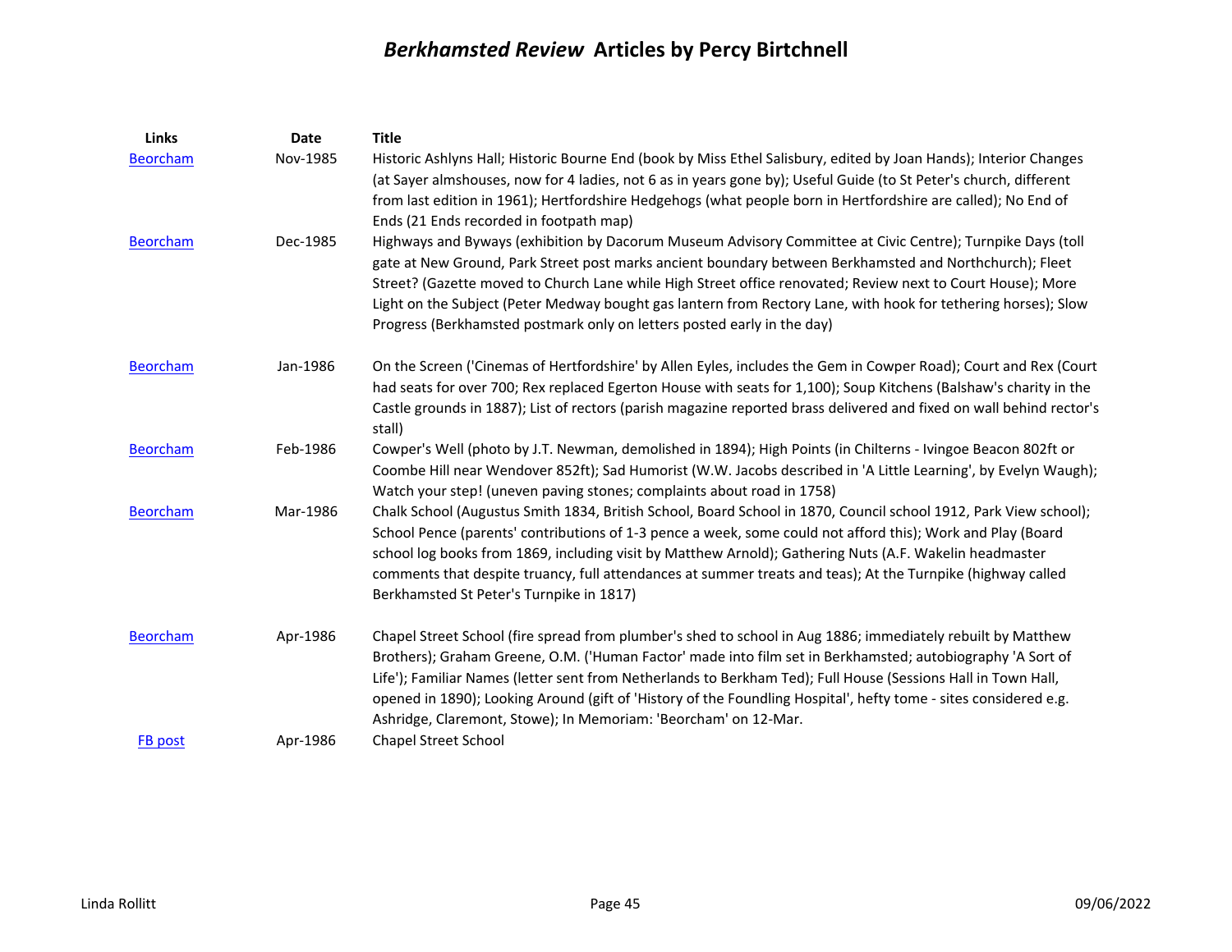# *Berkhamsted Review* Articles by Percy Birtchnell

| Links | Date | Title |
|---|---|---|
| Beorcham | Nov-1985 | Historic Ashlyns Hall; Historic Bourne End (book by Miss Ethel Salisbury, edited by Joan Hands); Interior Changes (at Sayer almshouses, now for 4 ladies, not 6 as in years gone by); Useful Guide (to St Peter's church, different from last edition in 1961); Hertfordshire Hedgehogs (what people born in Hertfordshire are called); No End of Ends (21 Ends recorded in footpath map) |
| Beorcham | Dec-1985 | Highways and Byways (exhibition by Dacorum Museum Advisory Committee at Civic Centre); Turnpike Days (toll gate at New Ground, Park Street post marks ancient boundary between Berkhamsted and Northchurch); Fleet Street? (Gazette moved to Church Lane while High Street office renovated; Review next to Court House); More Light on the Subject (Peter Medway bought gas lantern from Rectory Lane, with hook for tethering horses); Slow Progress (Berkhamsted postmark only on letters posted early in the day) |
| Beorcham | Jan-1986 | On the Screen ('Cinemas of Hertfordshire' by Allen Eyles, includes the Gem in Cowper Road); Court and Rex (Court had seats for over 700; Rex replaced Egerton House with seats for 1,100); Soup Kitchens (Balshaw's charity in the Castle grounds in 1887); List of rectors (parish magazine reported brass delivered and fixed on wall behind rector's stall) |
| Beorcham | Feb-1986 | Cowper's Well (photo by J.T. Newman, demolished in 1894); High Points (in Chilterns - Ivingoe Beacon 802ft or Coombe Hill near Wendover 852ft); Sad Humorist (W.W. Jacobs described in 'A Little Learning', by Evelyn Waugh); Watch your step! (uneven paving stones; complaints about road in 1758) |
| Beorcham | Mar-1986 | Chalk School (Augustus Smith 1834, British School, Board School in 1870, Council school 1912, Park View school); School Pence (parents' contributions of 1-3 pence a week, some could not afford this); Work and Play (Board school log books from 1869, including visit by Matthew Arnold); Gathering Nuts (A.F. Wakelin headmaster comments that despite truancy, full attendances at summer treats and teas); At the Turnpike (highway called Berkhamsted St Peter's Turnpike in 1817) |
| Beorcham | Apr-1986 | Chapel Street School (fire spread from plumber's shed to school in Aug 1886; immediately rebuilt by Matthew Brothers); Graham Greene, O.M. ('Human Factor' made into film set in Berkhamsted; autobiography 'A Sort of Life'); Familiar Names (letter sent from Netherlands to Berkham Ted); Full House (Sessions Hall in Town Hall, opened in 1890); Looking Around (gift of 'History of the Foundling Hospital', hefty tome - sites considered e.g. Ashridge, Claremont, Stowe); In Memoriam: 'Beorcham' on 12-Mar. |
| FB post | Apr-1986 | Chapel Street School |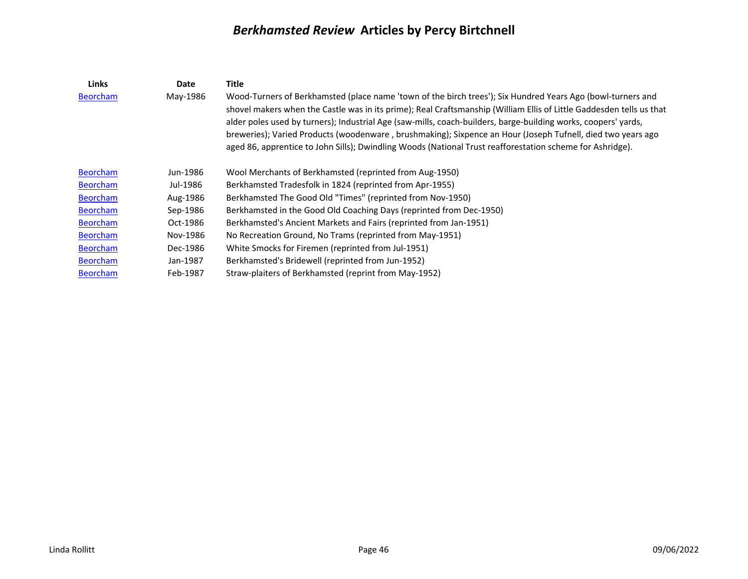# *Berkhamsted Review* Articles by Percy Birtchnell

| Links | Date | Title |
|---|---|---|
| Beorcham | May-1986 | Wood-Turners of Berkhamsted (place name 'town of the birch trees'); Six Hundred Years Ago (bowl-turners and shovel makers when the Castle was in its prime); Real Craftsmanship (William Ellis of Little Gaddesden tells us that alder poles used by turners); Industrial Age (saw-mills, coach-builders, barge-building works, coopers' yards, breweries); Varied Products (woodenware , brushmaking); Sixpence an Hour (Joseph Tufnell, died two years ago aged 86, apprentice to John Sills); Dwindling Woods (National Trust reafforestation scheme for Ashridge). |
| Beorcham | Jun-1986 | Wool Merchants of Berkhamsted (reprinted from Aug-1950) |
| Beorcham | Jul-1986 | Berkhamsted Tradesfolk in 1824 (reprinted from Apr-1955) |
| Beorcham | Aug-1986 | Berkhamsted The Good Old "Times" (reprinted from Nov-1950) |
| Beorcham | Sep-1986 | Berkhamsted in the Good Old Coaching Days (reprinted from Dec-1950) |
| Beorcham | Oct-1986 | Berkhamsted's Ancient Markets and Fairs (reprinted from Jan-1951) |
| Beorcham | Nov-1986 | No Recreation Ground, No Trams (reprinted from May-1951) |
| Beorcham | Dec-1986 | White Smocks for Firemen (reprinted from Jul-1951) |
| Beorcham | Jan-1987 | Berkhamsted's Bridewell (reprinted from Jun-1952) |
| Beorcham | Feb-1987 | Straw-plaiters of Berkhamsted (reprint from May-1952) |